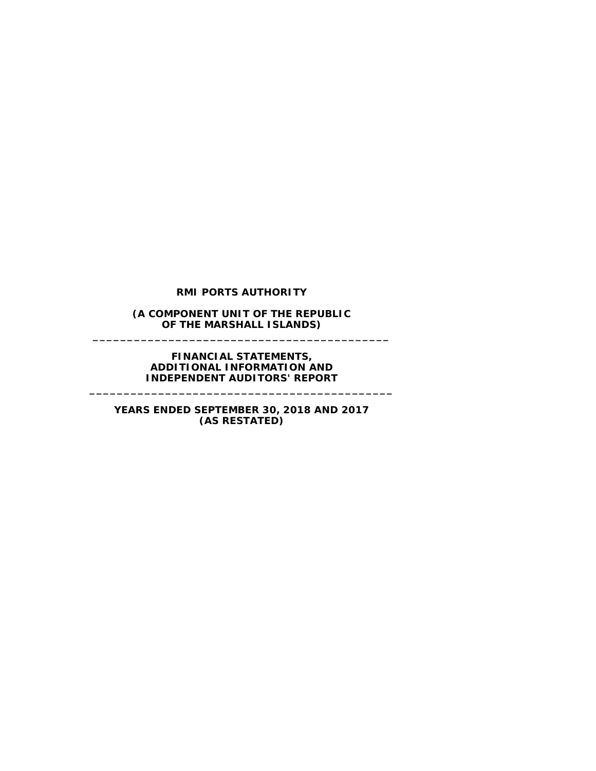# RMI PORTS AUTHORITY

**(A COMPONENT UNIT OF THE REPUBLIC OF THE MARSHALL ISLANDS)**

---

**FINANCIAL STATEMENTS, ADDITIONAL INFORMATION AND INDEPENDENT AUDITORS' REPORT**

---

**YEARS ENDED SEPTEMBER 30, 2018 AND 2017 (AS RESTATED)**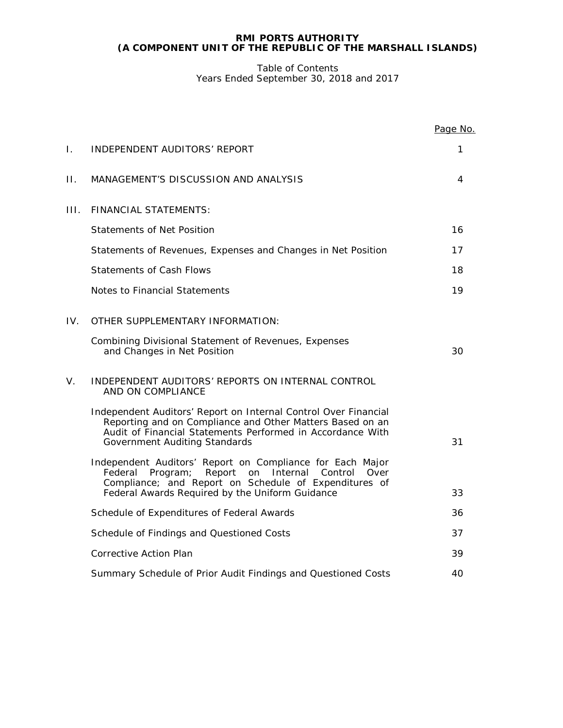**RMI PORTS AUTHORITY**
**(A COMPONENT UNIT OF THE REPUBLIC OF THE MARSHALL ISLANDS)**

Table of Contents
Years Ended September 30, 2018 and 2017

| | | Page No. |
|---|---|---|
| I. | INDEPENDENT AUDITORS' REPORT | 1 |
| II. | MANAGEMENT'S DISCUSSION AND ANALYSIS | 4 |
| III. | FINANCIAL STATEMENTS: | |
| | Statements of Net Position | 16 |
| | Statements of Revenues, Expenses and Changes in Net Position | 17 |
| | Statements of Cash Flows | 18 |
| | Notes to Financial Statements | 19 |
| IV. | OTHER SUPPLEMENTARY INFORMATION: | |
| | Combining Divisional Statement of Revenues, Expenses and Changes in Net Position | 30 |
| V. | INDEPENDENT AUDITORS' REPORTS ON INTERNAL CONTROL AND ON COMPLIANCE | |
| | Independent Auditors' Report on Internal Control Over Financial Reporting and on Compliance and Other Matters Based on an Audit of Financial Statements Performed in Accordance With Government Auditing Standards | 31 |
| | Independent Auditors' Report on Compliance for Each Major Federal Program; Report on Internal Control Over Compliance; and Report on Schedule of Expenditures of Federal Awards Required by the Uniform Guidance | 33 |
| | Schedule of Expenditures of Federal Awards | 36 |
| | Schedule of Findings and Questioned Costs | 37 |
| | Corrective Action Plan | 39 |
| | Summary Schedule of Prior Audit Findings and Questioned Costs | 40 |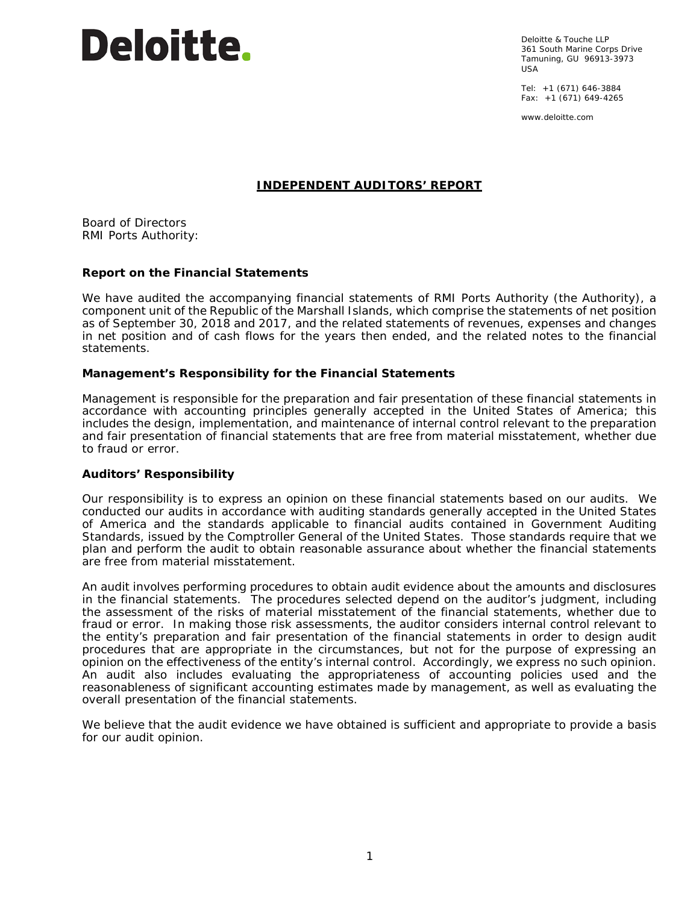# Deloitte.

Deloitte & Touche LLP
361 South Marine Corps Drive
Tamuning, GU 96913-3973
USA

Tel: +1 (671) 646-3884
Fax: +1 (671) 649-4265

www.deloitte.com

## INDEPENDENT AUDITORS' REPORT

Board of Directors
RMI Ports Authority:

### Report on the Financial Statements

We have audited the accompanying financial statements of RMI Ports Authority (the Authority), a component unit of the Republic of the Marshall Islands, which comprise the statements of net position as of September 30, 2018 and 2017, and the related statements of revenues, expenses and changes in net position and of cash flows for the years then ended, and the related notes to the financial statements.

### Management's Responsibility for the Financial Statements

Management is responsible for the preparation and fair presentation of these financial statements in accordance with accounting principles generally accepted in the United States of America; this includes the design, implementation, and maintenance of internal control relevant to the preparation and fair presentation of financial statements that are free from material misstatement, whether due to fraud or error.

### Auditors' Responsibility

Our responsibility is to express an opinion on these financial statements based on our audits. We conducted our audits in accordance with auditing standards generally accepted in the United States of America and the standards applicable to financial audits contained in Government Auditing Standards, issued by the Comptroller General of the United States. Those standards require that we plan and perform the audit to obtain reasonable assurance about whether the financial statements are free from material misstatement.

An audit involves performing procedures to obtain audit evidence about the amounts and disclosures in the financial statements. The procedures selected depend on the auditor's judgment, including the assessment of the risks of material misstatement of the financial statements, whether due to fraud or error. In making those risk assessments, the auditor considers internal control relevant to the entity's preparation and fair presentation of the financial statements in order to design audit procedures that are appropriate in the circumstances, but not for the purpose of expressing an opinion on the effectiveness of the entity's internal control. Accordingly, we express no such opinion. An audit also includes evaluating the appropriateness of accounting policies used and the reasonableness of significant accounting estimates made by management, as well as evaluating the overall presentation of the financial statements.

We believe that the audit evidence we have obtained is sufficient and appropriate to provide a basis for our audit opinion.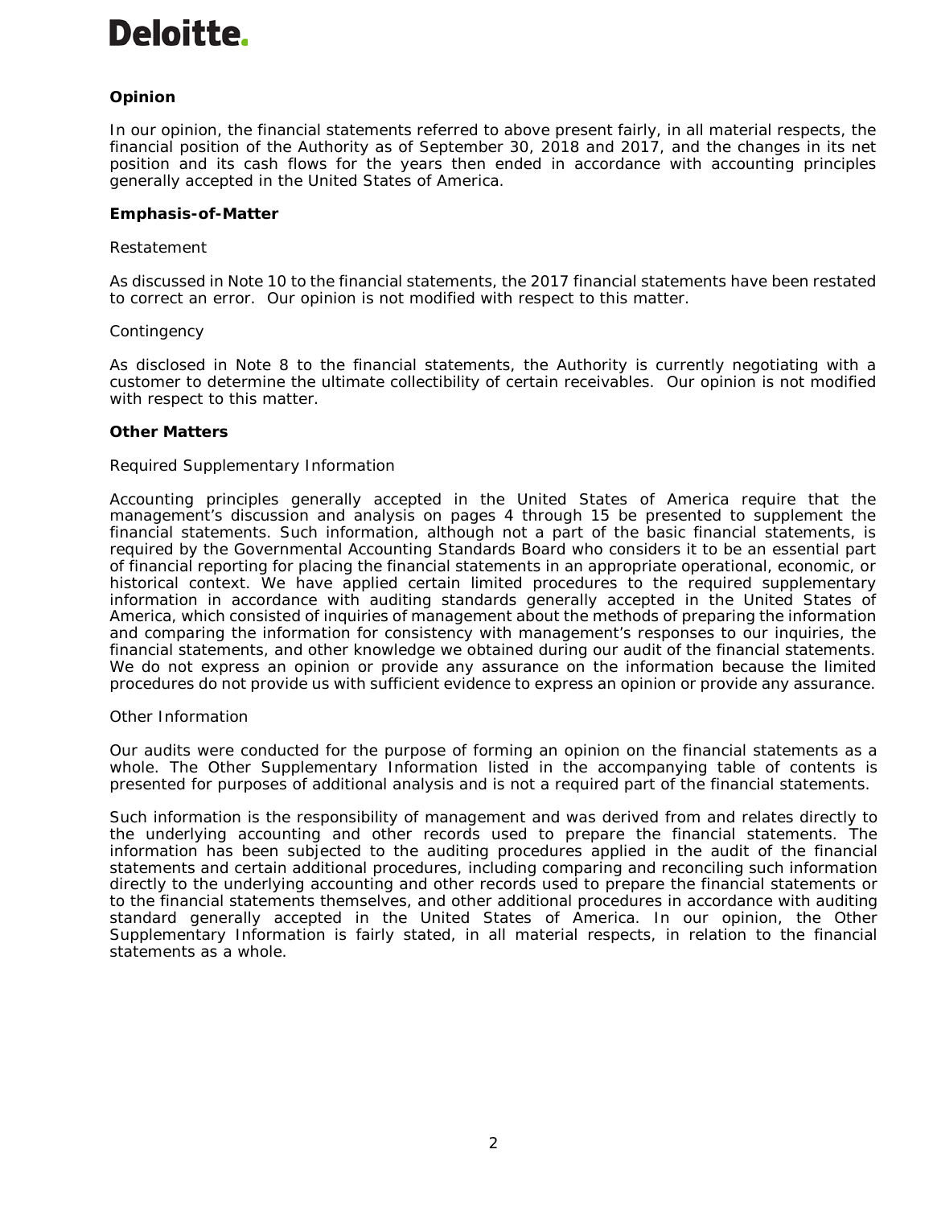## Opinion

In our opinion, the financial statements referred to above present fairly, in all material respects, the financial position of the Authority as of September 30, 2018 and 2017, and the changes in its net position and its cash flows for the years then ended in accordance with accounting principles generally accepted in the United States of America.

## Emphasis-of-Matter

Restatement

As discussed in Note 10 to the financial statements, the 2017 financial statements have been restated to correct an error. Our opinion is not modified with respect to this matter.

Contingency

As disclosed in Note 8 to the financial statements, the Authority is currently negotiating with a customer to determine the ultimate collectibility of certain receivables. Our opinion is not modified with respect to this matter.

## Other Matters

Required Supplementary Information

Accounting principles generally accepted in the United States of America require that the management's discussion and analysis on pages 4 through 15 be presented to supplement the financial statements. Such information, although not a part of the basic financial statements, is required by the Governmental Accounting Standards Board who considers it to be an essential part of financial reporting for placing the financial statements in an appropriate operational, economic, or historical context. We have applied certain limited procedures to the required supplementary information in accordance with auditing standards generally accepted in the United States of America, which consisted of inquiries of management about the methods of preparing the information and comparing the information for consistency with management's responses to our inquiries, the financial statements, and other knowledge we obtained during our audit of the financial statements. We do not express an opinion or provide any assurance on the information because the limited procedures do not provide us with sufficient evidence to express an opinion or provide any assurance.

Other Information

Our audits were conducted for the purpose of forming an opinion on the financial statements as a whole. The Other Supplementary Information listed in the accompanying table of contents is presented for purposes of additional analysis and is not a required part of the financial statements.

Such information is the responsibility of management and was derived from and relates directly to the underlying accounting and other records used to prepare the financial statements. The information has been subjected to the auditing procedures applied in the audit of the financial statements and certain additional procedures, including comparing and reconciling such information directly to the underlying accounting and other records used to prepare the financial statements or to the financial statements themselves, and other additional procedures in accordance with auditing standard generally accepted in the United States of America. In our opinion, the Other Supplementary Information is fairly stated, in all material respects, in relation to the financial statements as a whole.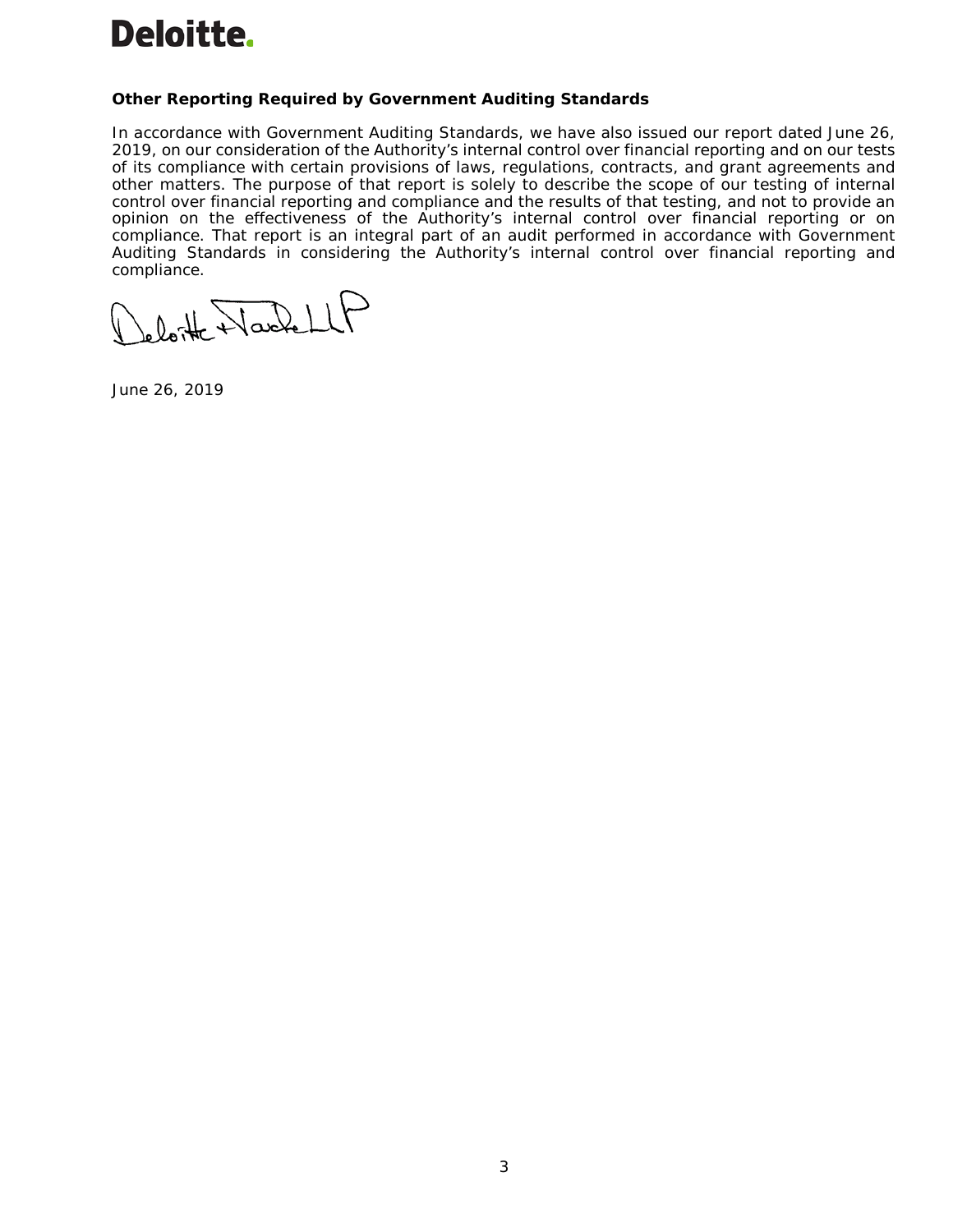### Other Reporting Required by Government Auditing Standards

In accordance with Government Auditing Standards, we have also issued our report dated June 26, 2019, on our consideration of the Authority's internal control over financial reporting and on our tests of its compliance with certain provisions of laws, regulations, contracts, and grant agreements and other matters. The purpose of that report is solely to describe the scope of our testing of internal control over financial reporting and compliance and the results of that testing, and not to provide an opinion on the effectiveness of the Authority's internal control over financial reporting or on compliance. That report is an integral part of an audit performed in accordance with Government Auditing Standards in considering the Authority's internal control over financial reporting and compliance.

Deloitte & Touche LLP

June 26, 2019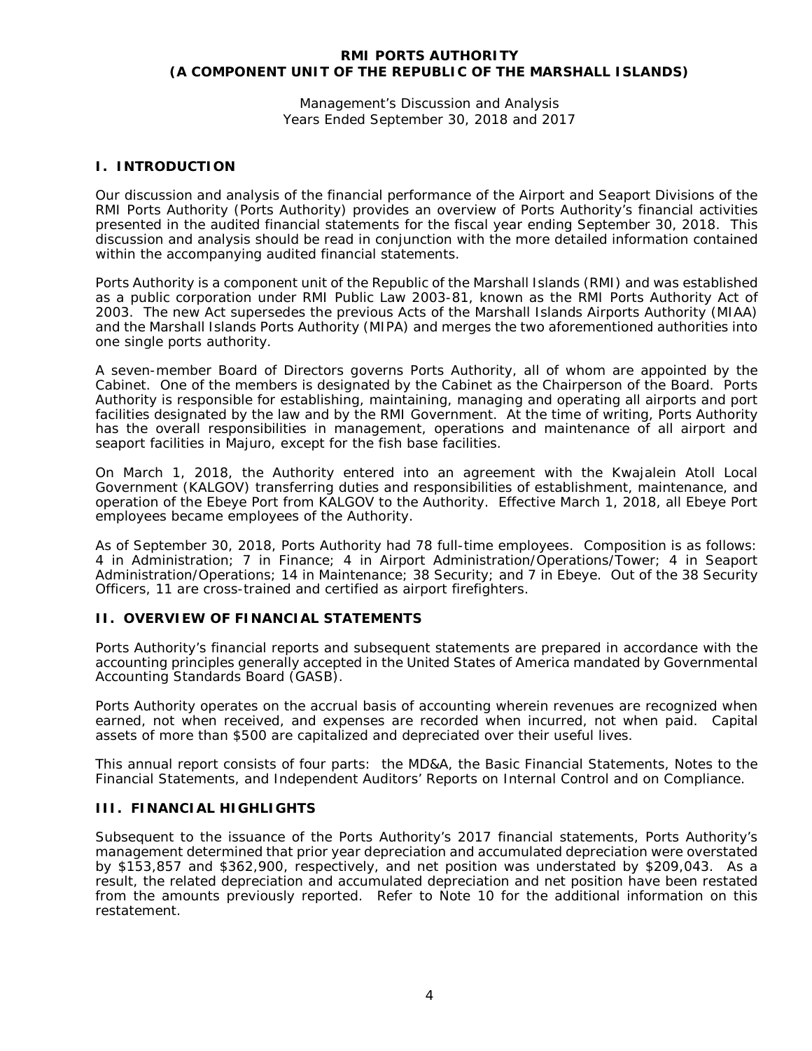**RMI PORTS AUTHORITY**
**(A COMPONENT UNIT OF THE REPUBLIC OF THE MARSHALL ISLANDS)**

Management's Discussion and Analysis
Years Ended September 30, 2018 and 2017

## I. INTRODUCTION

Our discussion and analysis of the financial performance of the Airport and Seaport Divisions of the RMI Ports Authority (Ports Authority) provides an overview of Ports Authority's financial activities presented in the audited financial statements for the fiscal year ending September 30, 2018. This discussion and analysis should be read in conjunction with the more detailed information contained within the accompanying audited financial statements.

Ports Authority is a component unit of the Republic of the Marshall Islands (RMI) and was established as a public corporation under RMI Public Law 2003-81, known as the RMI Ports Authority Act of 2003. The new Act supersedes the previous Acts of the Marshall Islands Airports Authority (MIAA) and the Marshall Islands Ports Authority (MIPA) and merges the two aforementioned authorities into one single ports authority.

A seven-member Board of Directors governs Ports Authority, all of whom are appointed by the Cabinet. One of the members is designated by the Cabinet as the Chairperson of the Board. Ports Authority is responsible for establishing, maintaining, managing and operating all airports and port facilities designated by the law and by the RMI Government. At the time of writing, Ports Authority has the overall responsibilities in management, operations and maintenance of all airport and seaport facilities in Majuro, except for the fish base facilities.

On March 1, 2018, the Authority entered into an agreement with the Kwajalein Atoll Local Government (KALGOV) transferring duties and responsibilities of establishment, maintenance, and operation of the Ebeye Port from KALGOV to the Authority. Effective March 1, 2018, all Ebeye Port employees became employees of the Authority.

As of September 30, 2018, Ports Authority had 78 full-time employees. Composition is as follows: 4 in Administration; 7 in Finance; 4 in Airport Administration/Operations/Tower; 4 in Seaport Administration/Operations; 14 in Maintenance; 38 Security; and 7 in Ebeye. Out of the 38 Security Officers, 11 are cross-trained and certified as airport firefighters.

## II. OVERVIEW OF FINANCIAL STATEMENTS

Ports Authority's financial reports and subsequent statements are prepared in accordance with the accounting principles generally accepted in the United States of America mandated by Governmental Accounting Standards Board (GASB).

Ports Authority operates on the accrual basis of accounting wherein revenues are recognized when earned, not when received, and expenses are recorded when incurred, not when paid. Capital assets of more than $500 are capitalized and depreciated over their useful lives.

This annual report consists of four parts: the MD&A, the Basic Financial Statements, Notes to the Financial Statements, and Independent Auditors' Reports on Internal Control and on Compliance.

## III. FINANCIAL HIGHLIGHTS

Subsequent to the issuance of the Ports Authority's 2017 financial statements, Ports Authority's management determined that prior year depreciation and accumulated depreciation were overstated by $153,857 and $362,900, respectively, and net position was understated by $209,043. As a result, the related depreciation and accumulated depreciation and net position have been restated from the amounts previously reported. Refer to Note 10 for the additional information on this restatement.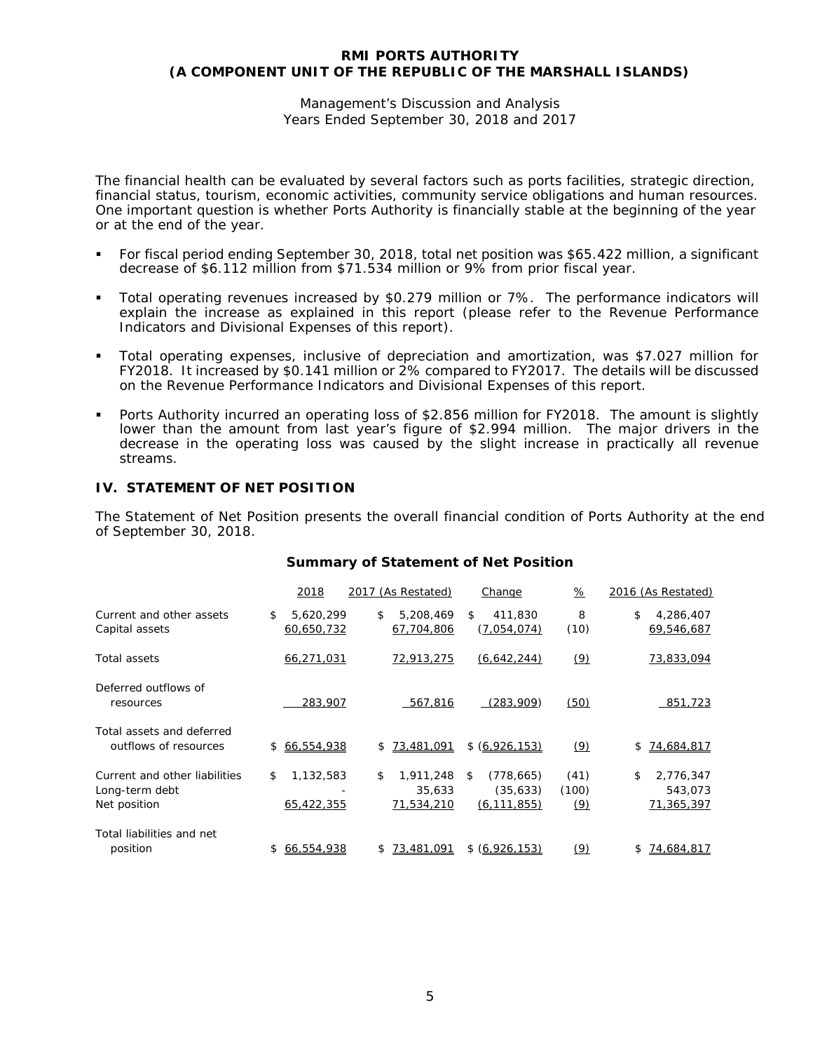The financial health can be evaluated by several factors such as ports facilities, strategic direction, financial status, tourism, economic activities, community service obligations and human resources. One important question is whether Ports Authority is financially stable at the beginning of the year or at the end of the year.

- For fiscal period ending September 30, 2018, total net position was $65.422 million, a significant decrease of $6.112 million from $71.534 million or 9% from prior fiscal year.

- Total operating revenues increased by $0.279 million or 7%. The performance indicators will explain the increase as explained in this report (please refer to the Revenue Performance Indicators and Divisional Expenses of this report).

- Total operating expenses, inclusive of depreciation and amortization, was $7.027 million for FY2018. It increased by $0.141 million or 2% compared to FY2017. The details will be discussed on the Revenue Performance Indicators and Divisional Expenses of this report.

- Ports Authority incurred an operating loss of $2.856 million for FY2018. The amount is slightly lower than the amount from last year's figure of $2.994 million. The major drivers in the decrease in the operating loss was caused by the slight increase in practically all revenue streams.

## IV. STATEMENT OF NET POSITION

The Statement of Net Position presents the overall financial condition of Ports Authority at the end of September 30, 2018.

**Summary of Statement of Net Position**

| | 2018 | 2017 (As Restated) | Change | % | 2016 (As Restated) |
|---|---|---|---|---|---|
| Current and other assets | $ 5,620,299 | $ 5,208,469 | $ 411,830 | 8 | $ 4,286,407 |
| Capital assets | 60,650,732 | 67,704,806 | (7,054,074) | (10) | 69,546,687 |
| Total assets | 66,271,031 | 72,913,275 | (6,642,244) | (9) | 73,833,094 |
| Deferred outflows of resources | 283,907 | 567,816 | (283,909) | (50) | 851,723 |
| Total assets and deferred outflows of resources | $ 66,554,938 | $ 73,481,091 | $ (6,926,153) | (9) | $ 74,684,817 |
| Current and other liabilities | $ 1,132,583 | $ 1,911,248 | $ (778,665) | (41) | $ 2,776,347 |
| Long-term debt | - | 35,633 | (35,633) | (100) | 543,073 |
| Net position | 65,422,355 | 71,534,210 | (6,111,855) | (9) | 71,365,397 |
| Total liabilities and net position | $ 66,554,938 | $ 73,481,091 | $ (6,926,153) | (9) | $ 74,684,817 |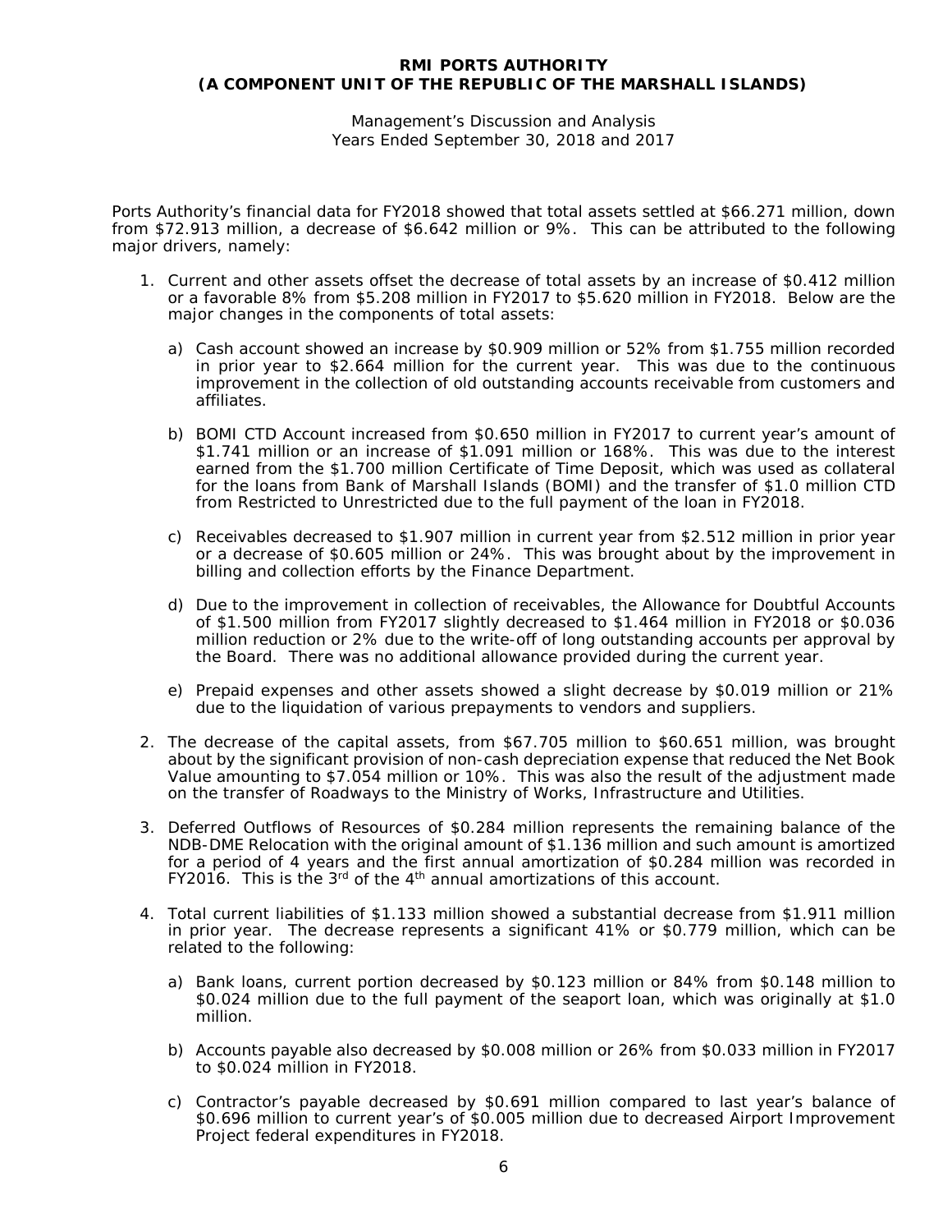**RMI PORTS AUTHORITY**
**(A COMPONENT UNIT OF THE REPUBLIC OF THE MARSHALL ISLANDS)**

Management's Discussion and Analysis
Years Ended September 30, 2018 and 2017

Ports Authority's financial data for FY2018 showed that total assets settled at $66.271 million, down from $72.913 million, a decrease of $6.642 million or 9%. This can be attributed to the following major drivers, namely:

1. Current and other assets offset the decrease of total assets by an increase of $0.412 million or a favorable 8% from $5.208 million in FY2017 to $5.620 million in FY2018. Below are the major changes in the components of total assets:

   a) Cash account showed an increase by $0.909 million or 52% from $1.755 million recorded in prior year to $2.664 million for the current year. This was due to the continuous improvement in the collection of old outstanding accounts receivable from customers and affiliates.

   b) BOMI CTD Account increased from $0.650 million in FY2017 to current year's amount of $1.741 million or an increase of $1.091 million or 168%. This was due to the interest earned from the $1.700 million Certificate of Time Deposit, which was used as collateral for the loans from Bank of Marshall Islands (BOMI) and the transfer of $1.0 million CTD from Restricted to Unrestricted due to the full payment of the loan in FY2018.

   c) Receivables decreased to $1.907 million in current year from $2.512 million in prior year or a decrease of $0.605 million or 24%. This was brought about by the improvement in billing and collection efforts by the Finance Department.

   d) Due to the improvement in collection of receivables, the Allowance for Doubtful Accounts of $1.500 million from FY2017 slightly decreased to $1.464 million in FY2018 or $0.036 million reduction or 2% due to the write-off of long outstanding accounts per approval by the Board. There was no additional allowance provided during the current year.

   e) Prepaid expenses and other assets showed a slight decrease by $0.019 million or 21% due to the liquidation of various prepayments to vendors and suppliers.

2. The decrease of the capital assets, from $67.705 million to $60.651 million, was brought about by the significant provision of non-cash depreciation expense that reduced the Net Book Value amounting to $7.054 million or 10%. This was also the result of the adjustment made on the transfer of Roadways to the Ministry of Works, Infrastructure and Utilities.

3. Deferred Outflows of Resources of $0.284 million represents the remaining balance of the NDB-DME Relocation with the original amount of $1.136 million and such amount is amortized for a period of 4 years and the first annual amortization of $0.284 million was recorded in FY2016. This is the 3rd of the 4th annual amortizations of this account.

4. Total current liabilities of $1.133 million showed a substantial decrease from $1.911 million in prior year. The decrease represents a significant 41% or $0.779 million, which can be related to the following:

   a) Bank loans, current portion decreased by $0.123 million or 84% from $0.148 million to $0.024 million due to the full payment of the seaport loan, which was originally at $1.0 million.

   b) Accounts payable also decreased by $0.008 million or 26% from $0.033 million in FY2017 to $0.024 million in FY2018.

   c) Contractor's payable decreased by $0.691 million compared to last year's balance of $0.696 million to current year's of $0.005 million due to decreased Airport Improvement Project federal expenditures in FY2018.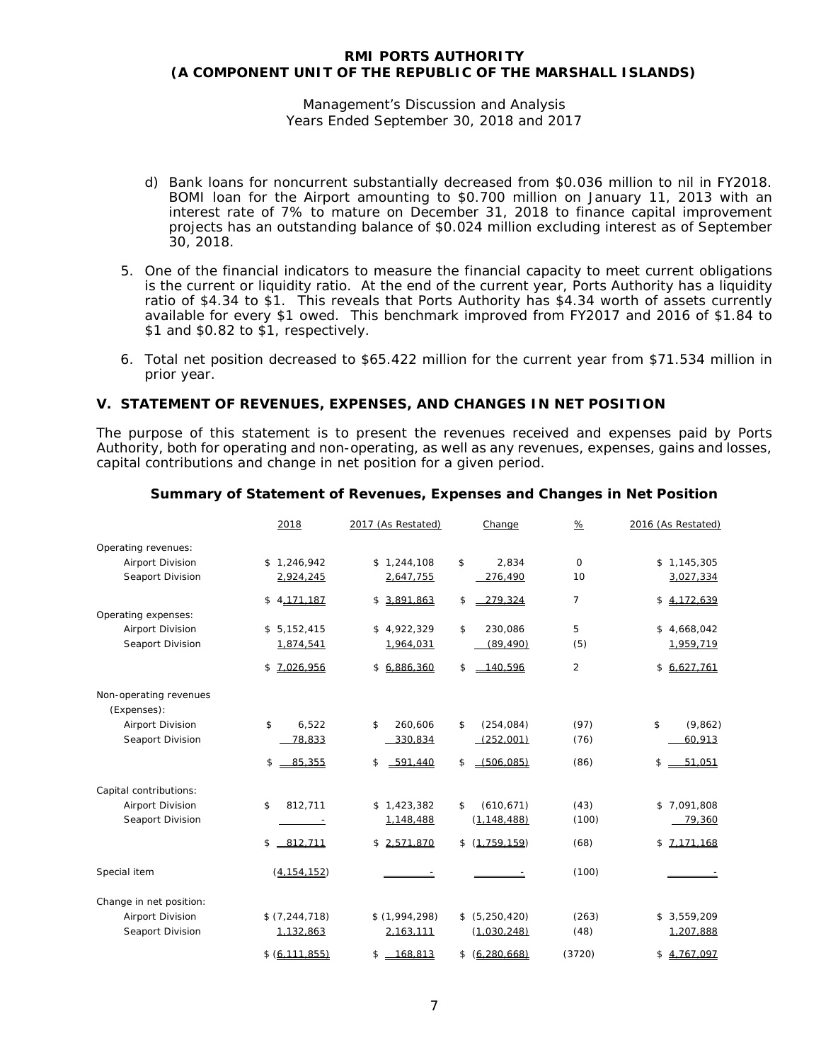# RMI PORTS AUTHORITY
# (A COMPONENT UNIT OF THE REPUBLIC OF THE MARSHALL ISLANDS)

Management's Discussion and Analysis
Years Ended September 30, 2018 and 2017

d) Bank loans for noncurrent substantially decreased from $0.036 million to nil in FY2018. BOMI loan for the Airport amounting to $0.700 million on January 11, 2013 with an interest rate of 7% to mature on December 31, 2018 to finance capital improvement projects has an outstanding balance of $0.024 million excluding interest as of September 30, 2018.

5. One of the financial indicators to measure the financial capacity to meet current obligations is the current or liquidity ratio. At the end of the current year, Ports Authority has a liquidity ratio of $4.34 to $1. This reveals that Ports Authority has $4.34 worth of assets currently available for every $1 owed. This benchmark improved from FY2017 and 2016 of $1.84 to $1 and $0.82 to $1, respectively.

6. Total net position decreased to $65.422 million for the current year from $71.534 million in prior year.

## V. STATEMENT OF REVENUES, EXPENSES, AND CHANGES IN NET POSITION

The purpose of this statement is to present the revenues received and expenses paid by Ports Authority, both for operating and non-operating, as well as any revenues, expenses, gains and losses, capital contributions and change in net position for a given period.

### Summary of Statement of Revenues, Expenses and Changes in Net Position

| | 2018 | 2017 (As Restated) | Change | % | 2016 (As Restated) |
|---|---|---|---|---|---|
| Operating revenues: | | | | | |
| Airport Division | $ 1,246,942 | $ 1,244,108 | $ 2,834 | 0 | $ 1,145,305 |
| Seaport Division | 2,924,245 | 2,647,755 | 276,490 | 10 | 3,027,334 |
| | $ 4,171,187 | $ 3,891,863 | $ 279,324 | 7 | $ 4,172,639 |
| Operating expenses: | | | | | |
| Airport Division | $ 5,152,415 | $ 4,922,329 | $ 230,086 | 5 | $ 4,668,042 |
| Seaport Division | 1,874,541 | 1,964,031 | (89,490) | (5) | 1,959,719 |
| | $ 7,026,956 | $ 6,886,360 | $ 140,596 | 2 | $ 6,627,761 |
| Non-operating revenues (Expenses): | | | | | |
| Airport Division | $ 6,522 | $ 260,606 | $ (254,084) | (97) | $ (9,862) |
| Seaport Division | 78,833 | 330,834 | (252,001) | (76) | 60,913 |
| | $ 85,355 | $ 591,440 | $ (506,085) | (86) | $ 51,051 |
| Capital contributions: | | | | | |
| Airport Division | $ 812,711 | $ 1,423,382 | $ (610,671) | (43) | $ 7,091,808 |
| Seaport Division | - | 1,148,488 | (1,148,488) | (100) | 79,360 |
| | $ 812,711 | $ 2,571,870 | $ (1,759,159) | (68) | $ 7,171,168 |
| Special item | (4,154,152) | - | - | (100) | - |
| Change in net position: | | | | | |
| Airport Division | $ (7,244,718) | $ (1,994,298) | $ (5,250,420) | (263) | $ 3,559,209 |
| Seaport Division | 1,132,863 | 2,163,111 | (1,030,248) | (48) | 1,207,888 |
| | $ (6,111,855) | $ 168,813 | $ (6,280,668) | (3720) | $ 4,767,097 |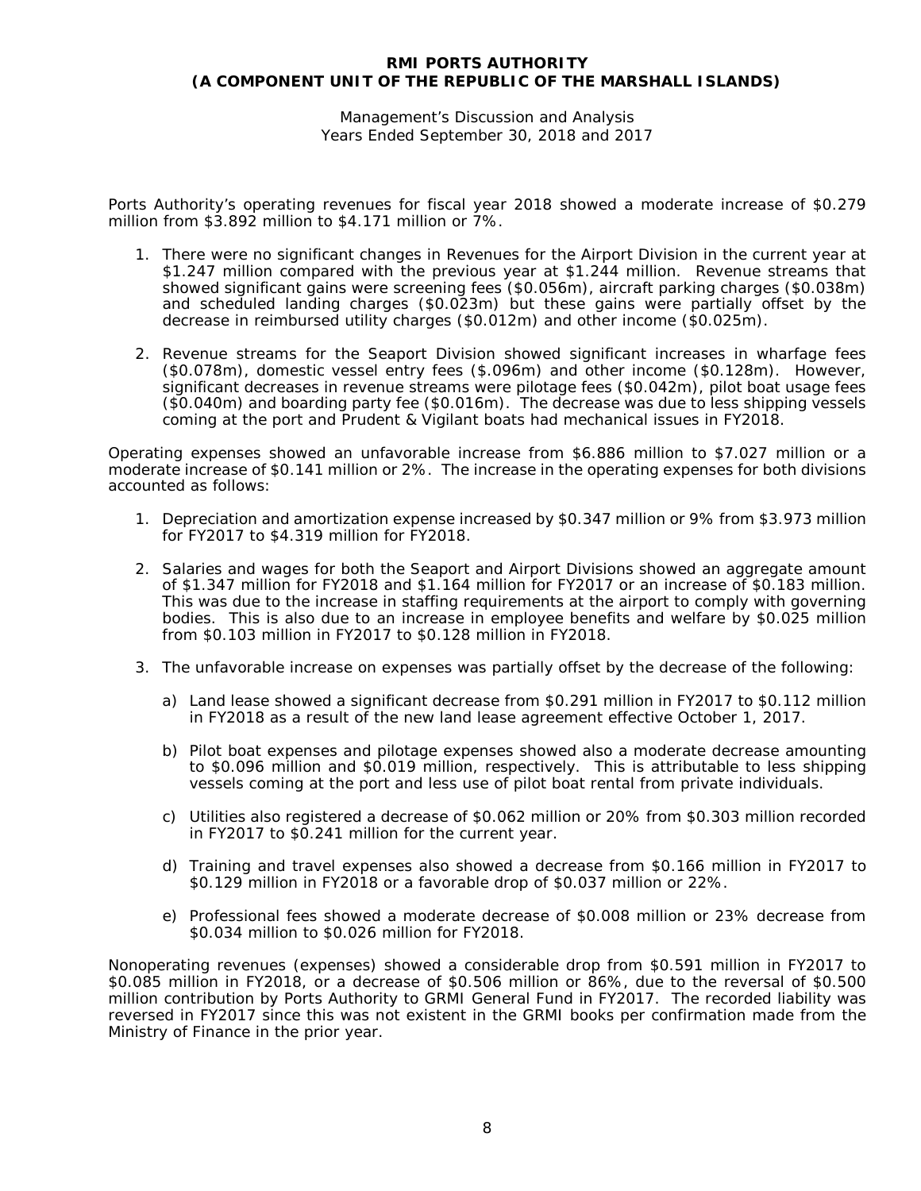Ports Authority's operating revenues for fiscal year 2018 showed a moderate increase of $0.279 million from $3.892 million to $4.171 million or 7%.

1. There were no significant changes in Revenues for the Airport Division in the current year at $1.247 million compared with the previous year at $1.244 million. Revenue streams that showed significant gains were screening fees ($0.056m), aircraft parking charges ($0.038m) and scheduled landing charges ($0.023m) but these gains were partially offset by the decrease in reimbursed utility charges ($0.012m) and other income ($0.025m).

2. Revenue streams for the Seaport Division showed significant increases in wharfage fees ($0.078m), domestic vessel entry fees ($.096m) and other income ($0.128m). However, significant decreases in revenue streams were pilotage fees ($0.042m), pilot boat usage fees ($0.040m) and boarding party fee ($0.016m). The decrease was due to less shipping vessels coming at the port and Prudent & Vigilant boats had mechanical issues in FY2018.

Operating expenses showed an unfavorable increase from $6.886 million to $7.027 million or a moderate increase of $0.141 million or 2%. The increase in the operating expenses for both divisions accounted as follows:

1. Depreciation and amortization expense increased by $0.347 million or 9% from $3.973 million for FY2017 to $4.319 million for FY2018.

2. Salaries and wages for both the Seaport and Airport Divisions showed an aggregate amount of $1.347 million for FY2018 and $1.164 million for FY2017 or an increase of $0.183 million. This was due to the increase in staffing requirements at the airport to comply with governing bodies. This is also due to an increase in employee benefits and welfare by $0.025 million from $0.103 million in FY2017 to $0.128 million in FY2018.

3. The unfavorable increase on expenses was partially offset by the decrease of the following:

   a) Land lease showed a significant decrease from $0.291 million in FY2017 to $0.112 million in FY2018 as a result of the new land lease agreement effective October 1, 2017.

   b) Pilot boat expenses and pilotage expenses showed also a moderate decrease amounting to $0.096 million and $0.019 million, respectively. This is attributable to less shipping vessels coming at the port and less use of pilot boat rental from private individuals.

   c) Utilities also registered a decrease of $0.062 million or 20% from $0.303 million recorded in FY2017 to $0.241 million for the current year.

   d) Training and travel expenses also showed a decrease from $0.166 million in FY2017 to $0.129 million in FY2018 or a favorable drop of $0.037 million or 22%.

   e) Professional fees showed a moderate decrease of $0.008 million or 23% decrease from $0.034 million to $0.026 million for FY2018.

Nonoperating revenues (expenses) showed a considerable drop from $0.591 million in FY2017 to $0.085 million in FY2018, or a decrease of $0.506 million or 86%, due to the reversal of $0.500 million contribution by Ports Authority to GRMI General Fund in FY2017. The recorded liability was reversed in FY2017 since this was not existent in the GRMI books per confirmation made from the Ministry of Finance in the prior year.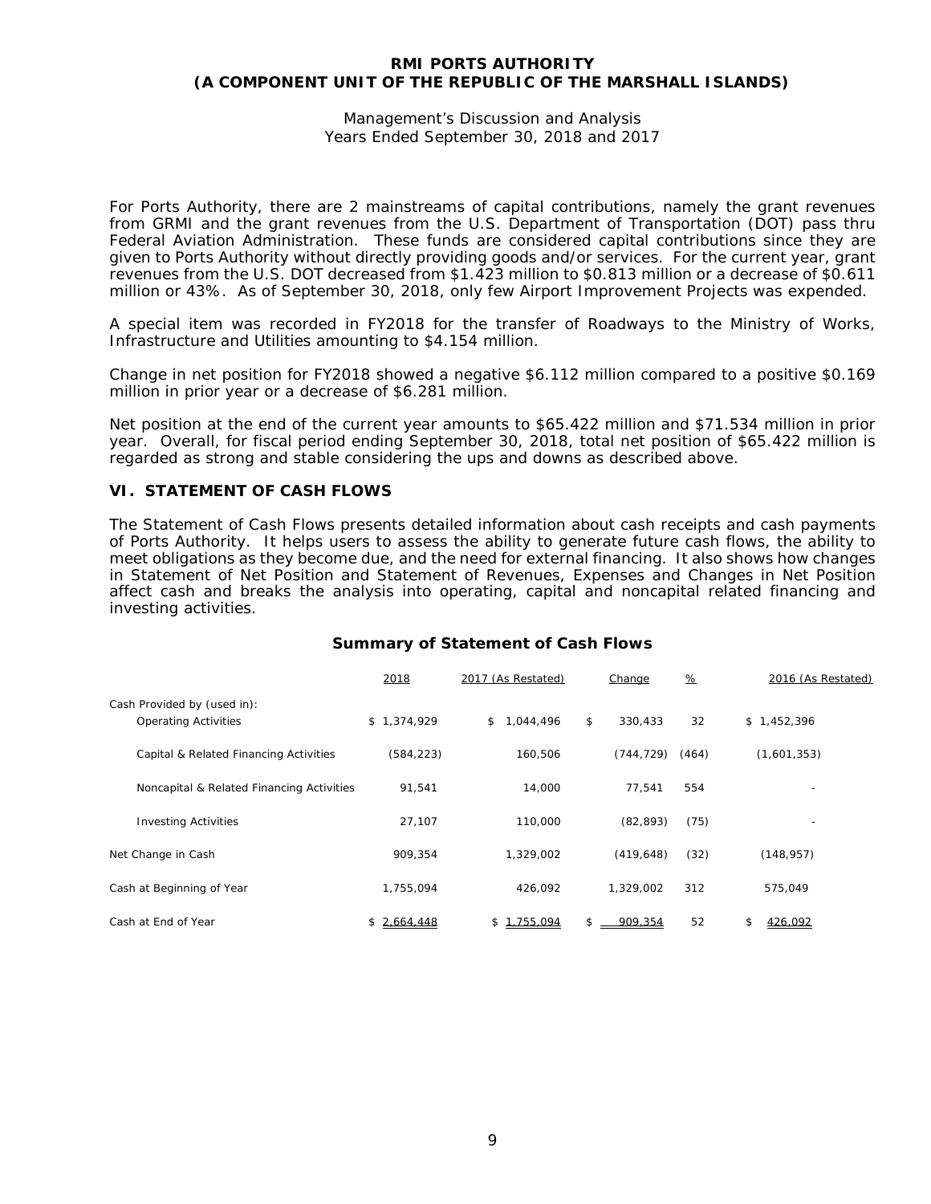For Ports Authority, there are 2 mainstreams of capital contributions, namely the grant revenues from GRMI and the grant revenues from the U.S. Department of Transportation (DOT) pass thru Federal Aviation Administration. These funds are considered capital contributions since they are given to Ports Authority without directly providing goods and/or services. For the current year, grant revenues from the U.S. DOT decreased from $1.423 million to $0.813 million or a decrease of $0.611 million or 43%. As of September 30, 2018, only few Airport Improvement Projects was expended.

A special item was recorded in FY2018 for the transfer of Roadways to the Ministry of Works, Infrastructure and Utilities amounting to $4.154 million.

Change in net position for FY2018 showed a negative $6.112 million compared to a positive $0.169 million in prior year or a decrease of $6.281 million.

Net position at the end of the current year amounts to $65.422 million and $71.534 million in prior year. Overall, for fiscal period ending September 30, 2018, total net position of $65.422 million is regarded as strong and stable considering the ups and downs as described above.

## VI. STATEMENT OF CASH FLOWS

The Statement of Cash Flows presents detailed information about cash receipts and cash payments of Ports Authority. It helps users to assess the ability to generate future cash flows, the ability to meet obligations as they become due, and the need for external financing. It also shows how changes in Statement of Net Position and Statement of Revenues, Expenses and Changes in Net Position affect cash and breaks the analysis into operating, capital and noncapital related financing and investing activities.

### Summary of Statement of Cash Flows

| | 2018 | 2017 (As Restated) | Change | % | 2016 (As Restated) |
|---|---|---|---|---|---|
| Cash Provided by (used in): | | | | | |
| Operating Activities | $ 1,374,929 | $ 1,044,496 | $ 330,433 | 32 | $ 1,452,396 |
| Capital & Related Financing Activities | (584,223) | 160,506 | (744,729) | (464) | (1,601,353) |
| Noncapital & Related Financing Activities | 91,541 | 14,000 | 77,541 | 554 | - |
| Investing Activities | 27,107 | 110,000 | (82,893) | (75) | - |
| Net Change in Cash | 909,354 | 1,329,002 | (419,648) | (32) | (148,957) |
| Cash at Beginning of Year | 1,755,094 | 426,092 | 1,329,002 | 312 | 575,049 |
| Cash at End of Year | $ 2,664,448 | $ 1,755,094 | $ 909,354 | 52 | $ 426,092 |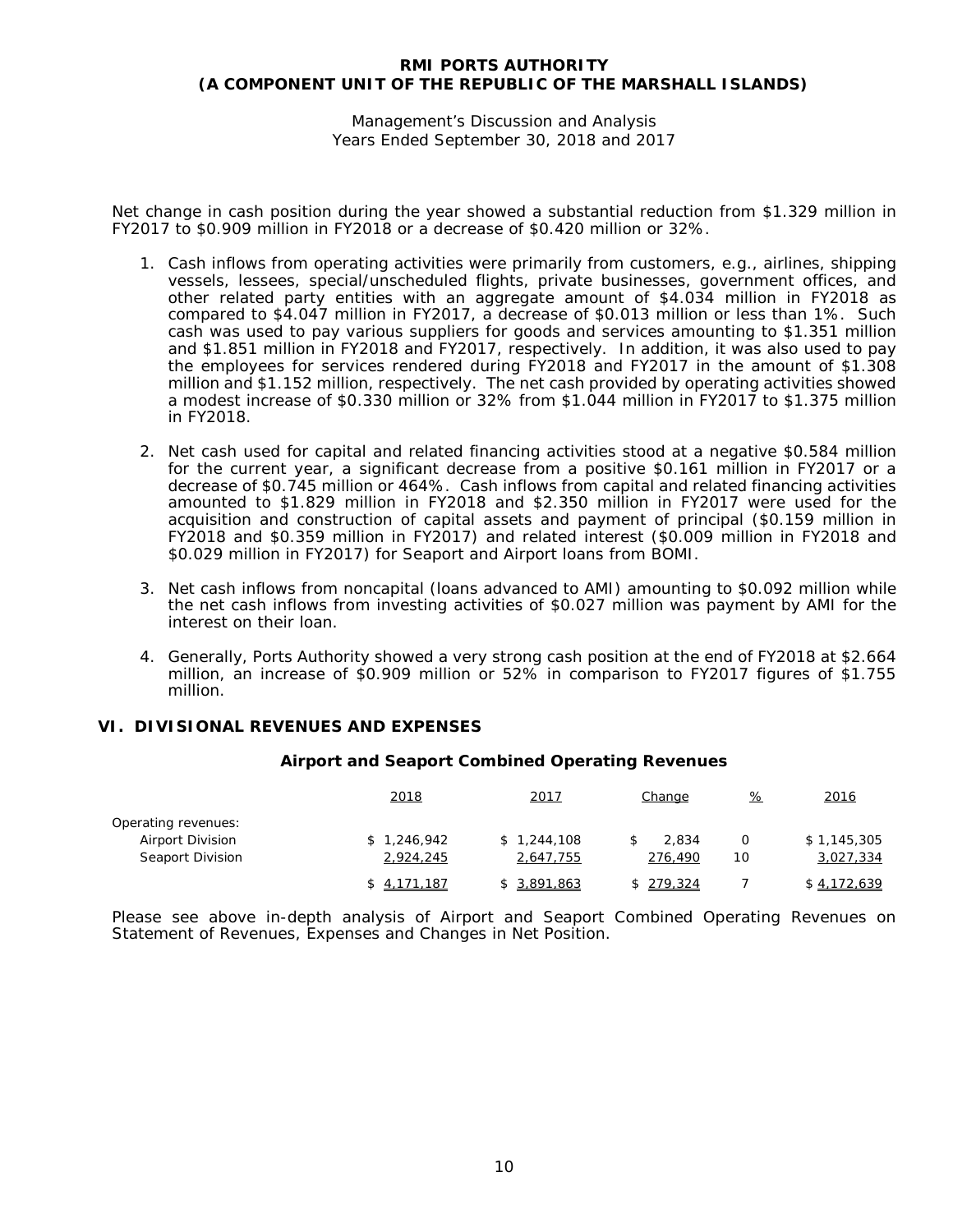Net change in cash position during the year showed a substantial reduction from $1.329 million in FY2017 to $0.909 million in FY2018 or a decrease of $0.420 million or 32%.

1. Cash inflows from operating activities were primarily from customers, e.g., airlines, shipping vessels, lessees, special/unscheduled flights, private businesses, government offices, and other related party entities with an aggregate amount of $4.034 million in FY2018 as compared to $4.047 million in FY2017, a decrease of $0.013 million or less than 1%. Such cash was used to pay various suppliers for goods and services amounting to $1.351 million and $1.851 million in FY2018 and FY2017, respectively. In addition, it was also used to pay the employees for services rendered during FY2018 and FY2017 in the amount of $1.308 million and $1.152 million, respectively. The net cash provided by operating activities showed a modest increase of $0.330 million or 32% from $1.044 million in FY2017 to $1.375 million in FY2018.

2. Net cash used for capital and related financing activities stood at a negative $0.584 million for the current year, a significant decrease from a positive $0.161 million in FY2017 or a decrease of $0.745 million or 464%. Cash inflows from capital and related financing activities amounted to $1.829 million in FY2018 and $2.350 million in FY2017 were used for the acquisition and construction of capital assets and payment of principal ($0.159 million in FY2018 and $0.359 million in FY2017) and related interest ($0.009 million in FY2018 and $0.029 million in FY2017) for Seaport and Airport loans from BOMI.

3. Net cash inflows from noncapital (loans advanced to AMI) amounting to $0.092 million while the net cash inflows from investing activities of $0.027 million was payment by AMI for the interest on their loan.

4. Generally, Ports Authority showed a very strong cash position at the end of FY2018 at $2.664 million, an increase of $0.909 million or 52% in comparison to FY2017 figures of $1.755 million.

## VI. DIVISIONAL REVENUES AND EXPENSES

### Airport and Seaport Combined Operating Revenues

| | 2018 | 2017 | Change | % | 2016 |
|---|---|---|---|---|---|
| Operating revenues: | | | | | |
| Airport Division | $ 1,246,942 | $ 1,244,108 | $ 2,834 | 0 | $ 1,145,305 |
| Seaport Division | 2,924,245 | 2,647,755 | 276,490 | 10 | 3,027,334 |
| | $ 4,171,187 | $ 3,891,863 | $ 279,324 | 7 | $ 4,172,639 |

Please see above in-depth analysis of Airport and Seaport Combined Operating Revenues on Statement of Revenues, Expenses and Changes in Net Position.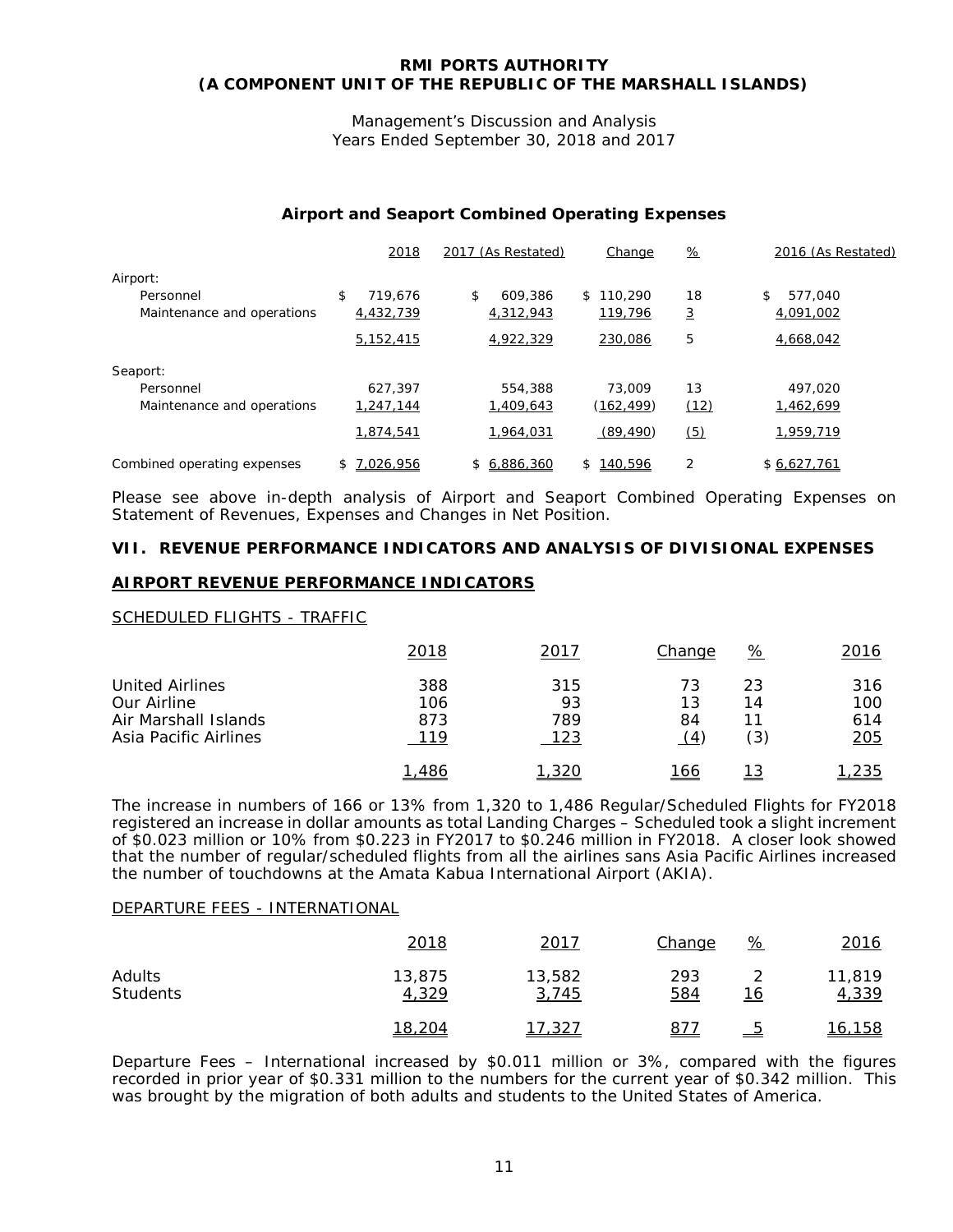**RMI PORTS AUTHORITY**
**(A COMPONENT UNIT OF THE REPUBLIC OF THE MARSHALL ISLANDS)**

Management's Discussion and Analysis
Years Ended September 30, 2018 and 2017

### Airport and Seaport Combined Operating Expenses

| | 2018 | 2017 (As Restated) | Change | % | 2016 (As Restated) |
|---|---|---|---|---|---|
| Airport: | | | | | |
| Personnel | $ 719,676 | $ 609,386 | $ 110,290 | 18 | $ 577,040 |
| Maintenance and operations | 4,432,739 | 4,312,943 | 119,796 | 3 | 4,091,002 |
| | 5,152,415 | 4,922,329 | 230,086 | 5 | 4,668,042 |
| Seaport: | | | | | |
| Personnel | 627,397 | 554,388 | 73,009 | 13 | 497,020 |
| Maintenance and operations | 1,247,144 | 1,409,643 | (162,499) | (12) | 1,462,699 |
| | 1,874,541 | 1,964,031 | (89,490) | (5) | 1,959,719 |
| Combined operating expenses | $ 7,026,956 | $ 6,886,360 | $ 140,596 | 2 | $ 6,627,761 |

Please see above in-depth analysis of Airport and Seaport Combined Operating Expenses on Statement of Revenues, Expenses and Changes in Net Position.

## VII. REVENUE PERFORMANCE INDICATORS AND ANALYSIS OF DIVISIONAL EXPENSES

### AIRPORT REVENUE PERFORMANCE INDICATORS

SCHEDULED FLIGHTS - TRAFFIC

| | 2018 | 2017 | Change | % | 2016 |
|---|---|---|---|---|---|
| United Airlines | 388 | 315 | 73 | 23 | 316 |
| Our Airline | 106 | 93 | 13 | 14 | 100 |
| Air Marshall Islands | 873 | 789 | 84 | 11 | 614 |
| Asia Pacific Airlines | 119 | 123 | (4) | (3) | 205 |
| | 1,486 | 1,320 | 166 | 13 | 1,235 |

The increase in numbers of 166 or 13% from 1,320 to 1,486 Regular/Scheduled Flights for FY2018 registered an increase in dollar amounts as total Landing Charges – Scheduled took a slight increment of $0.023 million or 10% from $0.223 in FY2017 to $0.246 million in FY2018. A closer look showed that the number of regular/scheduled flights from all the airlines sans Asia Pacific Airlines increased the number of touchdowns at the Amata Kabua International Airport (AKIA).

DEPARTURE FEES - INTERNATIONAL

| | 2018 | 2017 | Change | % | 2016 |
|---|---|---|---|---|---|
| Adults | 13,875 | 13,582 | 293 | 2 | 11,819 |
| Students | 4,329 | 3,745 | 584 | 16 | 4,339 |
| | 18,204 | 17,327 | 877 | 5 | 16,158 |

Departure Fees – International increased by $0.011 million or 3%, compared with the figures recorded in prior year of $0.331 million to the numbers for the current year of $0.342 million. This was brought by the migration of both adults and students to the United States of America.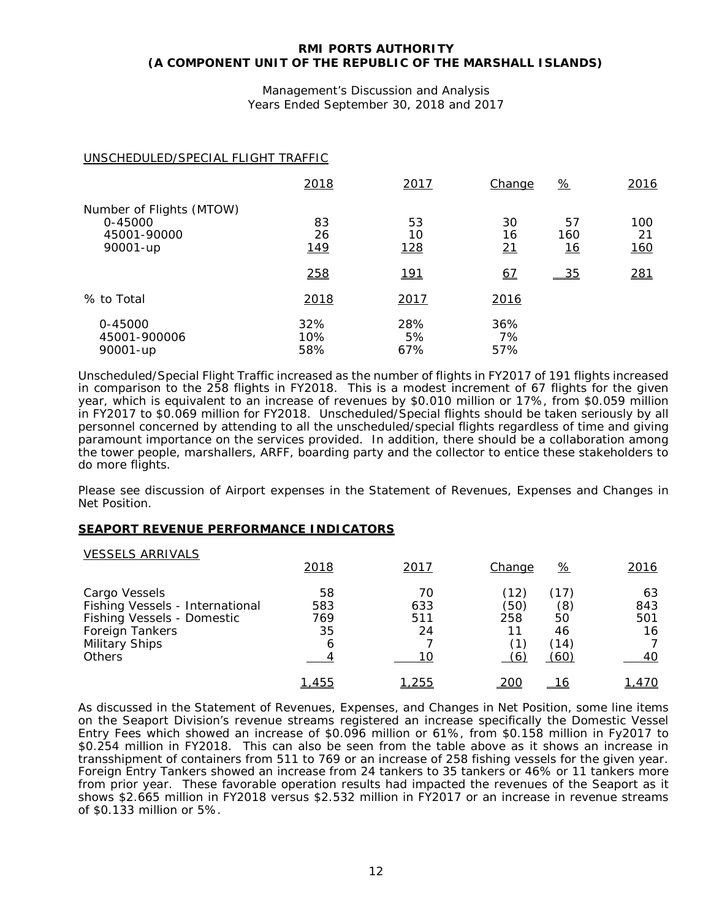**RMI PORTS AUTHORITY**
**(A COMPONENT UNIT OF THE REPUBLIC OF THE MARSHALL ISLANDS)**

Management's Discussion and Analysis
Years Ended September 30, 2018 and 2017

UNSCHEDULED/SPECIAL FLIGHT TRAFFIC

| | 2018 | 2017 | Change | % | 2016 |
|---|---|---|---|---|---|
| Number of Flights (MTOW) | | | | | |
| 0-45000 | 83 | 53 | 30 | 57 | 100 |
| 45001-90000 | 26 | 10 | 16 | 160 | 21 |
| 90001-up | 149 | 128 | 21 | 16 | 160 |
| | 258 | 191 | 67 | 35 | 281 |

| % to Total | 2018 | 2017 | 2016 |
|---|---|---|---|
| 0-45000 | 32% | 28% | 36% |
| 45001-900006 | 10% | 5% | 7% |
| 90001-up | 58% | 67% | 57% |

Unscheduled/Special Flight Traffic increased as the number of flights in FY2017 of 191 flights increased in comparison to the 258 flights in FY2018. This is a modest increment of 67 flights for the given year, which is equivalent to an increase of revenues by $0.010 million or 17%, from $0.059 million in FY2017 to $0.069 million for FY2018. Unscheduled/Special flights should be taken seriously by all personnel concerned by attending to all the unscheduled/special flights regardless of time and giving paramount importance on the services provided. In addition, there should be a collaboration among the tower people, marshallers, ARFF, boarding party and the collector to entice these stakeholders to do more flights.

Please see discussion of Airport expenses in the Statement of Revenues, Expenses and Changes in Net Position.

## SEAPORT REVENUE PERFORMANCE INDICATORS

VESSELS ARRIVALS

| | 2018 | 2017 | Change | % | 2016 |
|---|---|---|---|---|---|
| Cargo Vessels | 58 | 70 | (12) | (17) | 63 |
| Fishing Vessels - International | 583 | 633 | (50) | (8) | 843 |
| Fishing Vessels - Domestic | 769 | 511 | 258 | 50 | 501 |
| Foreign Tankers | 35 | 24 | 11 | 46 | 16 |
| Military Ships | 6 | 7 | (1) | (14) | 7 |
| Others | 4 | 10 | (6) | (60) | 40 |
| | 1,455 | 1,255 | 200 | 16 | 1,470 |

As discussed in the Statement of Revenues, Expenses, and Changes in Net Position, some line items on the Seaport Division's revenue streams registered an increase specifically the Domestic Vessel Entry Fees which showed an increase of $0.096 million or 61%, from $0.158 million in Fy2017 to $0.254 million in FY2018. This can also be seen from the table above as it shows an increase in transshipment of containers from 511 to 769 or an increase of 258 fishing vessels for the given year. Foreign Entry Tankers showed an increase from 24 tankers to 35 tankers or 46% or 11 tankers more from prior year. These favorable operation results had impacted the revenues of the Seaport as it shows $2.665 million in FY2018 versus $2.532 million in FY2017 or an increase in revenue streams of $0.133 million or 5%.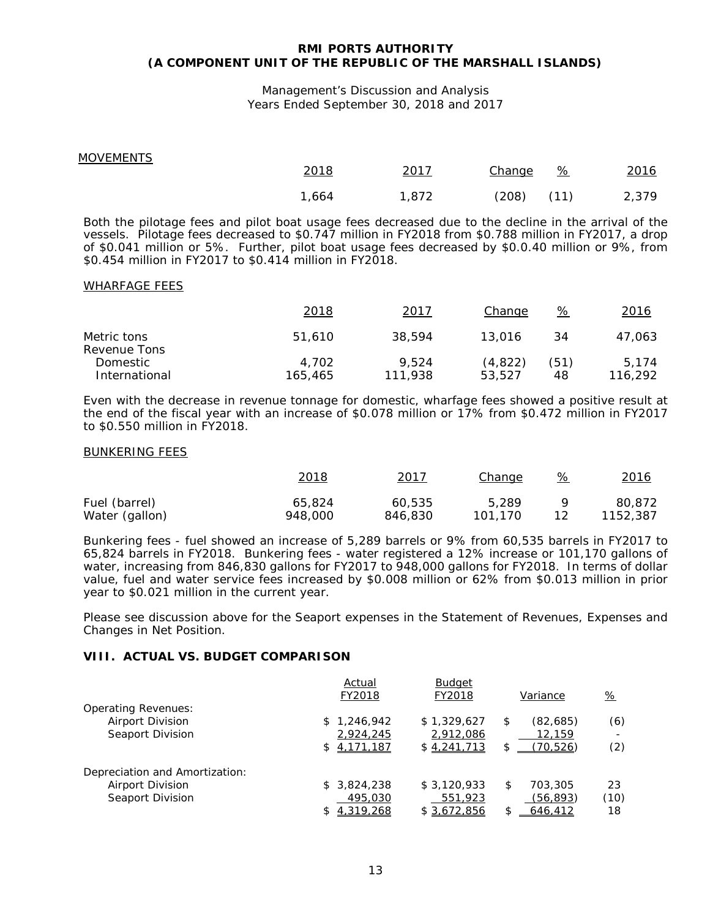MOVEMENTS

| | 2018 | 2017 | Change | % | 2016 |
|---|---|---|---|---|---|
| | 1,664 | 1,872 | (208) | (11) | 2,379 |

Both the pilotage fees and pilot boat usage fees decreased due to the decline in the arrival of the vessels. Pilotage fees decreased to $0.747 million in FY2018 from $0.788 million in FY2017, a drop of $0.041 million or 5%. Further, pilot boat usage fees decreased by $0.0.40 million or 9%, from $0.454 million in FY2017 to $0.414 million in FY2018.

WHARFAGE FEES

| | 2018 | 2017 | Change | % | 2016 |
|---|---|---|---|---|---|
| Metric tons | 51,610 | 38,594 | 13,016 | 34 | 47,063 |
| Revenue Tons | | | | | |
| Domestic | 4,702 | 9,524 | (4,822) | (51) | 5,174 |
| International | 165,465 | 111,938 | 53,527 | 48 | 116,292 |

Even with the decrease in revenue tonnage for domestic, wharfage fees showed a positive result at the end of the fiscal year with an increase of $0.078 million or 17% from $0.472 million in FY2017 to $0.550 million in FY2018.

BUNKERING FEES

| | 2018 | 2017 | Change | % | 2016 |
|---|---|---|---|---|---|
| Fuel (barrel) | 65,824 | 60,535 | 5,289 | 9 | 80,872 |
| Water (gallon) | 948,000 | 846,830 | 101,170 | 12 | 1152,387 |

Bunkering fees - fuel showed an increase of 5,289 barrels or 9% from 60,535 barrels in FY2017 to 65,824 barrels in FY2018. Bunkering fees - water registered a 12% increase or 101,170 gallons of water, increasing from 846,830 gallons for FY2017 to 948,000 gallons for FY2018. In terms of dollar value, fuel and water service fees increased by $0.008 million or 62% from $0.013 million in prior year to $0.021 million in the current year.

Please see discussion above for the Seaport expenses in the Statement of Revenues, Expenses and Changes in Net Position.

## VIII. ACTUAL VS. BUDGET COMPARISON

| | Actual FY2018 | Budget FY2018 | Variance | % |
|---|---|---|---|---|
| Operating Revenues: | | | | |
| Airport Division | $ 1,246,942 | $ 1,329,627 | $ (82,685) | (6) |
| Seaport Division | 2,924,245 | 2,912,086 | 12,159 | - |
| | $ 4,171,187 | $ 4,241,713 | $ (70,526) | (2) |
| Depreciation and Amortization: | | | | |
| Airport Division | $ 3,824,238 | $ 3,120,933 | $ 703,305 | 23 |
| Seaport Division | 495,030 | 551,923 | (56,893) | (10) |
| | $ 4,319,268 | $ 3,672,856 | $ 646,412 | 18 |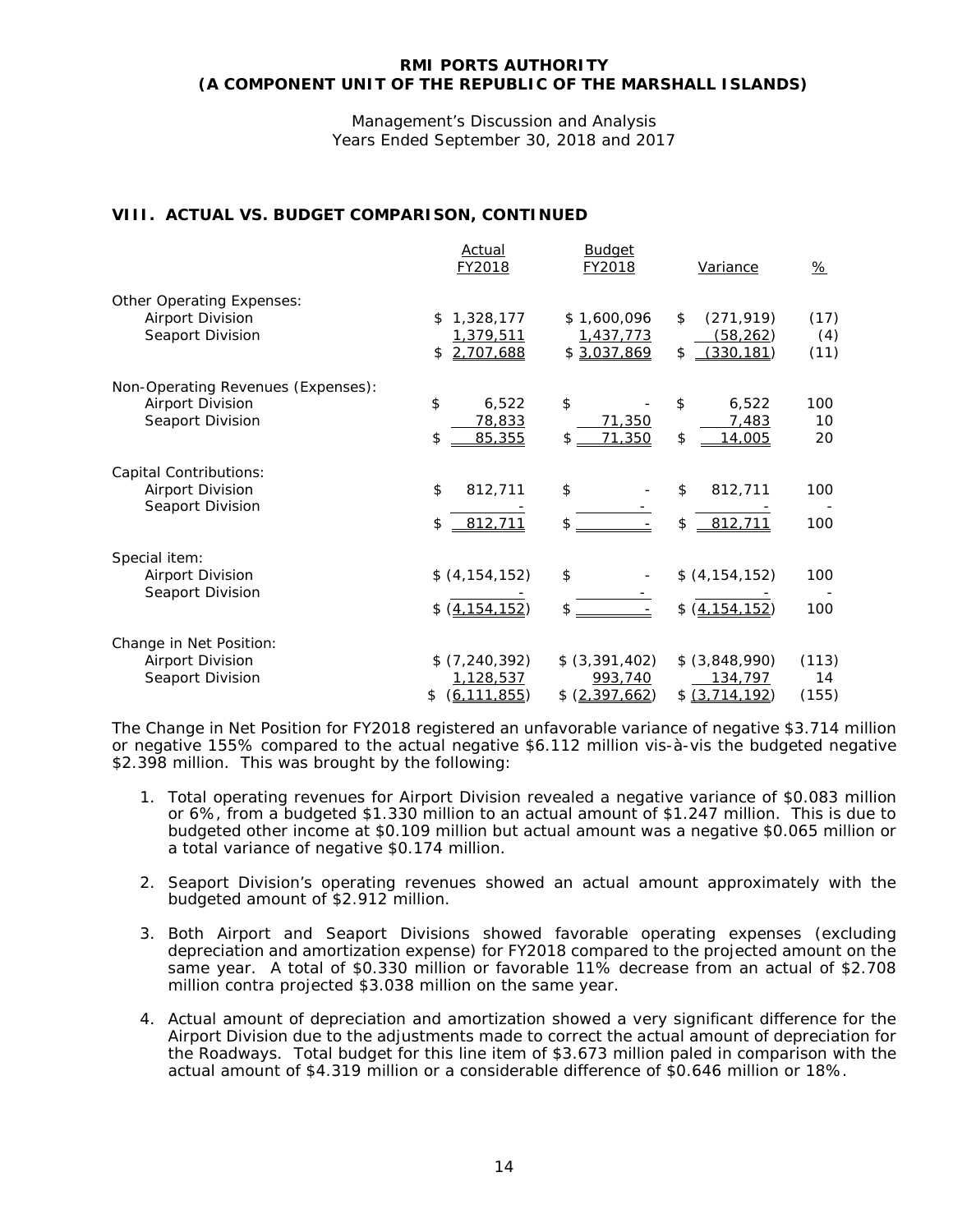**RMI PORTS AUTHORITY**
**(A COMPONENT UNIT OF THE REPUBLIC OF THE MARSHALL ISLANDS)**

Management's Discussion and Analysis
Years Ended September 30, 2018 and 2017

## VIII. ACTUAL VS. BUDGET COMPARISON, CONTINUED

| | Actual FY2018 | Budget FY2018 | Variance | % |
|---|---|---|---|---|
| Other Operating Expenses: | | | | |
| Airport Division | $ 1,328,177 | $ 1,600,096 | $ (271,919) | (17) |
| Seaport Division | 1,379,511 | 1,437,773 | (58,262) | (4) |
| | $ 2,707,688 | $ 3,037,869 | $ (330,181) | (11) |
| Non-Operating Revenues (Expenses): | | | | |
| Airport Division | $ 6,522 | $ - | $ 6,522 | 100 |
| Seaport Division | 78,833 | 71,350 | 7,483 | 10 |
| | $ 85,355 | $ 71,350 | $ 14,005 | 20 |
| Capital Contributions: | | | | |
| Airport Division | $ 812,711 | $ - | $ 812,711 | 100 |
| Seaport Division | - | - | - | - |
| | $ 812,711 | $ - | $ 812,711 | 100 |
| Special item: | | | | |
| Airport Division | $ (4,154,152) | $ - | $ (4,154,152) | 100 |
| Seaport Division | - | - | - | - |
| | $ (4,154,152) | $ - | $ (4,154,152) | 100 |
| Change in Net Position: | | | | |
| Airport Division | $ (7,240,392) | $ (3,391,402) | $ (3,848,990) | (113) |
| Seaport Division | 1,128,537 | 993,740 | 134,797 | 14 |
| | $ (6,111,855) | $ (2,397,662) | $ (3,714,192) | (155) |

The Change in Net Position for FY2018 registered an unfavorable variance of negative $3.714 million or negative 155% compared to the actual negative $6.112 million vis-à-vis the budgeted negative $2.398 million. This was brought by the following:

1. Total operating revenues for Airport Division revealed a negative variance of $0.083 million or 6%, from a budgeted $1.330 million to an actual amount of $1.247 million. This is due to budgeted other income at $0.109 million but actual amount was a negative $0.065 million or a total variance of negative $0.174 million.

2. Seaport Division's operating revenues showed an actual amount approximately with the budgeted amount of $2.912 million.

3. Both Airport and Seaport Divisions showed favorable operating expenses (excluding depreciation and amortization expense) for FY2018 compared to the projected amount on the same year. A total of $0.330 million or favorable 11% decrease from an actual of $2.708 million contra projected $3.038 million on the same year.

4. Actual amount of depreciation and amortization showed a very significant difference for the Airport Division due to the adjustments made to correct the actual amount of depreciation for the Roadways. Total budget for this line item of $3.673 million paled in comparison with the actual amount of $4.319 million or a considerable difference of $0.646 million or 18%.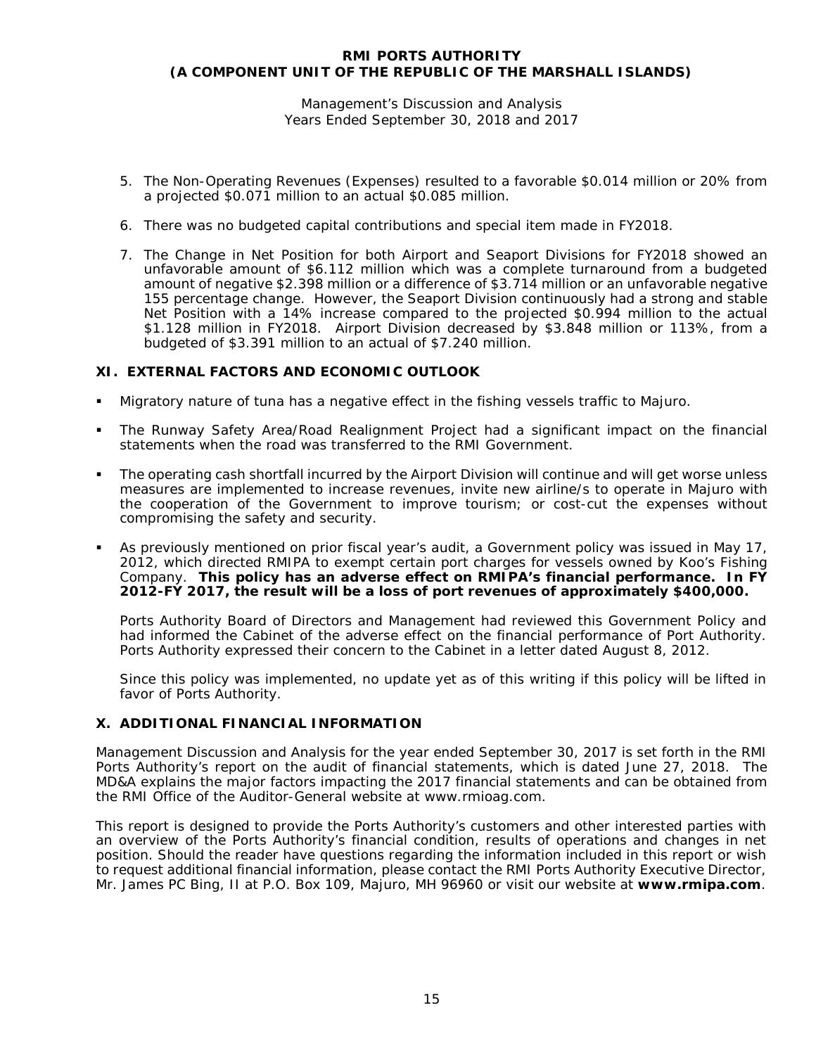5. The Non-Operating Revenues (Expenses) resulted to a favorable $0.014 million or 20% from a projected $0.071 million to an actual $0.085 million.

6. There was no budgeted capital contributions and special item made in FY2018.

7. The Change in Net Position for both Airport and Seaport Divisions for FY2018 showed an unfavorable amount of $6.112 million which was a complete turnaround from a budgeted amount of negative $2.398 million or a difference of $3.714 million or an unfavorable negative 155 percentage change. However, the Seaport Division continuously had a strong and stable Net Position with a 14% increase compared to the projected $0.994 million to the actual $1.128 million in FY2018. Airport Division decreased by $3.848 million or 113%, from a budgeted of $3.391 million to an actual of $7.240 million.

## XI. EXTERNAL FACTORS AND ECONOMIC OUTLOOK

- Migratory nature of tuna has a negative effect in the fishing vessels traffic to Majuro.

- The Runway Safety Area/Road Realignment Project had a significant impact on the financial statements when the road was transferred to the RMI Government.

- The operating cash shortfall incurred by the Airport Division will continue and will get worse unless measures are implemented to increase revenues, invite new airline/s to operate in Majuro with the cooperation of the Government to improve tourism; or cost-cut the expenses without compromising the safety and security.

- As previously mentioned on prior fiscal year's audit, a Government policy was issued in May 17, 2012, which directed RMIPA to exempt certain port charges for vessels owned by Koo's Fishing Company. **This policy has an adverse effect on RMIPA's financial performance. In FY 2012-FY 2017, the result will be a loss of port revenues of approximately $400,000.**

  Ports Authority Board of Directors and Management had reviewed this Government Policy and had informed the Cabinet of the adverse effect on the financial performance of Port Authority. Ports Authority expressed their concern to the Cabinet in a letter dated August 8, 2012.

  Since this policy was implemented, no update yet as of this writing if this policy will be lifted in favor of Ports Authority.

## X. ADDITIONAL FINANCIAL INFORMATION

Management Discussion and Analysis for the year ended September 30, 2017 is set forth in the RMI Ports Authority's report on the audit of financial statements, which is dated June 27, 2018. The MD&A explains the major factors impacting the 2017 financial statements and can be obtained from the RMI Office of the Auditor-General website at www.rmioag.com.

This report is designed to provide the Ports Authority's customers and other interested parties with an overview of the Ports Authority's financial condition, results of operations and changes in net position. Should the reader have questions regarding the information included in this report or wish to request additional financial information, please contact the RMI Ports Authority Executive Director, Mr. James PC Bing, II at P.O. Box 109, Majuro, MH 96960 or visit our website at **www.rmipa.com**.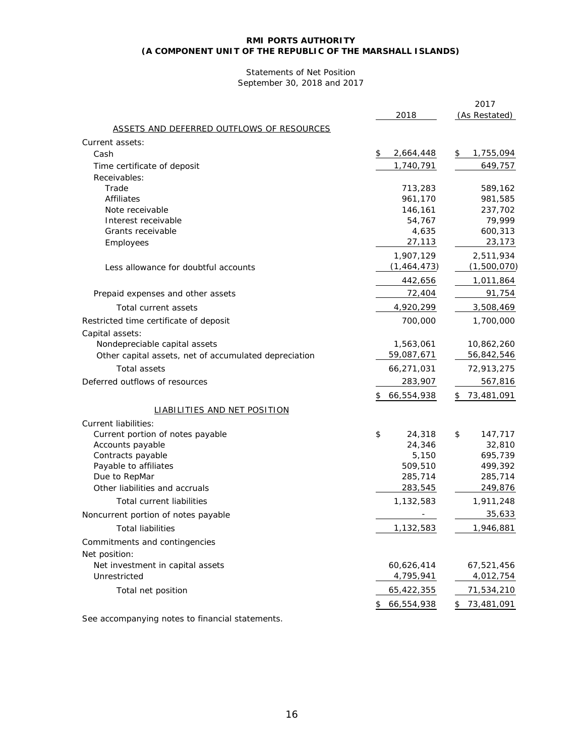**RMI PORTS AUTHORITY**
**(A COMPONENT UNIT OF THE REPUBLIC OF THE MARSHALL ISLANDS)**

Statements of Net Position
September 30, 2018 and 2017

| | 2018 | 2017 (As Restated) |
|---|---|---|
| ASSETS AND DEFERRED OUTFLOWS OF RESOURCES | | |
| Current assets: | | |
| Cash | $ 2,664,448 | $ 1,755,094 |
| Time certificate of deposit | 1,740,791 | 649,757 |
| Receivables: | | |
| Trade | 713,283 | 589,162 |
| Affiliates | 961,170 | 981,585 |
| Note receivable | 146,161 | 237,702 |
| Interest receivable | 54,767 | 79,999 |
| Grants receivable | 4,635 | 600,313 |
| Employees | 27,113 | 23,173 |
| | 1,907,129 | 2,511,934 |
| Less allowance for doubtful accounts | (1,464,473) | (1,500,070) |
| | 442,656 | 1,011,864 |
| Prepaid expenses and other assets | 72,404 | 91,754 |
| Total current assets | 4,920,299 | 3,508,469 |
| Restricted time certificate of deposit | 700,000 | 1,700,000 |
| Capital assets: | | |
| Nondepreciable capital assets | 1,563,061 | 10,862,260 |
| Other capital assets, net of accumulated depreciation | 59,087,671 | 56,842,546 |
| Total assets | 66,271,031 | 72,913,275 |
| Deferred outflows of resources | 283,907 | 567,816 |
| | $ 66,554,938 | $ 73,481,091 |
| LIABILITIES AND NET POSITION | | |
| Current liabilities: | | |
| Current portion of notes payable | $ 24,318 | $ 147,717 |
| Accounts payable | 24,346 | 32,810 |
| Contracts payable | 5,150 | 695,739 |
| Payable to affiliates | 509,510 | 499,392 |
| Due to RepMar | 285,714 | 285,714 |
| Other liabilities and accruals | 283,545 | 249,876 |
| Total current liabilities | 1,132,583 | 1,911,248 |
| Noncurrent portion of notes payable | - | 35,633 |
| Total liabilities | 1,132,583 | 1,946,881 |
| Commitments and contingencies | | |
| Net position: | | |
| Net investment in capital assets | 60,626,414 | 67,521,456 |
| Unrestricted | 4,795,941 | 4,012,754 |
| Total net position | 65,422,355 | 71,534,210 |
| | $ 66,554,938 | $ 73,481,091 |

See accompanying notes to financial statements.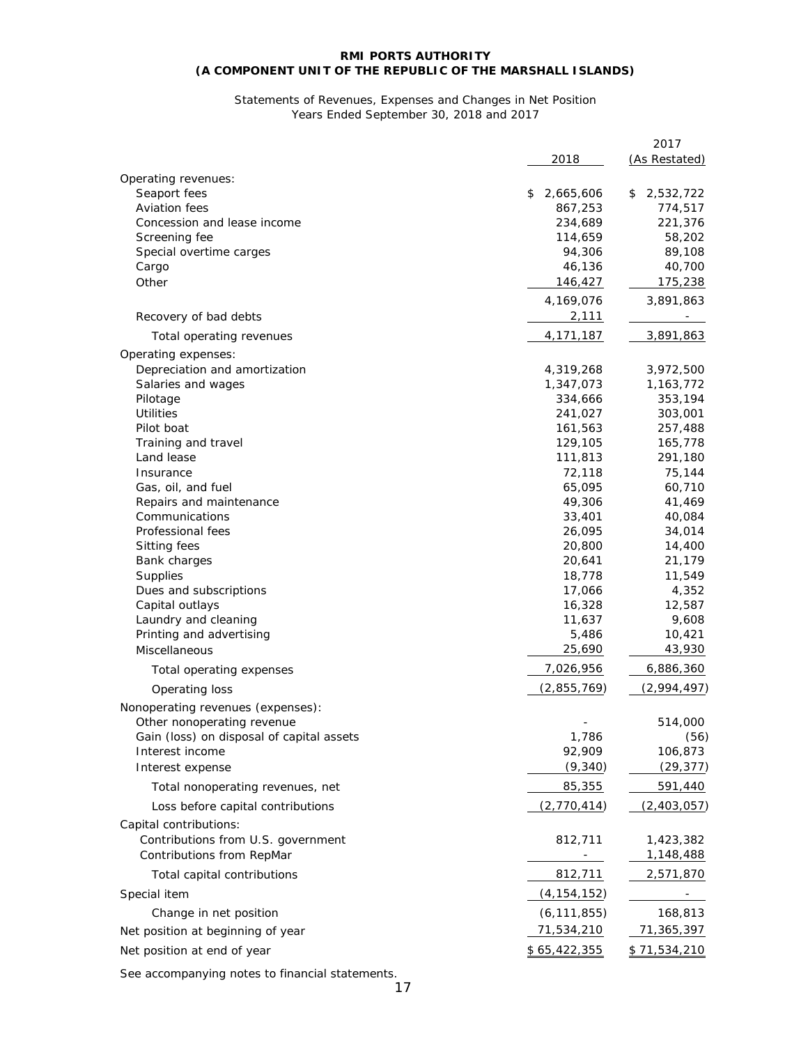**RMI PORTS AUTHORITY**
**(A COMPONENT UNIT OF THE REPUBLIC OF THE MARSHALL ISLANDS)**

Statements of Revenues, Expenses and Changes in Net Position
Years Ended September 30, 2018 and 2017

| | 2018 | 2017 (As Restated) |
|---|---|---|
| Operating revenues: | | |
| Seaport fees | $ 2,665,606 | $ 2,532,722 |
| Aviation fees | 867,253 | 774,517 |
| Concession and lease income | 234,689 | 221,376 |
| Screening fee | 114,659 | 58,202 |
| Special overtime carges | 94,306 | 89,108 |
| Cargo | 46,136 | 40,700 |
| Other | 146,427 | 175,238 |
| | 4,169,076 | 3,891,863 |
| Recovery of bad debts | 2,111 | - |
| Total operating revenues | 4,171,187 | 3,891,863 |
| Operating expenses: | | |
| Depreciation and amortization | 4,319,268 | 3,972,500 |
| Salaries and wages | 1,347,073 | 1,163,772 |
| Pilotage | 334,666 | 353,194 |
| Utilities | 241,027 | 303,001 |
| Pilot boat | 161,563 | 257,488 |
| Training and travel | 129,105 | 165,778 |
| Land lease | 111,813 | 291,180 |
| Insurance | 72,118 | 75,144 |
| Gas, oil, and fuel | 65,095 | 60,710 |
| Repairs and maintenance | 49,306 | 41,469 |
| Communications | 33,401 | 40,084 |
| Professional fees | 26,095 | 34,014 |
| Sitting fees | 20,800 | 14,400 |
| Bank charges | 20,641 | 21,179 |
| Supplies | 18,778 | 11,549 |
| Dues and subscriptions | 17,066 | 4,352 |
| Capital outlays | 16,328 | 12,587 |
| Laundry and cleaning | 11,637 | 9,608 |
| Printing and advertising | 5,486 | 10,421 |
| Miscellaneous | 25,690 | 43,930 |
| Total operating expenses | 7,026,956 | 6,886,360 |
| Operating loss | (2,855,769) | (2,994,497) |
| Nonoperating revenues (expenses): | | |
| Other nonoperating revenue | - | 514,000 |
| Gain (loss) on disposal of capital assets | 1,786 | (56) |
| Interest income | 92,909 | 106,873 |
| Interest expense | (9,340) | (29,377) |
| Total nonoperating revenues, net | 85,355 | 591,440 |
| Loss before capital contributions | (2,770,414) | (2,403,057) |
| Capital contributions: | | |
| Contributions from U.S. government | 812,711 | 1,423,382 |
| Contributions from RepMar | - | 1,148,488 |
| Total capital contributions | 812,711 | 2,571,870 |
| Special item | (4,154,152) | - |
| Change in net position | (6,111,855) | 168,813 |
| Net position at beginning of year | 71,534,210 | 71,365,397 |
| Net position at end of year | $ 65,422,355 | $ 71,534,210 |

See accompanying notes to financial statements.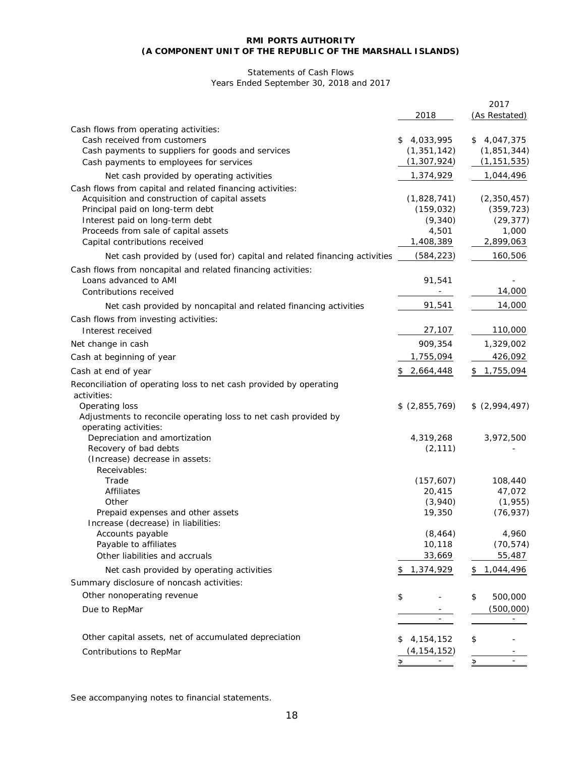**RMI PORTS AUTHORITY**
**(A COMPONENT UNIT OF THE REPUBLIC OF THE MARSHALL ISLANDS)**

Statements of Cash Flows
Years Ended September 30, 2018 and 2017

| | 2018 | 2017 (As Restated) |
|---|---|---|
| Cash flows from operating activities: | | |
| Cash received from customers | $ 4,033,995 | $ 4,047,375 |
| Cash payments to suppliers for goods and services | (1,351,142) | (1,851,344) |
| Cash payments to employees for services | (1,307,924) | (1,151,535) |
| Net cash provided by operating activities | 1,374,929 | 1,044,496 |
| Cash flows from capital and related financing activities: | | |
| Acquisition and construction of capital assets | (1,828,741) | (2,350,457) |
| Principal paid on long-term debt | (159,032) | (359,723) |
| Interest paid on long-term debt | (9,340) | (29,377) |
| Proceeds from sale of capital assets | 4,501 | 1,000 |
| Capital contributions received | 1,408,389 | 2,899,063 |
| Net cash provided by (used for) capital and related financing activities | (584,223) | 160,506 |
| Cash flows from noncapital and related financing activities: | | |
| Loans advanced to AMI | 91,541 | - |
| Contributions received | - | 14,000 |
| Net cash provided by noncapital and related financing activities | 91,541 | 14,000 |
| Cash flows from investing activities: | | |
| Interest received | 27,107 | 110,000 |
| Net change in cash | 909,354 | 1,329,002 |
| Cash at beginning of year | 1,755,094 | 426,092 |
| Cash at end of year | $ 2,664,448 | $ 1,755,094 |
| Reconciliation of operating loss to net cash provided by operating activities: | | |
| Operating loss | $ (2,855,769) | $ (2,994,497) |
| Adjustments to reconcile operating loss to net cash provided by operating activities: | | |
| Depreciation and amortization | 4,319,268 | 3,972,500 |
| Recovery of bad debts | (2,111) | - |
| (Increase) decrease in assets: | | |
| Receivables: | | |
| Trade | (157,607) | 108,440 |
| Affiliates | 20,415 | 47,072 |
| Other | (3,940) | (1,955) |
| Prepaid expenses and other assets | 19,350 | (76,937) |
| Increase (decrease) in liabilities: | | |
| Accounts payable | (8,464) | 4,960 |
| Payable to affiliates | 10,118 | (70,574) |
| Other liabilities and accruals | 33,669 | 55,487 |
| Net cash provided by operating activities | $ 1,374,929 | $ 1,044,496 |
| Summary disclosure of noncash activities: | | |
| Other nonoperating revenue | $ - | $ 500,000 |
| Due to RepMar | - | (500,000) |
| | - | - |
| Other capital assets, net of accumulated depreciation | $ 4,154,152 | $ - |
| Contributions to RepMar | (4,154,152) | - |
| | $ - | $ - |

See accompanying notes to financial statements.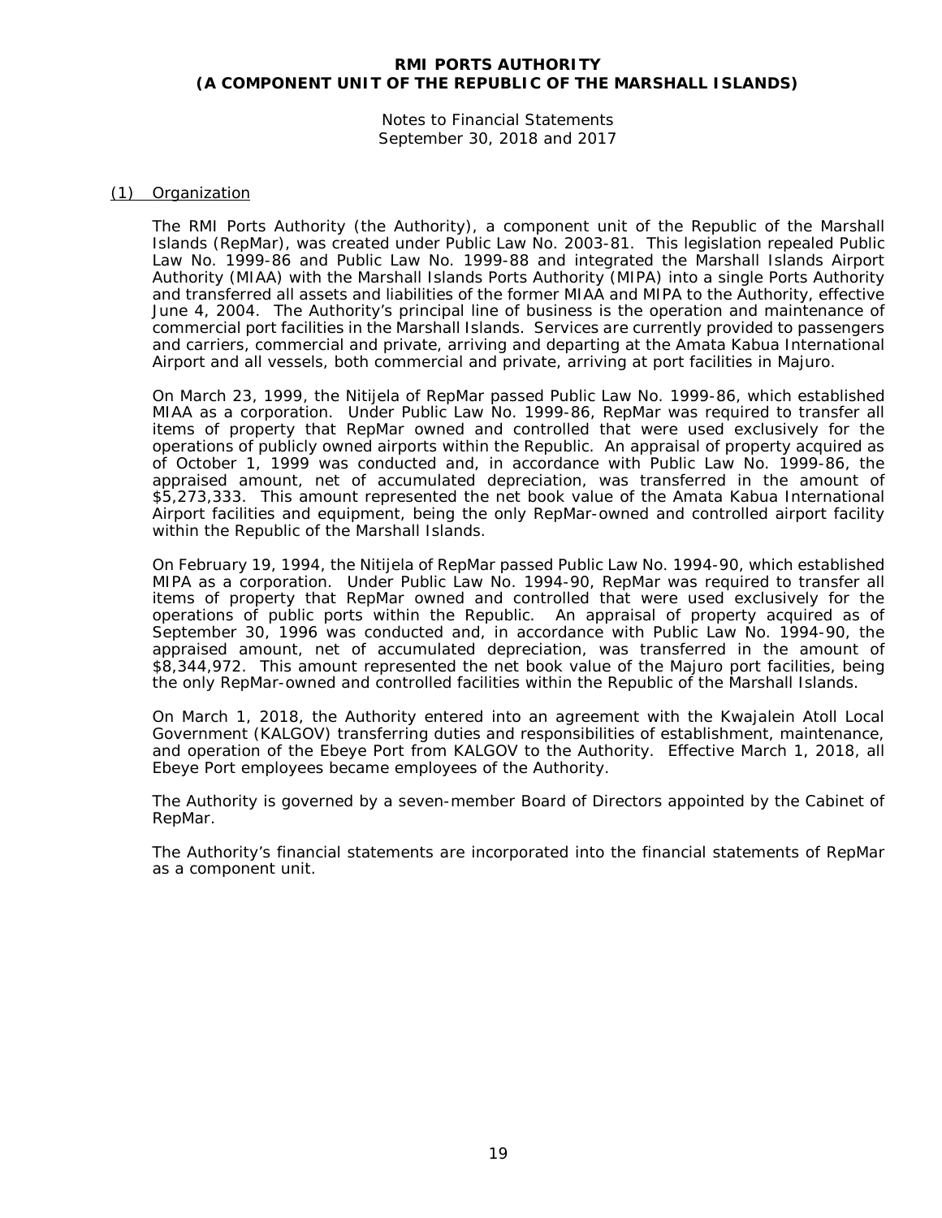## (1) Organization

The RMI Ports Authority (the Authority), a component unit of the Republic of the Marshall Islands (RepMar), was created under Public Law No. 2003-81. This legislation repealed Public Law No. 1999-86 and Public Law No. 1999-88 and integrated the Marshall Islands Airport Authority (MIAA) with the Marshall Islands Ports Authority (MIPA) into a single Ports Authority and transferred all assets and liabilities of the former MIAA and MIPA to the Authority, effective June 4, 2004. The Authority's principal line of business is the operation and maintenance of commercial port facilities in the Marshall Islands. Services are currently provided to passengers and carriers, commercial and private, arriving and departing at the Amata Kabua International Airport and all vessels, both commercial and private, arriving at port facilities in Majuro.

On March 23, 1999, the Nitijela of RepMar passed Public Law No. 1999-86, which established MIAA as a corporation. Under Public Law No. 1999-86, RepMar was required to transfer all items of property that RepMar owned and controlled that were used exclusively for the operations of publicly owned airports within the Republic. An appraisal of property acquired as of October 1, 1999 was conducted and, in accordance with Public Law No. 1999-86, the appraised amount, net of accumulated depreciation, was transferred in the amount of $5,273,333. This amount represented the net book value of the Amata Kabua International Airport facilities and equipment, being the only RepMar-owned and controlled airport facility within the Republic of the Marshall Islands.

On February 19, 1994, the Nitijela of RepMar passed Public Law No. 1994-90, which established MIPA as a corporation. Under Public Law No. 1994-90, RepMar was required to transfer all items of property that RepMar owned and controlled that were used exclusively for the operations of public ports within the Republic. An appraisal of property acquired as of September 30, 1996 was conducted and, in accordance with Public Law No. 1994-90, the appraised amount, net of accumulated depreciation, was transferred in the amount of $8,344,972. This amount represented the net book value of the Majuro port facilities, being the only RepMar-owned and controlled facilities within the Republic of the Marshall Islands.

On March 1, 2018, the Authority entered into an agreement with the Kwajalein Atoll Local Government (KALGOV) transferring duties and responsibilities of establishment, maintenance, and operation of the Ebeye Port from KALGOV to the Authority. Effective March 1, 2018, all Ebeye Port employees became employees of the Authority.

The Authority is governed by a seven-member Board of Directors appointed by the Cabinet of RepMar.

The Authority's financial statements are incorporated into the financial statements of RepMar as a component unit.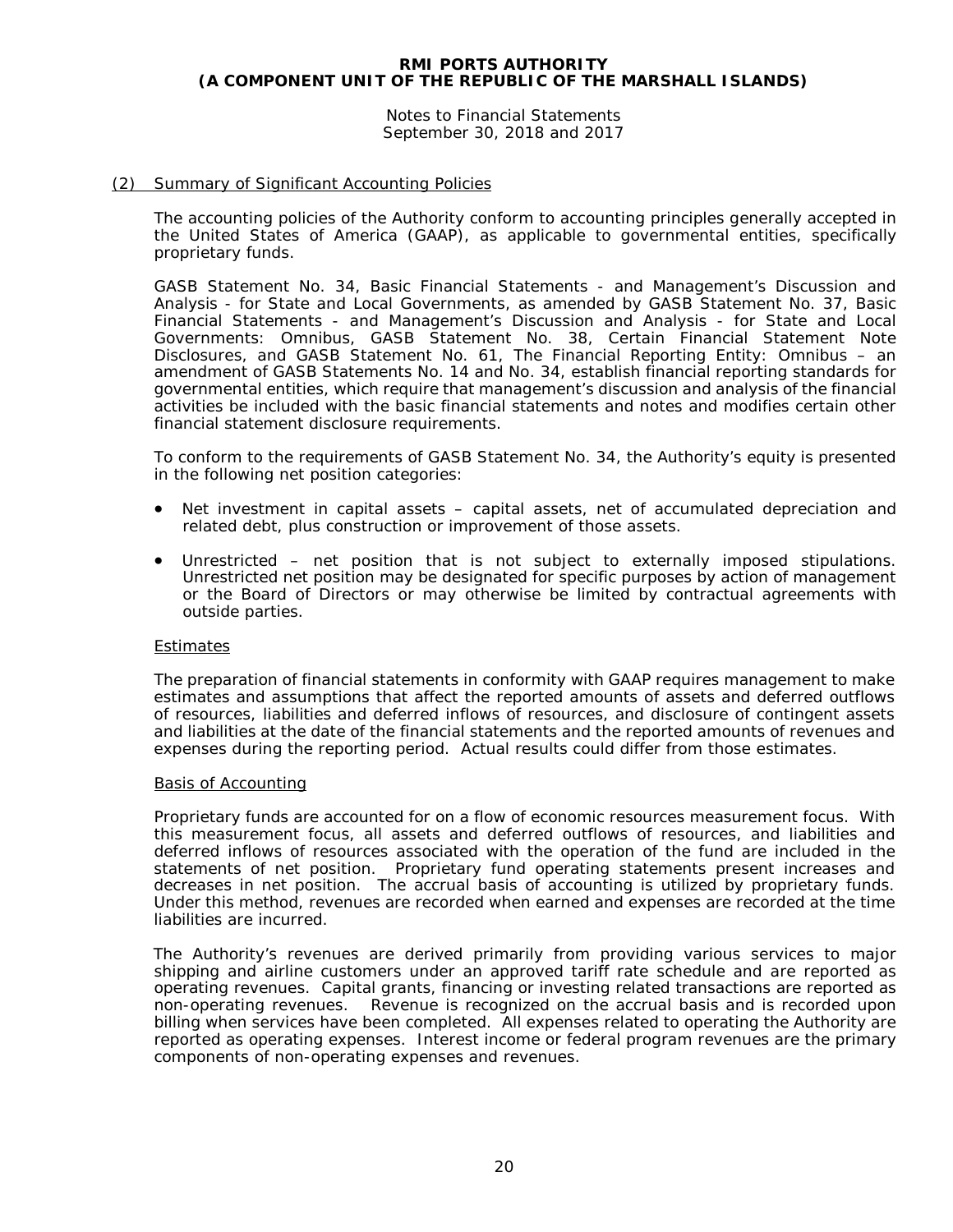## (2) Summary of Significant Accounting Policies

The accounting policies of the Authority conform to accounting principles generally accepted in the United States of America (GAAP), as applicable to governmental entities, specifically proprietary funds.

GASB Statement No. 34, Basic Financial Statements - and Management's Discussion and Analysis - for State and Local Governments, as amended by GASB Statement No. 37, Basic Financial Statements - and Management's Discussion and Analysis - for State and Local Governments: Omnibus, GASB Statement No. 38, Certain Financial Statement Note Disclosures, and GASB Statement No. 61, The Financial Reporting Entity: Omnibus – an amendment of GASB Statements No. 14 and No. 34, establish financial reporting standards for governmental entities, which require that management's discussion and analysis of the financial activities be included with the basic financial statements and notes and modifies certain other financial statement disclosure requirements.

To conform to the requirements of GASB Statement No. 34, the Authority's equity is presented in the following net position categories:

- Net investment in capital assets – capital assets, net of accumulated depreciation and related debt, plus construction or improvement of those assets.
- Unrestricted – net position that is not subject to externally imposed stipulations. Unrestricted net position may be designated for specific purposes by action of management or the Board of Directors or may otherwise be limited by contractual agreements with outside parties.

### Estimates

The preparation of financial statements in conformity with GAAP requires management to make estimates and assumptions that affect the reported amounts of assets and deferred outflows of resources, liabilities and deferred inflows of resources, and disclosure of contingent assets and liabilities at the date of the financial statements and the reported amounts of revenues and expenses during the reporting period. Actual results could differ from those estimates.

### Basis of Accounting

Proprietary funds are accounted for on a flow of economic resources measurement focus. With this measurement focus, all assets and deferred outflows of resources, and liabilities and deferred inflows of resources associated with the operation of the fund are included in the statements of net position. Proprietary fund operating statements present increases and decreases in net position. The accrual basis of accounting is utilized by proprietary funds. Under this method, revenues are recorded when earned and expenses are recorded at the time liabilities are incurred.

The Authority's revenues are derived primarily from providing various services to major shipping and airline customers under an approved tariff rate schedule and are reported as operating revenues. Capital grants, financing or investing related transactions are reported as non-operating revenues. Revenue is recognized on the accrual basis and is recorded upon billing when services have been completed. All expenses related to operating the Authority are reported as operating expenses. Interest income or federal program revenues are the primary components of non-operating expenses and revenues.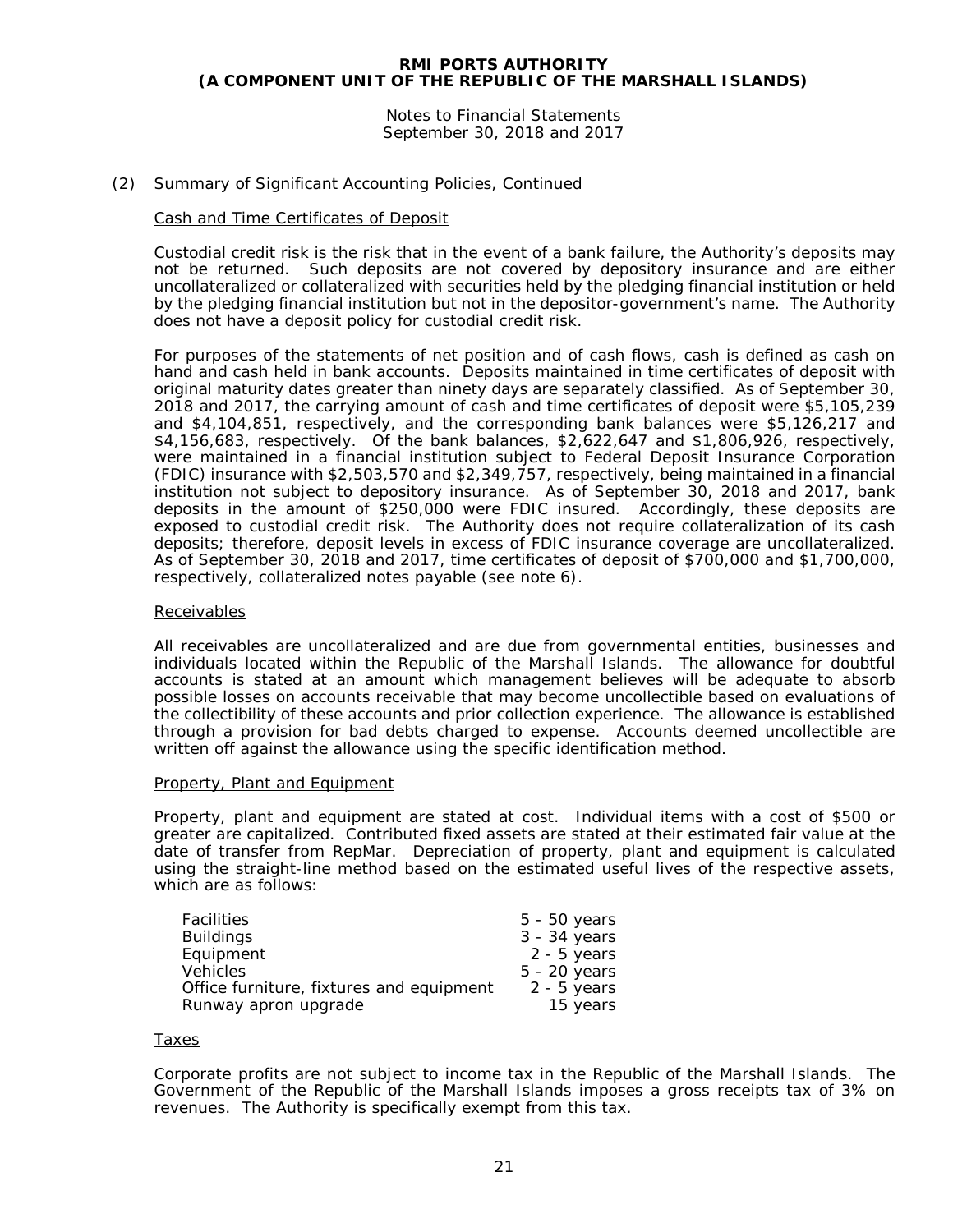## (2) Summary of Significant Accounting Policies, Continued

### Cash and Time Certificates of Deposit

Custodial credit risk is the risk that in the event of a bank failure, the Authority's deposits may not be returned. Such deposits are not covered by depository insurance and are either uncollateralized or collateralized with securities held by the pledging financial institution or held by the pledging financial institution but not in the depositor-government's name. The Authority does not have a deposit policy for custodial credit risk.

For purposes of the statements of net position and of cash flows, cash is defined as cash on hand and cash held in bank accounts. Deposits maintained in time certificates of deposit with original maturity dates greater than ninety days are separately classified. As of September 30, 2018 and 2017, the carrying amount of cash and time certificates of deposit were $5,105,239 and $4,104,851, respectively, and the corresponding bank balances were $5,126,217 and $4,156,683, respectively. Of the bank balances, $2,622,647 and $1,806,926, respectively, were maintained in a financial institution subject to Federal Deposit Insurance Corporation (FDIC) insurance with $2,503,570 and $2,349,757, respectively, being maintained in a financial institution not subject to depository insurance. As of September 30, 2018 and 2017, bank deposits in the amount of $250,000 were FDIC insured. Accordingly, these deposits are exposed to custodial credit risk. The Authority does not require collateralization of its cash deposits; therefore, deposit levels in excess of FDIC insurance coverage are uncollateralized. As of September 30, 2018 and 2017, time certificates of deposit of $700,000 and $1,700,000, respectively, collateralized notes payable (see note 6).

### Receivables

All receivables are uncollateralized and are due from governmental entities, businesses and individuals located within the Republic of the Marshall Islands. The allowance for doubtful accounts is stated at an amount which management believes will be adequate to absorb possible losses on accounts receivable that may become uncollectible based on evaluations of the collectibility of these accounts and prior collection experience. The allowance is established through a provision for bad debts charged to expense. Accounts deemed uncollectible are written off against the allowance using the specific identification method.

### Property, Plant and Equipment

Property, plant and equipment are stated at cost. Individual items with a cost of $500 or greater are capitalized. Contributed fixed assets are stated at their estimated fair value at the date of transfer from RepMar. Depreciation of property, plant and equipment is calculated using the straight-line method based on the estimated useful lives of the respective assets, which are as follows:

| | |
|---|---|
| Facilities | 5 - 50 years |
| Buildings | 3 - 34 years |
| Equipment | 2 - 5 years |
| Vehicles | 5 - 20 years |
| Office furniture, fixtures and equipment | 2 - 5 years |
| Runway apron upgrade | 15 years |

### Taxes

Corporate profits are not subject to income tax in the Republic of the Marshall Islands. The Government of the Republic of the Marshall Islands imposes a gross receipts tax of 3% on revenues. The Authority is specifically exempt from this tax.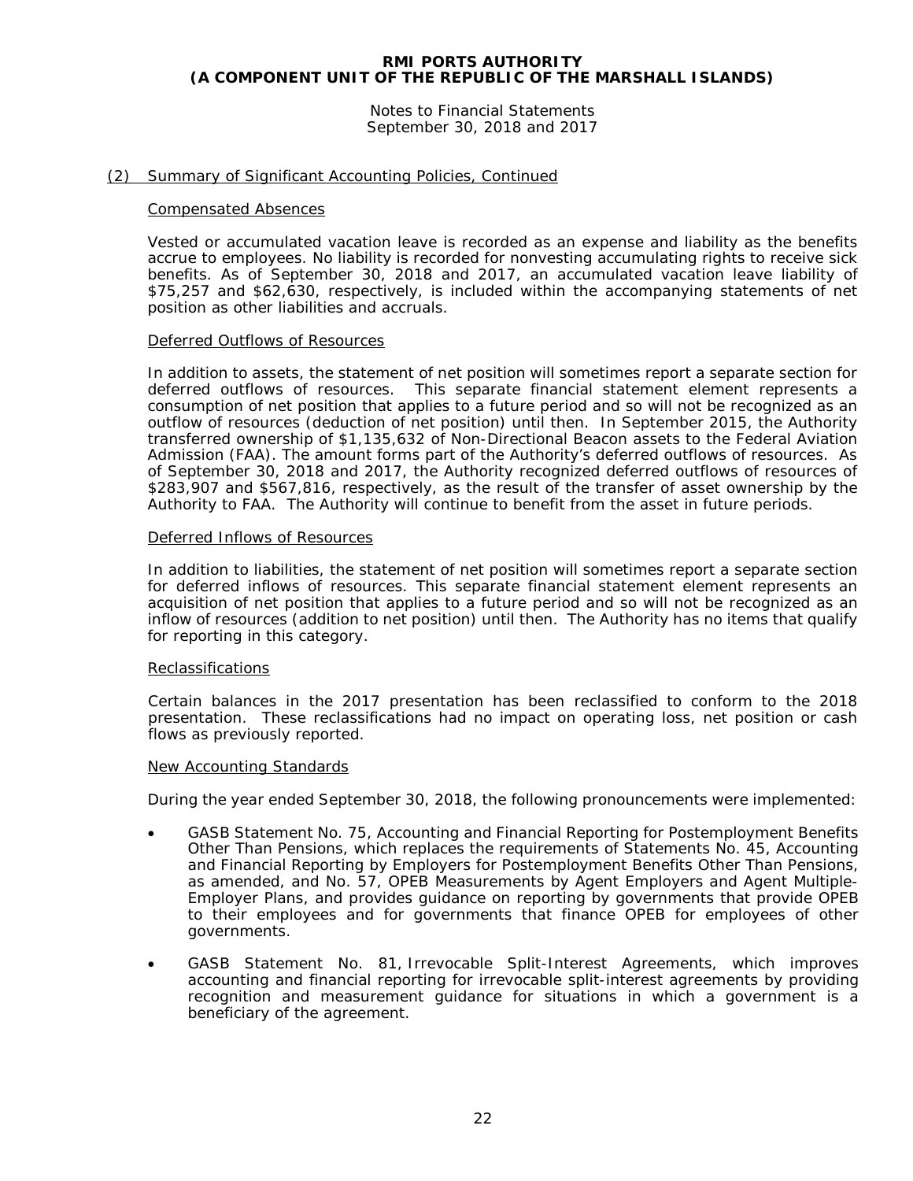## (2) Summary of Significant Accounting Policies, Continued

### Compensated Absences

Vested or accumulated vacation leave is recorded as an expense and liability as the benefits accrue to employees. No liability is recorded for nonvesting accumulating rights to receive sick benefits. As of September 30, 2018 and 2017, an accumulated vacation leave liability of $75,257 and $62,630, respectively, is included within the accompanying statements of net position as other liabilities and accruals.

### Deferred Outflows of Resources

In addition to assets, the statement of net position will sometimes report a separate section for deferred outflows of resources. This separate financial statement element represents a consumption of net position that applies to a future period and so will not be recognized as an outflow of resources (deduction of net position) until then. In September 2015, the Authority transferred ownership of $1,135,632 of Non-Directional Beacon assets to the Federal Aviation Admission (FAA). The amount forms part of the Authority's deferred outflows of resources. As of September 30, 2018 and 2017, the Authority recognized deferred outflows of resources of $283,907 and $567,816, respectively, as the result of the transfer of asset ownership by the Authority to FAA. The Authority will continue to benefit from the asset in future periods.

### Deferred Inflows of Resources

In addition to liabilities, the statement of net position will sometimes report a separate section for deferred inflows of resources. This separate financial statement element represents an acquisition of net position that applies to a future period and so will not be recognized as an inflow of resources (addition to net position) until then. The Authority has no items that qualify for reporting in this category.

### Reclassifications

Certain balances in the 2017 presentation has been reclassified to conform to the 2018 presentation. These reclassifications had no impact on operating loss, net position or cash flows as previously reported.

### New Accounting Standards

During the year ended September 30, 2018, the following pronouncements were implemented:

- GASB Statement No. 75, Accounting and Financial Reporting for Postemployment Benefits Other Than Pensions, which replaces the requirements of Statements No. 45, Accounting and Financial Reporting by Employers for Postemployment Benefits Other Than Pensions, as amended, and No. 57, OPEB Measurements by Agent Employers and Agent Multiple-Employer Plans, and provides guidance on reporting by governments that provide OPEB to their employees and for governments that finance OPEB for employees of other governments.

- GASB Statement No. 81, Irrevocable Split-Interest Agreements, which improves accounting and financial reporting for irrevocable split-interest agreements by providing recognition and measurement guidance for situations in which a government is a beneficiary of the agreement.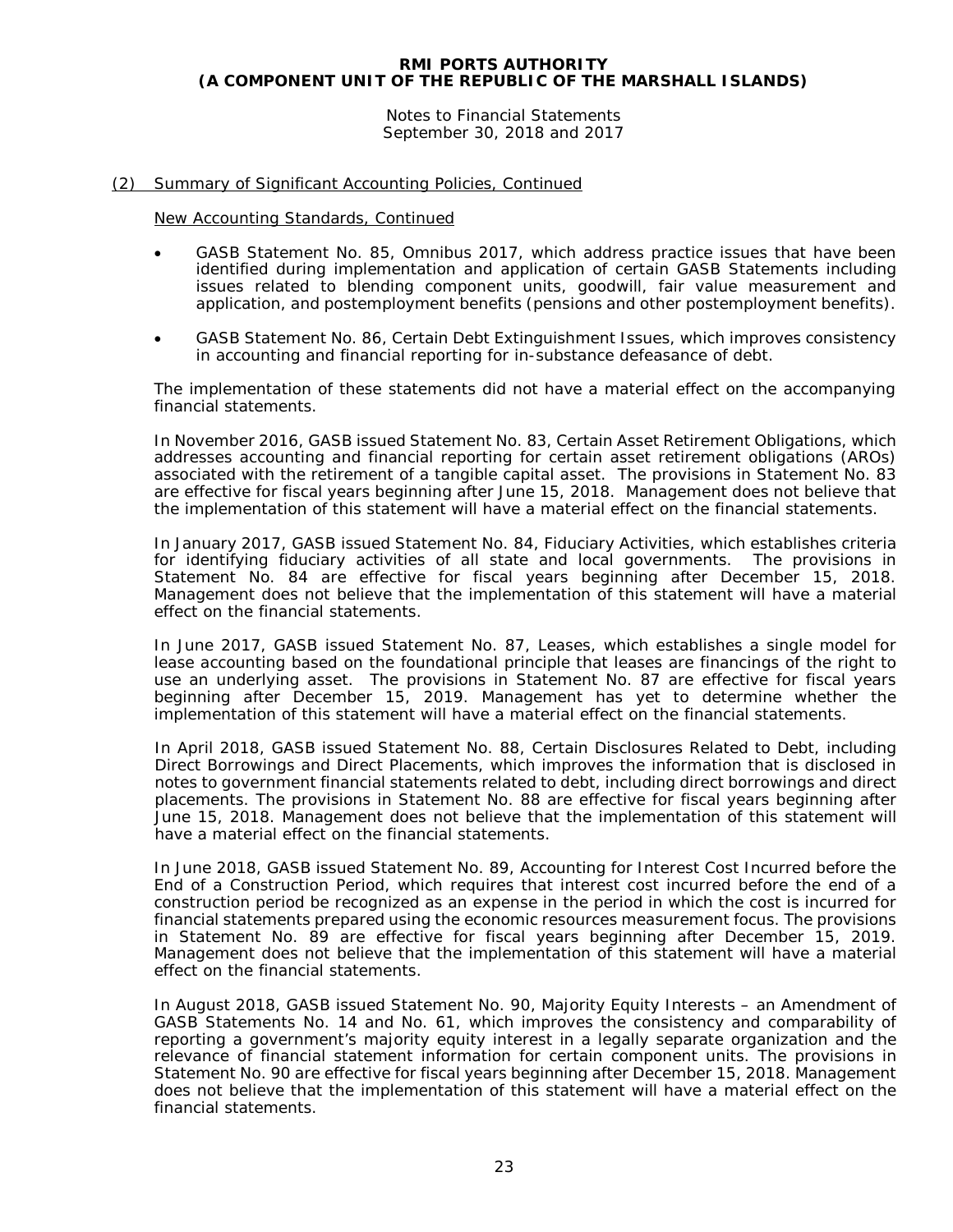## (2) Summary of Significant Accounting Policies, Continued

### New Accounting Standards, Continued

- GASB Statement No. 85, Omnibus 2017, which address practice issues that have been identified during implementation and application of certain GASB Statements including issues related to blending component units, goodwill, fair value measurement and application, and postemployment benefits (pensions and other postemployment benefits).

- GASB Statement No. 86, Certain Debt Extinguishment Issues, which improves consistency in accounting and financial reporting for in-substance defeasance of debt.

The implementation of these statements did not have a material effect on the accompanying financial statements.

In November 2016, GASB issued Statement No. 83, Certain Asset Retirement Obligations, which addresses accounting and financial reporting for certain asset retirement obligations (AROs) associated with the retirement of a tangible capital asset. The provisions in Statement No. 83 are effective for fiscal years beginning after June 15, 2018. Management does not believe that the implementation of this statement will have a material effect on the financial statements.

In January 2017, GASB issued Statement No. 84, Fiduciary Activities, which establishes criteria for identifying fiduciary activities of all state and local governments. The provisions in Statement No. 84 are effective for fiscal years beginning after December 15, 2018. Management does not believe that the implementation of this statement will have a material effect on the financial statements.

In June 2017, GASB issued Statement No. 87, Leases, which establishes a single model for lease accounting based on the foundational principle that leases are financings of the right to use an underlying asset. The provisions in Statement No. 87 are effective for fiscal years beginning after December 15, 2019. Management has yet to determine whether the implementation of this statement will have a material effect on the financial statements.

In April 2018, GASB issued Statement No. 88, Certain Disclosures Related to Debt, including Direct Borrowings and Direct Placements, which improves the information that is disclosed in notes to government financial statements related to debt, including direct borrowings and direct placements. The provisions in Statement No. 88 are effective for fiscal years beginning after June 15, 2018. Management does not believe that the implementation of this statement will have a material effect on the financial statements.

In June 2018, GASB issued Statement No. 89, Accounting for Interest Cost Incurred before the End of a Construction Period, which requires that interest cost incurred before the end of a construction period be recognized as an expense in the period in which the cost is incurred for financial statements prepared using the economic resources measurement focus. The provisions in Statement No. 89 are effective for fiscal years beginning after December 15, 2019. Management does not believe that the implementation of this statement will have a material effect on the financial statements.

In August 2018, GASB issued Statement No. 90, Majority Equity Interests – an Amendment of GASB Statements No. 14 and No. 61, which improves the consistency and comparability of reporting a government's majority equity interest in a legally separate organization and the relevance of financial statement information for certain component units. The provisions in Statement No. 90 are effective for fiscal years beginning after December 15, 2018. Management does not believe that the implementation of this statement will have a material effect on the financial statements.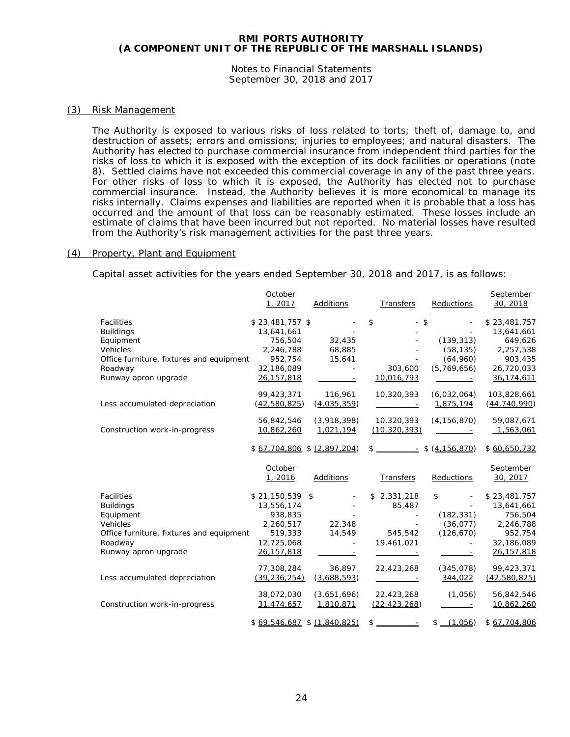**RMI PORTS AUTHORITY**
**(A COMPONENT UNIT OF THE REPUBLIC OF THE MARSHALL ISLANDS)**

Notes to Financial Statements
September 30, 2018 and 2017

## (3) Risk Management

The Authority is exposed to various risks of loss related to torts; theft of, damage to, and destruction of assets; errors and omissions; injuries to employees; and natural disasters. The Authority has elected to purchase commercial insurance from independent third parties for the risks of loss to which it is exposed with the exception of its dock facilities or operations (note 8). Settled claims have not exceeded this commercial coverage in any of the past three years. For other risks of loss to which it is exposed, the Authority has elected not to purchase commercial insurance. Instead, the Authority believes it is more economical to manage its risks internally. Claims expenses and liabilities are reported when it is probable that a loss has occurred and the amount of that loss can be reasonably estimated. These losses include an estimate of claims that have been incurred but not reported. No material losses have resulted from the Authority's risk management activities for the past three years.

## (4) Property, Plant and Equipment

Capital asset activities for the years ended September 30, 2018 and 2017, is as follows:

| | October 1, 2017 | Additions | Transfers | Reductions | September 30, 2018 |
|---|---|---|---|---|---|
| Facilities | $ 23,481,757 | $ - | $ - | $ - | $ 23,481,757 |
| Buildings | 13,641,661 | - | - | - | 13,641,661 |
| Equipment | 756,504 | 32,435 | - | (139,313) | 649,626 |
| Vehicles | 2,246,788 | 68,885 | - | (58,135) | 2,257,538 |
| Office furniture, fixtures and equipment | 952,754 | 15,641 | - | (64,960) | 903,435 |
| Roadway | 32,186,089 | - | 303,600 | (5,769,656) | 26,720,033 |
| Runway apron upgrade | 26,157,818 | - | 10,016,793 | - | 36,174,611 |
| | 99,423,371 | 116,961 | 10,320,393 | (6,032,064) | 103,828,661 |
| Less accumulated depreciation | (42,580,825) | (4,035,359) | - | 1,875,194 | (44,740,990) |
| | 56,842,546 | (3,918,398) | 10,320,393 | (4,156,870) | 59,087,671 |
| Construction work-in-progress | 10,862,260 | 1,021,194 | (10,320,393) | - | 1,563,061 |
| | $ 67,704,806 | $ (2,897,204) | $ - | $ (4,156,870) | $ 60,650,732 |

| | October 1, 2016 | Additions | Transfers | Reductions | September 30, 2017 |
|---|---|---|---|---|---|
| Facilities | $ 21,150,539 | $ - | $ 2,331,218 | $ - | $ 23,481,757 |
| Buildings | 13,556,174 | - | 85,487 | - | 13,641,661 |
| Equipment | 938,835 | - | - | (182,331) | 756,504 |
| Vehicles | 2,260,517 | 22,348 | - | (36,077) | 2,246,788 |
| Office furniture, fixtures and equipment | 519,333 | 14,549 | 545,542 | (126,670) | 952,754 |
| Roadway | 12,725,068 | - | 19,461,021 | - | 32,186,089 |
| Runway apron upgrade | 26,157,818 | - | - | - | 26,157,818 |
| | 77,308,284 | 36,897 | 22,423,268 | (345,078) | 99,423,371 |
| Less accumulated depreciation | (39,236,254) | (3,688,593) | - | 344,022 | (42,580,825) |
| | 38,072,030 | (3,651,696) | 22,423,268 | (1,056) | 56,842,546 |
| Construction work-in-progress | 31,474,657 | 1,810,871 | (22,423,268) | - | 10,862,260 |
| | $ 69,546,687 | $ (1,840,825) | $ - | $ (1,056) | $ 67,704,806 |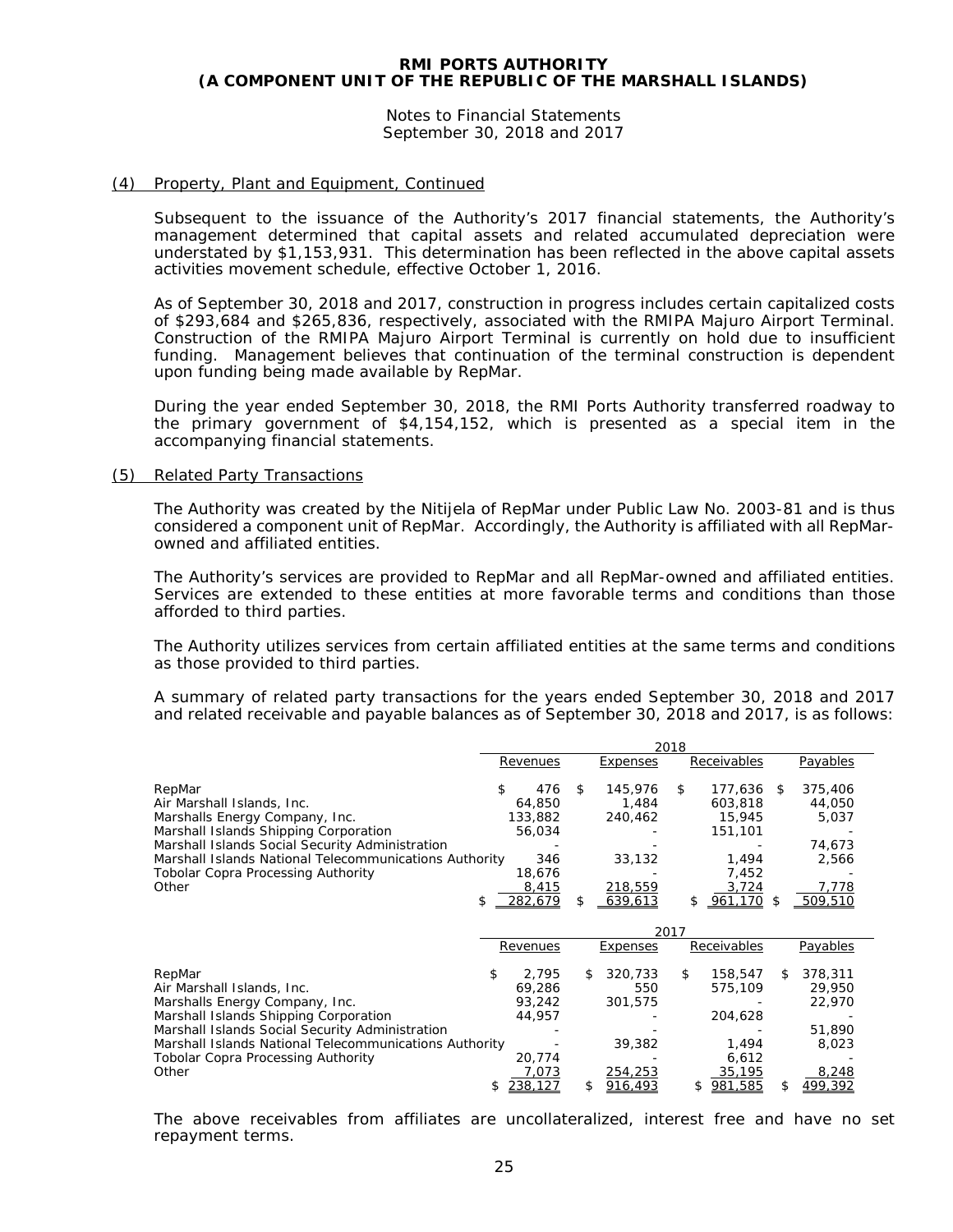## (4) Property, Plant and Equipment, Continued

Subsequent to the issuance of the Authority's 2017 financial statements, the Authority's management determined that capital assets and related accumulated depreciation were understated by $1,153,931. This determination has been reflected in the above capital assets activities movement schedule, effective October 1, 2016.

As of September 30, 2018 and 2017, construction in progress includes certain capitalized costs of $293,684 and $265,836, respectively, associated with the RMIPA Majuro Airport Terminal. Construction of the RMIPA Majuro Airport Terminal is currently on hold due to insufficient funding. Management believes that continuation of the terminal construction is dependent upon funding being made available by RepMar.

During the year ended September 30, 2018, the RMI Ports Authority transferred roadway to the primary government of $4,154,152, which is presented as a special item in the accompanying financial statements.

## (5) Related Party Transactions

The Authority was created by the Nitijela of RepMar under Public Law No. 2003-81 and is thus considered a component unit of RepMar. Accordingly, the Authority is affiliated with all RepMar-owned and affiliated entities.

The Authority's services are provided to RepMar and all RepMar-owned and affiliated entities. Services are extended to these entities at more favorable terms and conditions than those afforded to third parties.

The Authority utilizes services from certain affiliated entities at the same terms and conditions as those provided to third parties.

A summary of related party transactions for the years ended September 30, 2018 and 2017 and related receivable and payable balances as of September 30, 2018 and 2017, is as follows:

| | 2018 | | | |
|---|---|---|---|---|
| | Revenues | Expenses | Receivables | Payables |
| RepMar | $ 476 | $ 145,976 | $ 177,636 | $ 375,406 |
| Air Marshall Islands, Inc. | 64,850 | 1,484 | 603,818 | 44,050 |
| Marshalls Energy Company, Inc. | 133,882 | 240,462 | 15,945 | 5,037 |
| Marshall Islands Shipping Corporation | 56,034 | - | 151,101 | - |
| Marshall Islands Social Security Administration | - | - | - | 74,673 |
| Marshall Islands National Telecommunications Authority | 346 | 33,132 | 1,494 | 2,566 |
| Tobolar Copra Processing Authority | 18,676 | - | 7,452 | - |
| Other | 8,415 | 218,559 | 3,724 | 7,778 |
| | $ 282,679 | $ 639,613 | $ 961,170 | $ 509,510 |

| | 2017 | | | |
|---|---|---|---|---|
| | Revenues | Expenses | Receivables | Payables |
| RepMar | $ 2,795 | $ 320,733 | $ 158,547 | $ 378,311 |
| Air Marshall Islands, Inc. | 69,286 | 550 | 575,109 | 29,950 |
| Marshalls Energy Company, Inc. | 93,242 | 301,575 | - | 22,970 |
| Marshall Islands Shipping Corporation | 44,957 | - | 204,628 | - |
| Marshall Islands Social Security Administration | - | - | - | 51,890 |
| Marshall Islands National Telecommunications Authority | - | 39,382 | 1,494 | 8,023 |
| Tobolar Copra Processing Authority | 20,774 | - | 6,612 | - |
| Other | 7,073 | 254,253 | 35,195 | 8,248 |
| | $ 238,127 | $ 916,493 | $ 981,585 | $ 499,392 |

The above receivables from affiliates are uncollateralized, interest free and have no set repayment terms.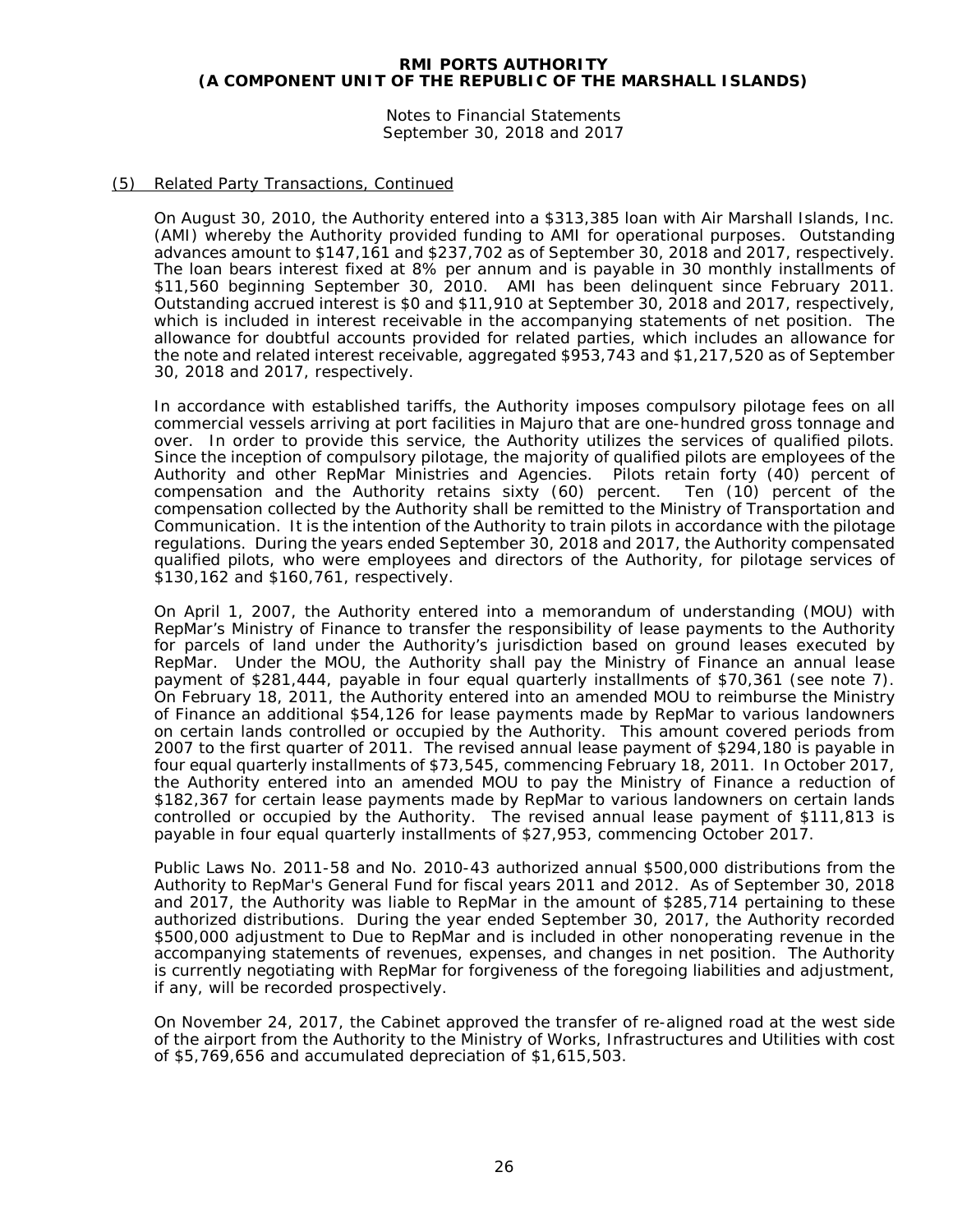## (5) Related Party Transactions, Continued

On August 30, 2010, the Authority entered into a $313,385 loan with Air Marshall Islands, Inc. (AMI) whereby the Authority provided funding to AMI for operational purposes. Outstanding advances amount to $147,161 and $237,702 as of September 30, 2018 and 2017, respectively. The loan bears interest fixed at 8% per annum and is payable in 30 monthly installments of $11,560 beginning September 30, 2010. AMI has been delinquent since February 2011. Outstanding accrued interest is $0 and $11,910 at September 30, 2018 and 2017, respectively, which is included in interest receivable in the accompanying statements of net position. The allowance for doubtful accounts provided for related parties, which includes an allowance for the note and related interest receivable, aggregated $953,743 and $1,217,520 as of September 30, 2018 and 2017, respectively.

In accordance with established tariffs, the Authority imposes compulsory pilotage fees on all commercial vessels arriving at port facilities in Majuro that are one-hundred gross tonnage and over. In order to provide this service, the Authority utilizes the services of qualified pilots. Since the inception of compulsory pilotage, the majority of qualified pilots are employees of the Authority and other RepMar Ministries and Agencies. Pilots retain forty (40) percent of compensation and the Authority retains sixty (60) percent. Ten (10) percent of the compensation collected by the Authority shall be remitted to the Ministry of Transportation and Communication. It is the intention of the Authority to train pilots in accordance with the pilotage regulations. During the years ended September 30, 2018 and 2017, the Authority compensated qualified pilots, who were employees and directors of the Authority, for pilotage services of $130,162 and $160,761, respectively.

On April 1, 2007, the Authority entered into a memorandum of understanding (MOU) with RepMar's Ministry of Finance to transfer the responsibility of lease payments to the Authority for parcels of land under the Authority's jurisdiction based on ground leases executed by RepMar. Under the MOU, the Authority shall pay the Ministry of Finance an annual lease payment of $281,444, payable in four equal quarterly installments of $70,361 (see note 7). On February 18, 2011, the Authority entered into an amended MOU to reimburse the Ministry of Finance an additional $54,126 for lease payments made by RepMar to various landowners on certain lands controlled or occupied by the Authority. This amount covered periods from 2007 to the first quarter of 2011. The revised annual lease payment of $294,180 is payable in four equal quarterly installments of $73,545, commencing February 18, 2011. In October 2017, the Authority entered into an amended MOU to pay the Ministry of Finance a reduction of $182,367 for certain lease payments made by RepMar to various landowners on certain lands controlled or occupied by the Authority. The revised annual lease payment of $111,813 is payable in four equal quarterly installments of $27,953, commencing October 2017.

Public Laws No. 2011-58 and No. 2010-43 authorized annual $500,000 distributions from the Authority to RepMar's General Fund for fiscal years 2011 and 2012. As of September 30, 2018 and 2017, the Authority was liable to RepMar in the amount of $285,714 pertaining to these authorized distributions. During the year ended September 30, 2017, the Authority recorded $500,000 adjustment to Due to RepMar and is included in other nonoperating revenue in the accompanying statements of revenues, expenses, and changes in net position. The Authority is currently negotiating with RepMar for forgiveness of the foregoing liabilities and adjustment, if any, will be recorded prospectively.

On November 24, 2017, the Cabinet approved the transfer of re-aligned road at the west side of the airport from the Authority to the Ministry of Works, Infrastructures and Utilities with cost of $5,769,656 and accumulated depreciation of $1,615,503.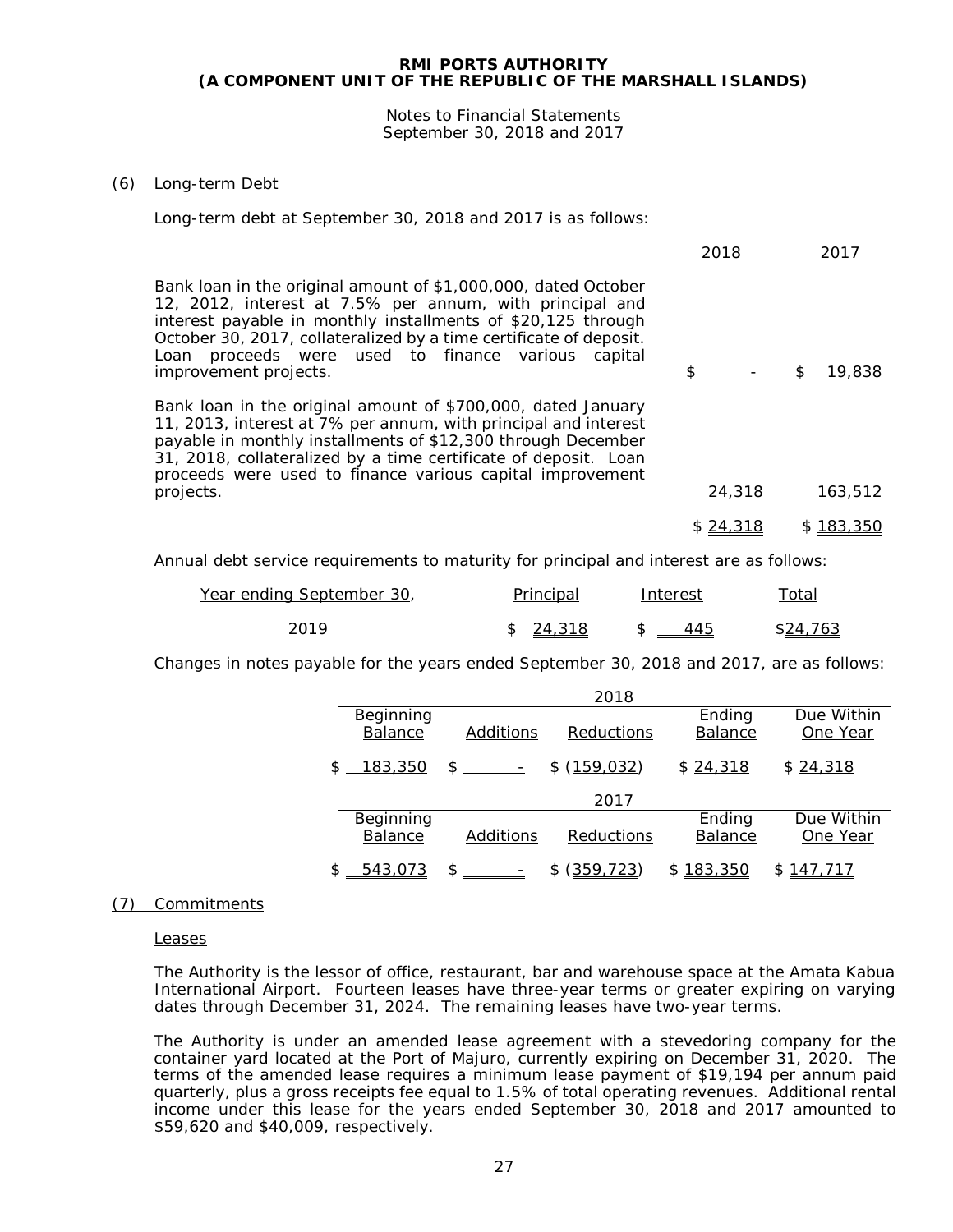# RMI PORTS AUTHORITY
# (A COMPONENT UNIT OF THE REPUBLIC OF THE MARSHALL ISLANDS)

Notes to Financial Statements
September 30, 2018 and 2017

## (6) Long-term Debt

Long-term debt at September 30, 2018 and 2017 is as follows:

| | 2018 | 2017 |
|---|---|---|
| Bank loan in the original amount of $1,000,000, dated October 12, 2012, interest at 7.5% per annum, with principal and interest payable in monthly installments of $20,125 through October 30, 2017, collateralized by a time certificate of deposit. Loan proceeds were used to finance various capital improvement projects. | $ - | $ 19,838 |
| Bank loan in the original amount of $700,000, dated January 11, 2013, interest at 7% per annum, with principal and interest payable in monthly installments of $12,300 through December 31, 2018, collateralized by a time certificate of deposit. Loan proceeds were used to finance various capital improvement projects. | 24,318 | 163,512 |
| | $ 24,318 | $ 183,350 |

Annual debt service requirements to maturity for principal and interest are as follows:

| Year ending September 30, | Principal | Interest | Total |
|---|---|---|---|
| 2019 | $ 24,318 | $ 445 | $24,763 |

Changes in notes payable for the years ended September 30, 2018 and 2017, are as follows:

| | | 2018 | | |
|---|---|---|---|---|
| Beginning Balance | Additions | Reductions | Ending Balance | Due Within One Year |
| $ 183,350 | $ - | $ (159,032) | $ 24,318 | $ 24,318 |

| | | 2017 | | |
|---|---|---|---|---|
| Beginning Balance | Additions | Reductions | Ending Balance | Due Within One Year |
| $ 543,073 | $ - | $ (359,723) | $ 183,350 | $ 147,717 |

## (7) Commitments

### Leases

The Authority is the lessor of office, restaurant, bar and warehouse space at the Amata Kabua International Airport. Fourteen leases have three-year terms or greater expiring on varying dates through December 31, 2024. The remaining leases have two-year terms.

The Authority is under an amended lease agreement with a stevedoring company for the container yard located at the Port of Majuro, currently expiring on December 31, 2020. The terms of the amended lease requires a minimum lease payment of $19,194 per annum paid quarterly, plus a gross receipts fee equal to 1.5% of total operating revenues. Additional rental income under this lease for the years ended September 30, 2018 and 2017 amounted to $59,620 and $40,009, respectively.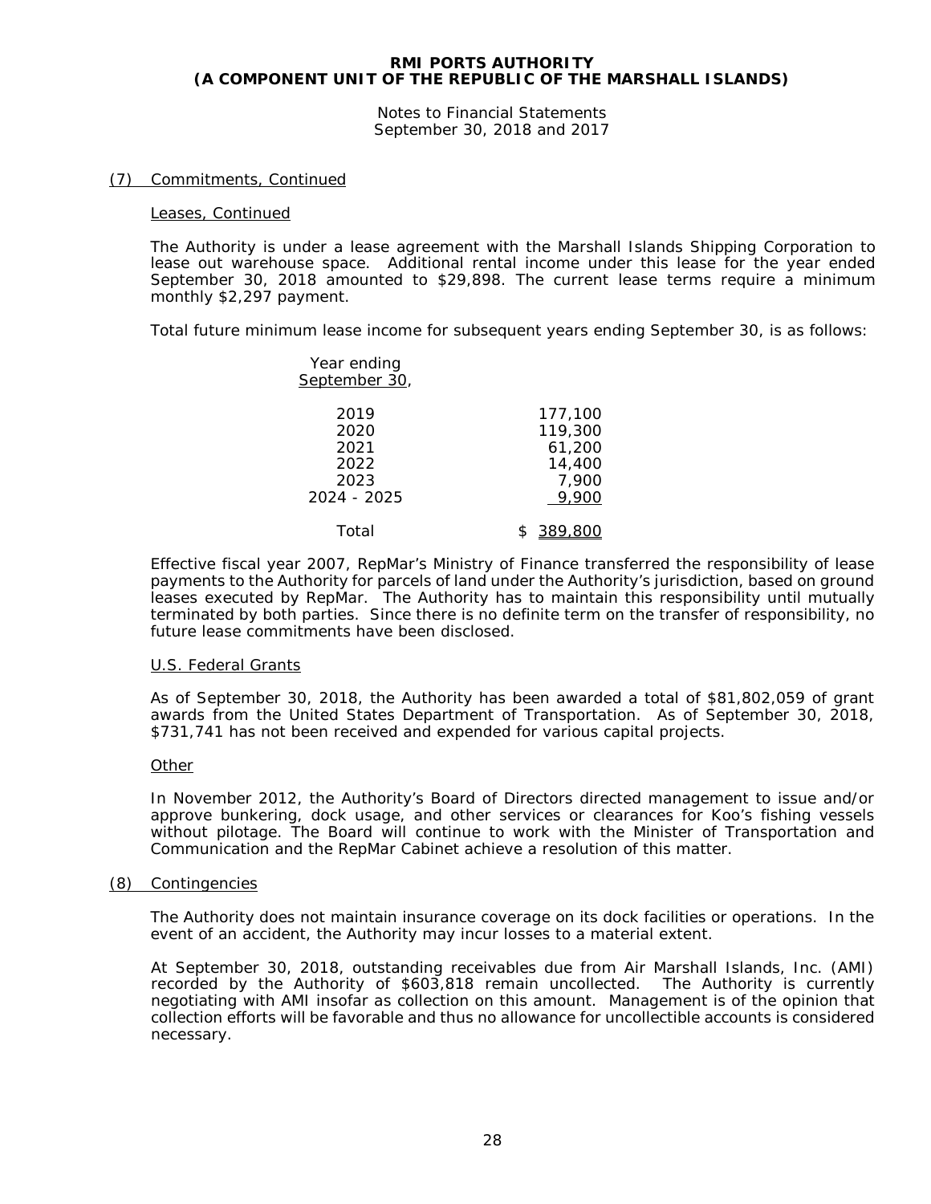### (7) Commitments, Continued

#### Leases, Continued

The Authority is under a lease agreement with the Marshall Islands Shipping Corporation to lease out warehouse space. Additional rental income under this lease for the year ended September 30, 2018 amounted to $29,898. The current lease terms require a minimum monthly $2,297 payment.

Total future minimum lease income for subsequent years ending September 30, is as follows:

| Year ending September 30, | |
|---|---|
| 2019 | 177,100 |
| 2020 | 119,300 |
| 2021 | 61,200 |
| 2022 | 14,400 |
| 2023 | 7,900 |
| 2024 - 2025 | 9,900 |
| Total | $ 389,800 |

Effective fiscal year 2007, RepMar's Ministry of Finance transferred the responsibility of lease payments to the Authority for parcels of land under the Authority's jurisdiction, based on ground leases executed by RepMar. The Authority has to maintain this responsibility until mutually terminated by both parties. Since there is no definite term on the transfer of responsibility, no future lease commitments have been disclosed.

#### U.S. Federal Grants

As of September 30, 2018, the Authority has been awarded a total of $81,802,059 of grant awards from the United States Department of Transportation. As of September 30, 2018, $731,741 has not been received and expended for various capital projects.

#### Other

In November 2012, the Authority's Board of Directors directed management to issue and/or approve bunkering, dock usage, and other services or clearances for Koo's fishing vessels without pilotage. The Board will continue to work with the Minister of Transportation and Communication and the RepMar Cabinet achieve a resolution of this matter.

### (8) Contingencies

The Authority does not maintain insurance coverage on its dock facilities or operations. In the event of an accident, the Authority may incur losses to a material extent.

At September 30, 2018, outstanding receivables due from Air Marshall Islands, Inc. (AMI) recorded by the Authority of $603,818 remain uncollected. The Authority is currently negotiating with AMI insofar as collection on this amount. Management is of the opinion that collection efforts will be favorable and thus no allowance for uncollectible accounts is considered necessary.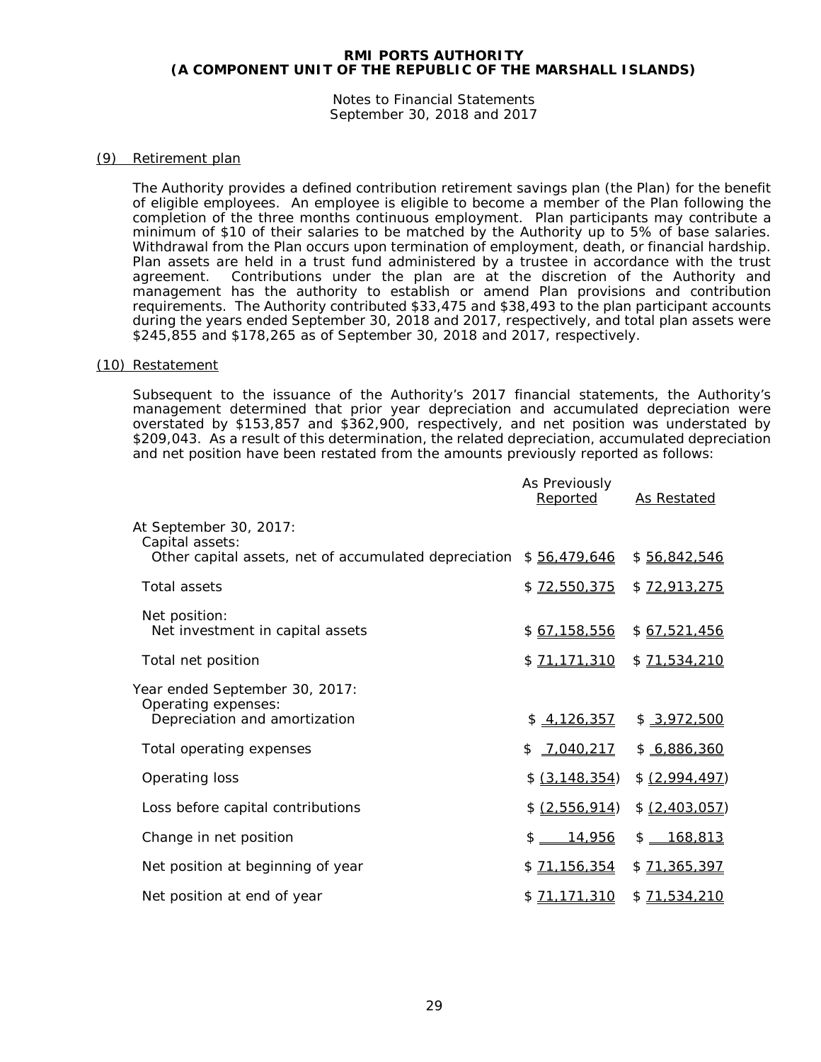**RMI PORTS AUTHORITY**
**(A COMPONENT UNIT OF THE REPUBLIC OF THE MARSHALL ISLANDS)**

Notes to Financial Statements
September 30, 2018 and 2017

## (9) Retirement plan

The Authority provides a defined contribution retirement savings plan (the Plan) for the benefit of eligible employees. An employee is eligible to become a member of the Plan following the completion of the three months continuous employment. Plan participants may contribute a minimum of $10 of their salaries to be matched by the Authority up to 5% of base salaries. Withdrawal from the Plan occurs upon termination of employment, death, or financial hardship. Plan assets are held in a trust fund administered by a trustee in accordance with the trust agreement. Contributions under the plan are at the discretion of the Authority and management has the authority to establish or amend Plan provisions and contribution requirements. The Authority contributed $33,475 and $38,493 to the plan participant accounts during the years ended September 30, 2018 and 2017, respectively, and total plan assets were $245,855 and $178,265 as of September 30, 2018 and 2017, respectively.

## (10) Restatement

Subsequent to the issuance of the Authority's 2017 financial statements, the Authority's management determined that prior year depreciation and accumulated depreciation were overstated by $153,857 and $362,900, respectively, and net position was understated by $209,043. As a result of this determination, the related depreciation, accumulated depreciation and net position have been restated from the amounts previously reported as follows:

| | As Previously Reported | As Restated |
|---|---|---|
| At September 30, 2017: | | |
| Capital assets: | | |
| Other capital assets, net of accumulated depreciation | $ 56,479,646 | $ 56,842,546 |
| Total assets | $ 72,550,375 | $ 72,913,275 |
| Net position: | | |
| Net investment in capital assets | $ 67,158,556 | $ 67,521,456 |
| Total net position | $ 71,171,310 | $ 71,534,210 |
| Year ended September 30, 2017: | | |
| Operating expenses: | | |
| Depreciation and amortization | $ 4,126,357 | $ 3,972,500 |
| Total operating expenses | $ 7,040,217 | $ 6,886,360 |
| Operating loss | $ (3,148,354) | $ (2,994,497) |
| Loss before capital contributions | $ (2,556,914) | $ (2,403,057) |
| Change in net position | $ 14,956 | $ 168,813 |
| Net position at beginning of year | $ 71,156,354 | $ 71,365,397 |
| Net position at end of year | $ 71,171,310 | $ 71,534,210 |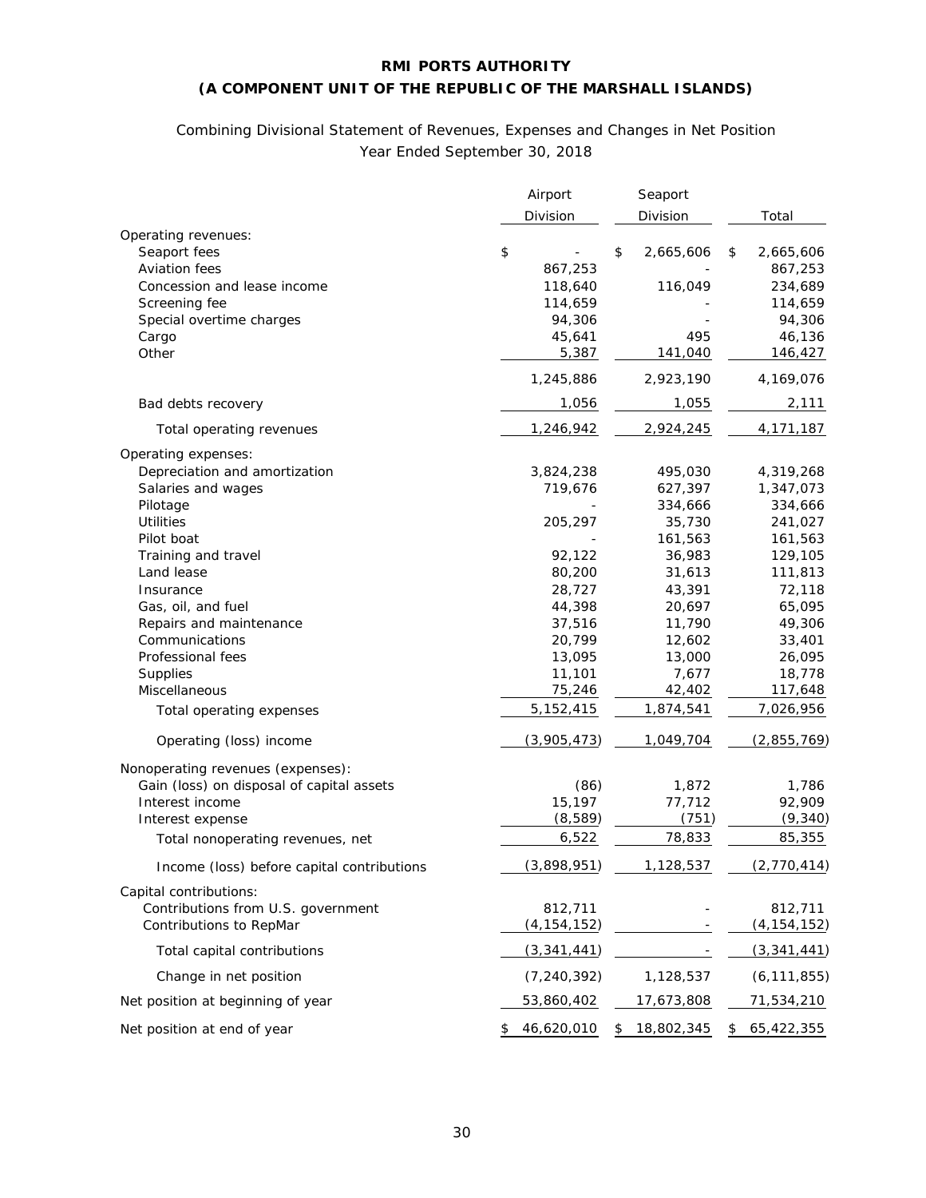# RMI PORTS AUTHORITY
## (A COMPONENT UNIT OF THE REPUBLIC OF THE MARSHALL ISLANDS)

Combining Divisional Statement of Revenues, Expenses and Changes in Net Position
Year Ended September 30, 2018

| | Airport Division | Seaport Division | Total |
|---|---|---|---|
| Operating revenues: | | | |
| Seaport fees | $ - | $ 2,665,606 | $ 2,665,606 |
| Aviation fees | 867,253 | - | 867,253 |
| Concession and lease income | 118,640 | 116,049 | 234,689 |
| Screening fee | 114,659 | - | 114,659 |
| Special overtime charges | 94,306 | - | 94,306 |
| Cargo | 45,641 | 495 | 46,136 |
| Other | 5,387 | 141,040 | 146,427 |
| | 1,245,886 | 2,923,190 | 4,169,076 |
| Bad debts recovery | 1,056 | 1,055 | 2,111 |
| Total operating revenues | 1,246,942 | 2,924,245 | 4,171,187 |
| Operating expenses: | | | |
| Depreciation and amortization | 3,824,238 | 495,030 | 4,319,268 |
| Salaries and wages | 719,676 | 627,397 | 1,347,073 |
| Pilotage | - | 334,666 | 334,666 |
| Utilities | 205,297 | 35,730 | 241,027 |
| Pilot boat | - | 161,563 | 161,563 |
| Training and travel | 92,122 | 36,983 | 129,105 |
| Land lease | 80,200 | 31,613 | 111,813 |
| Insurance | 28,727 | 43,391 | 72,118 |
| Gas, oil, and fuel | 44,398 | 20,697 | 65,095 |
| Repairs and maintenance | 37,516 | 11,790 | 49,306 |
| Communications | 20,799 | 12,602 | 33,401 |
| Professional fees | 13,095 | 13,000 | 26,095 |
| Supplies | 11,101 | 7,677 | 18,778 |
| Miscellaneous | 75,246 | 42,402 | 117,648 |
| Total operating expenses | 5,152,415 | 1,874,541 | 7,026,956 |
| Operating (loss) income | (3,905,473) | 1,049,704 | (2,855,769) |
| Nonoperating revenues (expenses): | | | |
| Gain (loss) on disposal of capital assets | (86) | 1,872 | 1,786 |
| Interest income | 15,197 | 77,712 | 92,909 |
| Interest expense | (8,589) | (751) | (9,340) |
| Total nonoperating revenues, net | 6,522 | 78,833 | 85,355 |
| Income (loss) before capital contributions | (3,898,951) | 1,128,537 | (2,770,414) |
| Capital contributions: | | | |
| Contributions from U.S. government | 812,711 | - | 812,711 |
| Contributions to RepMar | (4,154,152) | - | (4,154,152) |
| Total capital contributions | (3,341,441) | - | (3,341,441) |
| Change in net position | (7,240,392) | 1,128,537 | (6,111,855) |
| Net position at beginning of year | 53,860,402 | 17,673,808 | 71,534,210 |
| Net position at end of year | $ 46,620,010 | $ 18,802,345 | $ 65,422,355 |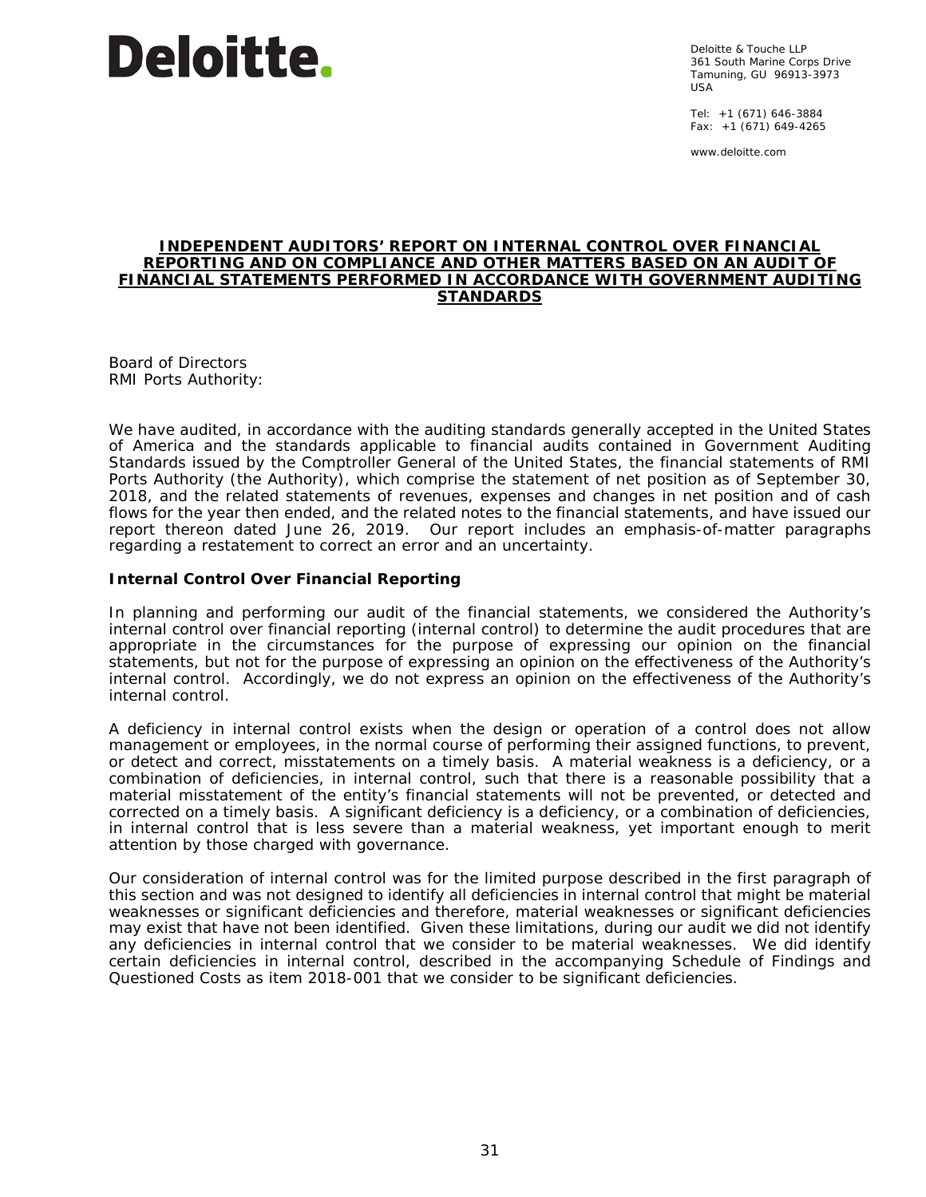Deloitte.

Deloitte & Touche LLP
361 South Marine Corps Drive
Tamuning, GU 96913-3973
USA

Tel: +1 (671) 646-3884
Fax: +1 (671) 649-4265

www.deloitte.com

# INDEPENDENT AUDITORS' REPORT ON INTERNAL CONTROL OVER FINANCIAL REPORTING AND ON COMPLIANCE AND OTHER MATTERS BASED ON AN AUDIT OF FINANCIAL STATEMENTS PERFORMED IN ACCORDANCE WITH GOVERNMENT AUDITING STANDARDS

Board of Directors
RMI Ports Authority:

We have audited, in accordance with the auditing standards generally accepted in the United States of America and the standards applicable to financial audits contained in Government Auditing Standards issued by the Comptroller General of the United States, the financial statements of RMI Ports Authority (the Authority), which comprise the statement of net position as of September 30, 2018, and the related statements of revenues, expenses and changes in net position and of cash flows for the year then ended, and the related notes to the financial statements, and have issued our report thereon dated June 26, 2019. Our report includes an emphasis-of-matter paragraphs regarding a restatement to correct an error and an uncertainty.

## Internal Control Over Financial Reporting

In planning and performing our audit of the financial statements, we considered the Authority's internal control over financial reporting (internal control) to determine the audit procedures that are appropriate in the circumstances for the purpose of expressing our opinion on the financial statements, but not for the purpose of expressing an opinion on the effectiveness of the Authority's internal control. Accordingly, we do not express an opinion on the effectiveness of the Authority's internal control.

A deficiency in internal control exists when the design or operation of a control does not allow management or employees, in the normal course of performing their assigned functions, to prevent, or detect and correct, misstatements on a timely basis. A material weakness is a deficiency, or a combination of deficiencies, in internal control, such that there is a reasonable possibility that a material misstatement of the entity's financial statements will not be prevented, or detected and corrected on a timely basis. A significant deficiency is a deficiency, or a combination of deficiencies, in internal control that is less severe than a material weakness, yet important enough to merit attention by those charged with governance.

Our consideration of internal control was for the limited purpose described in the first paragraph of this section and was not designed to identify all deficiencies in internal control that might be material weaknesses or significant deficiencies and therefore, material weaknesses or significant deficiencies may exist that have not been identified. Given these limitations, during our audit we did not identify any deficiencies in internal control that we consider to be material weaknesses. We did identify certain deficiencies in internal control, described in the accompanying Schedule of Findings and Questioned Costs as item 2018-001 that we consider to be significant deficiencies.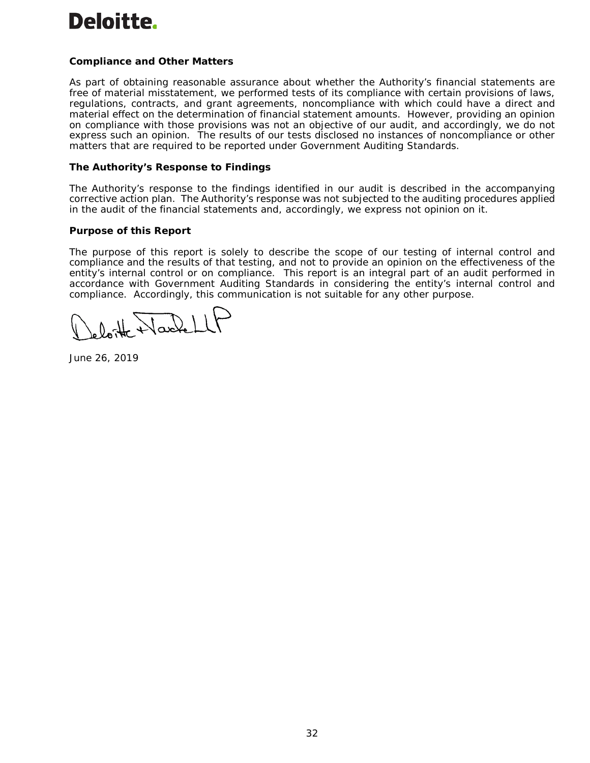**Compliance and Other Matters**

As part of obtaining reasonable assurance about whether the Authority's financial statements are free of material misstatement, we performed tests of its compliance with certain provisions of laws, regulations, contracts, and grant agreements, noncompliance with which could have a direct and material effect on the determination of financial statement amounts. However, providing an opinion on compliance with those provisions was not an objective of our audit, and accordingly, we do not express such an opinion. The results of our tests disclosed no instances of noncompliance or other matters that are required to be reported under Government Auditing Standards.

**The Authority's Response to Findings**

The Authority's response to the findings identified in our audit is described in the accompanying corrective action plan. The Authority's response was not subjected to the auditing procedures applied in the audit of the financial statements and, accordingly, we express not opinion on it.

**Purpose of this Report**

The purpose of this report is solely to describe the scope of our testing of internal control and compliance and the results of that testing, and not to provide an opinion on the effectiveness of the entity's internal control or on compliance. This report is an integral part of an audit performed in accordance with Government Auditing Standards in considering the entity's internal control and compliance. Accordingly, this communication is not suitable for any other purpose.

Deloitte & Touche LLP

June 26, 2019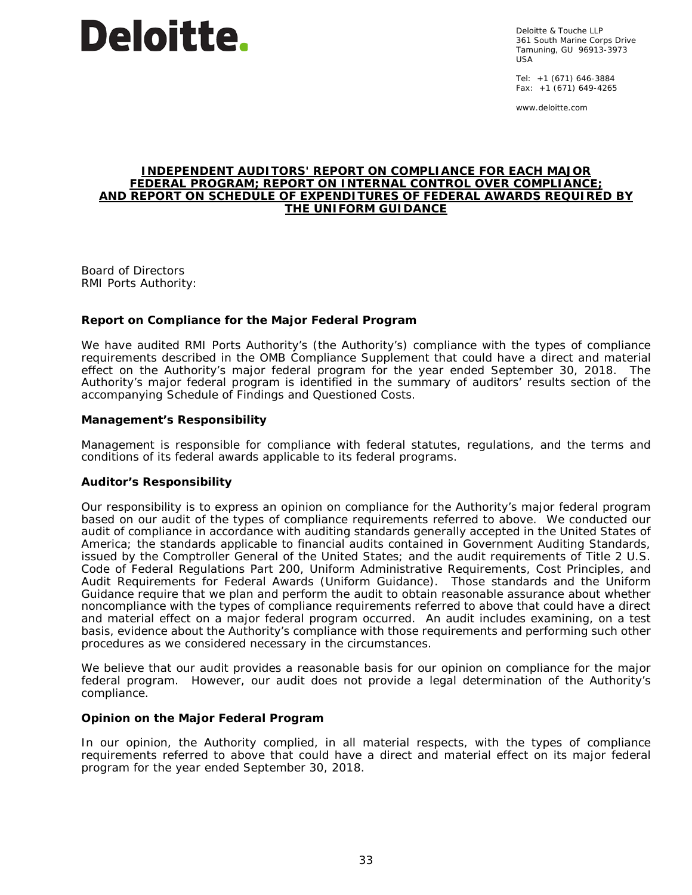**Deloitte.**

Deloitte & Touche LLP
361 South Marine Corps Drive
Tamuning, GU 96913-3973
USA

Tel: +1 (671) 646-3884
Fax: +1 (671) 649-4265

www.deloitte.com

# INDEPENDENT AUDITORS' REPORT ON COMPLIANCE FOR EACH MAJOR FEDERAL PROGRAM; REPORT ON INTERNAL CONTROL OVER COMPLIANCE; AND REPORT ON SCHEDULE OF EXPENDITURES OF FEDERAL AWARDS REQUIRED BY THE UNIFORM GUIDANCE

Board of Directors
RMI Ports Authority:

## Report on Compliance for the Major Federal Program

We have audited RMI Ports Authority's (the Authority's) compliance with the types of compliance requirements described in the OMB Compliance Supplement that could have a direct and material effect on the Authority's major federal program for the year ended September 30, 2018. The Authority's major federal program is identified in the summary of auditors' results section of the accompanying Schedule of Findings and Questioned Costs.

### Management's Responsibility

Management is responsible for compliance with federal statutes, regulations, and the terms and conditions of its federal awards applicable to its federal programs.

### Auditor's Responsibility

Our responsibility is to express an opinion on compliance for the Authority's major federal program based on our audit of the types of compliance requirements referred to above. We conducted our audit of compliance in accordance with auditing standards generally accepted in the United States of America; the standards applicable to financial audits contained in Government Auditing Standards, issued by the Comptroller General of the United States; and the audit requirements of Title 2 U.S. Code of Federal Regulations Part 200, Uniform Administrative Requirements, Cost Principles, and Audit Requirements for Federal Awards (Uniform Guidance). Those standards and the Uniform Guidance require that we plan and perform the audit to obtain reasonable assurance about whether noncompliance with the types of compliance requirements referred to above that could have a direct and material effect on a major federal program occurred. An audit includes examining, on a test basis, evidence about the Authority's compliance with those requirements and performing such other procedures as we considered necessary in the circumstances.

We believe that our audit provides a reasonable basis for our opinion on compliance for the major federal program. However, our audit does not provide a legal determination of the Authority's compliance.

### Opinion on the Major Federal Program

In our opinion, the Authority complied, in all material respects, with the types of compliance requirements referred to above that could have a direct and material effect on its major federal program for the year ended September 30, 2018.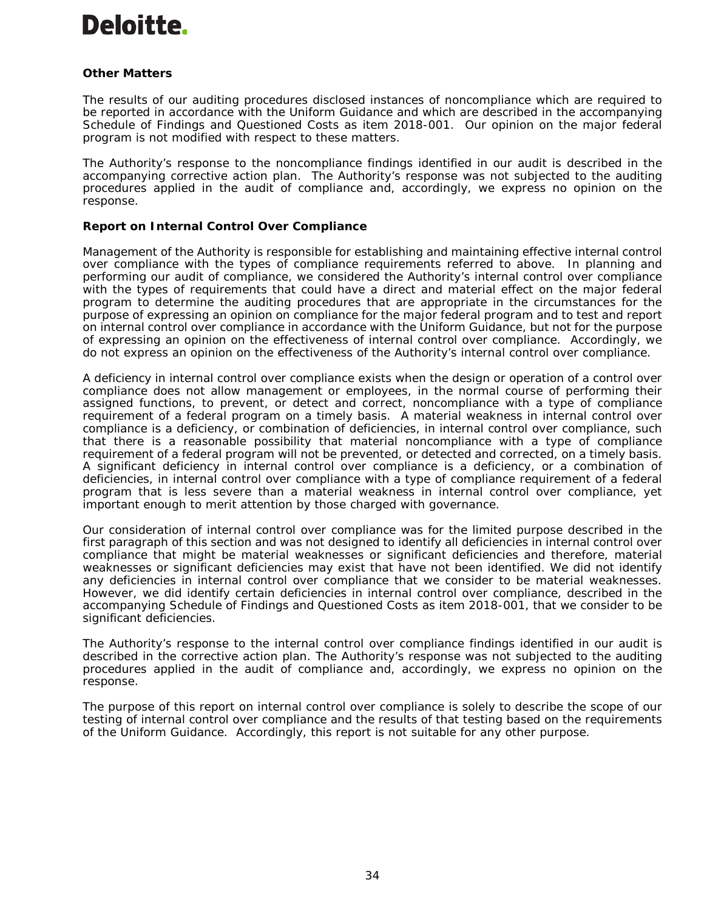Deloitte.

## Other Matters

The results of our auditing procedures disclosed instances of noncompliance which are required to be reported in accordance with the Uniform Guidance and which are described in the accompanying Schedule of Findings and Questioned Costs as item 2018-001. Our opinion on the major federal program is not modified with respect to these matters.

The Authority's response to the noncompliance findings identified in our audit is described in the accompanying corrective action plan. The Authority's response was not subjected to the auditing procedures applied in the audit of compliance and, accordingly, we express no opinion on the response.

## Report on Internal Control Over Compliance

Management of the Authority is responsible for establishing and maintaining effective internal control over compliance with the types of compliance requirements referred to above. In planning and performing our audit of compliance, we considered the Authority's internal control over compliance with the types of requirements that could have a direct and material effect on the major federal program to determine the auditing procedures that are appropriate in the circumstances for the purpose of expressing an opinion on compliance for the major federal program and to test and report on internal control over compliance in accordance with the Uniform Guidance, but not for the purpose of expressing an opinion on the effectiveness of internal control over compliance. Accordingly, we do not express an opinion on the effectiveness of the Authority's internal control over compliance.

A deficiency in internal control over compliance exists when the design or operation of a control over compliance does not allow management or employees, in the normal course of performing their assigned functions, to prevent, or detect and correct, noncompliance with a type of compliance requirement of a federal program on a timely basis. A material weakness in internal control over compliance is a deficiency, or combination of deficiencies, in internal control over compliance, such that there is a reasonable possibility that material noncompliance with a type of compliance requirement of a federal program will not be prevented, or detected and corrected, on a timely basis. A significant deficiency in internal control over compliance is a deficiency, or a combination of deficiencies, in internal control over compliance with a type of compliance requirement of a federal program that is less severe than a material weakness in internal control over compliance, yet important enough to merit attention by those charged with governance.

Our consideration of internal control over compliance was for the limited purpose described in the first paragraph of this section and was not designed to identify all deficiencies in internal control over compliance that might be material weaknesses or significant deficiencies and therefore, material weaknesses or significant deficiencies may exist that have not been identified. We did not identify any deficiencies in internal control over compliance that we consider to be material weaknesses. However, we did identify certain deficiencies in internal control over compliance, described in the accompanying Schedule of Findings and Questioned Costs as item 2018-001, that we consider to be significant deficiencies.

The Authority's response to the internal control over compliance findings identified in our audit is described in the corrective action plan. The Authority's response was not subjected to the auditing procedures applied in the audit of compliance and, accordingly, we express no opinion on the response.

The purpose of this report on internal control over compliance is solely to describe the scope of our testing of internal control over compliance and the results of that testing based on the requirements of the Uniform Guidance. Accordingly, this report is not suitable for any other purpose.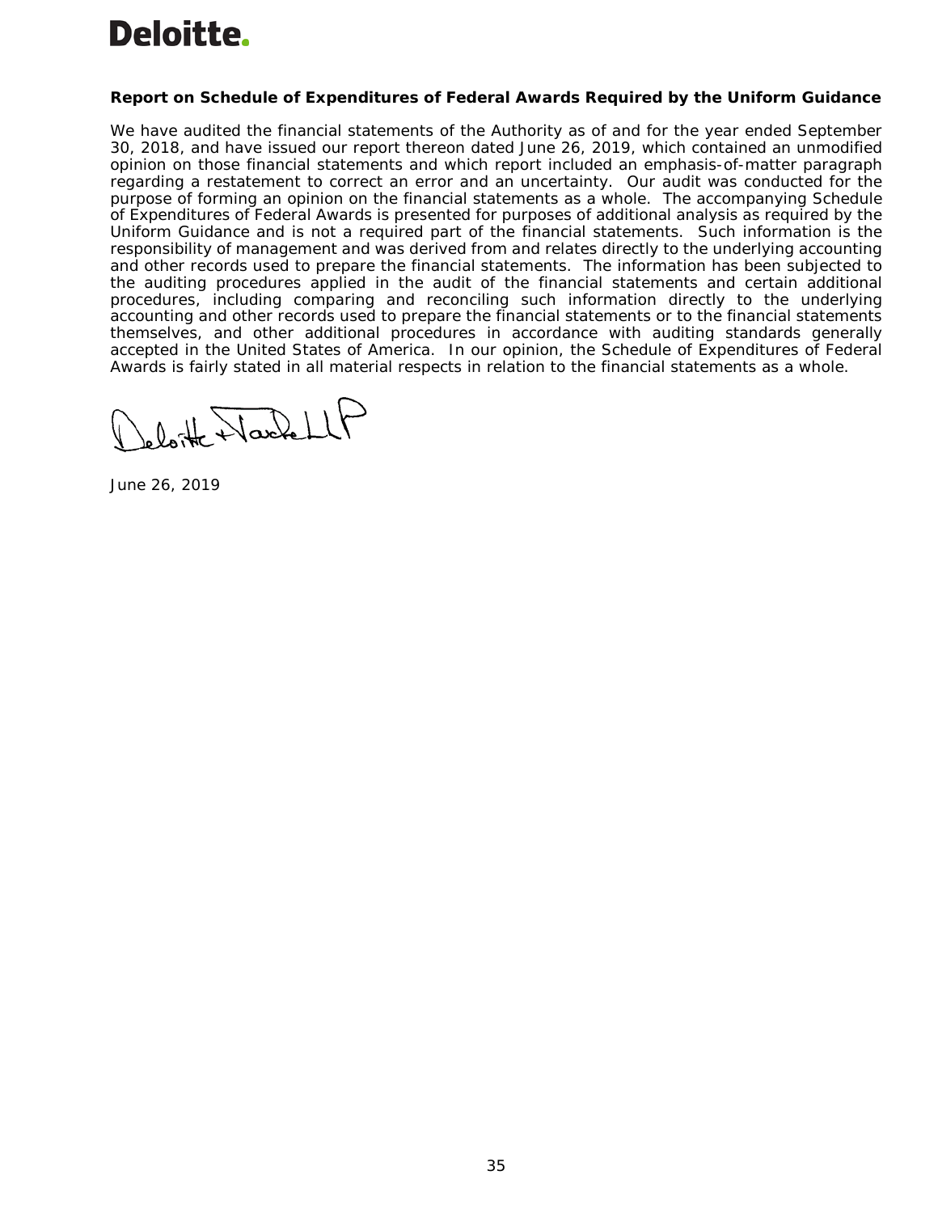Deloitte.

**Report on Schedule of Expenditures of Federal Awards Required by the Uniform Guidance**

We have audited the financial statements of the Authority as of and for the year ended September 30, 2018, and have issued our report thereon dated June 26, 2019, which contained an unmodified opinion on those financial statements and which report included an emphasis-of-matter paragraph regarding a restatement to correct an error and an uncertainty. Our audit was conducted for the purpose of forming an opinion on the financial statements as a whole. The accompanying Schedule of Expenditures of Federal Awards is presented for purposes of additional analysis as required by the Uniform Guidance and is not a required part of the financial statements. Such information is the responsibility of management and was derived from and relates directly to the underlying accounting and other records used to prepare the financial statements. The information has been subjected to the auditing procedures applied in the audit of the financial statements and certain additional procedures, including comparing and reconciling such information directly to the underlying accounting and other records used to prepare the financial statements or to the financial statements themselves, and other additional procedures in accordance with auditing standards generally accepted in the United States of America. In our opinion, the Schedule of Expenditures of Federal Awards is fairly stated in all material respects in relation to the financial statements as a whole.

Deloitte & Touche LLP

June 26, 2019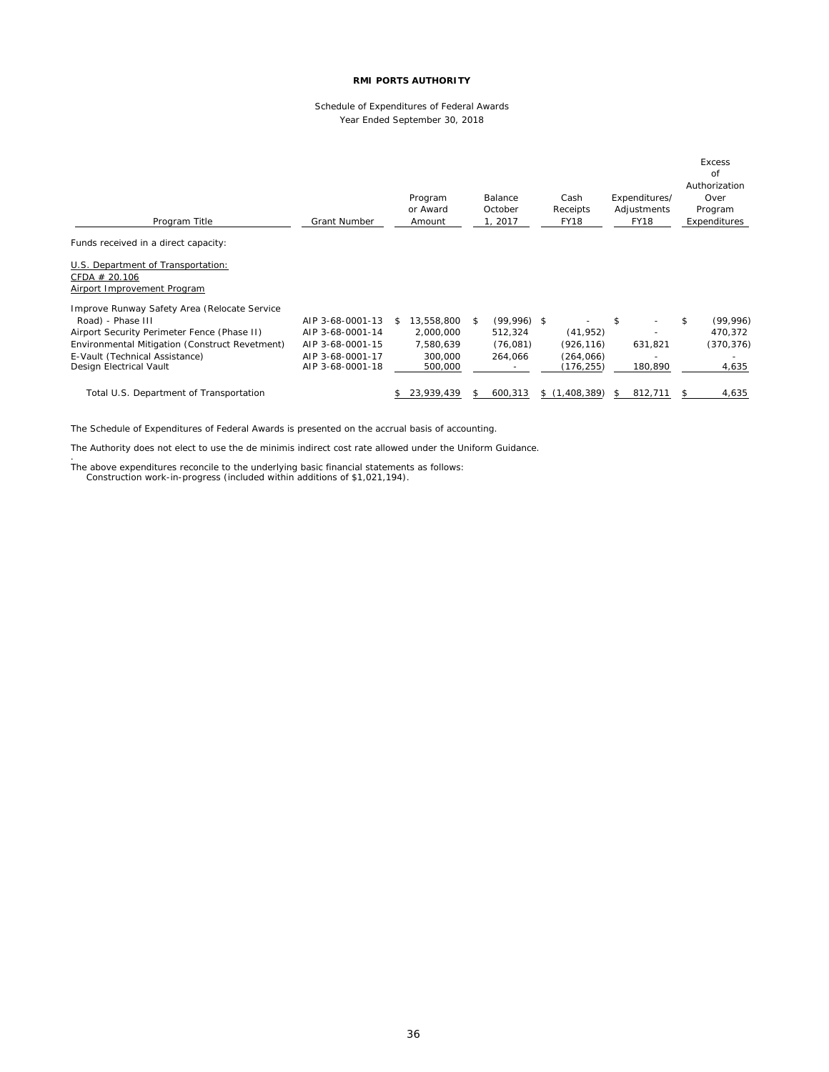**RMI PORTS AUTHORITY**

Schedule of Expenditures of Federal Awards
Year Ended September 30, 2018

| Program Title | Grant Number | Program or Award Amount | Balance October 1, 2017 | Cash Receipts FY18 | Expenditures/ Adjustments FY18 | Excess of Authorization Over Program Expenditures |
|---|---|---|---|---|---|---|
| Funds received in a direct capacity: | | | | | | |
| U.S. Department of Transportation: | | | | | | |
| CFDA # 20.106 | | | | | | |
| Airport Improvement Program | | | | | | |
| Improve Runway Safety Area (Relocate Service Road) - Phase III | AIP 3-68-0001-13 | $ 13,558,800 | $ (99,996) | $ - | $ - | $ (99,996) |
| Airport Security Perimeter Fence (Phase II) | AIP 3-68-0001-14 | 2,000,000 | 512,324 | (41,952) | - | 470,372 |
| Environmental Mitigation (Construct Revetment) | AIP 3-68-0001-15 | 7,580,639 | (76,081) | (926,116) | 631,821 | (370,376) |
| E-Vault (Technical Assistance) | AIP 3-68-0001-17 | 300,000 | 264,066 | (264,066) | - | - |
| Design Electrical Vault | AIP 3-68-0001-18 | 500,000 | - | (176,255) | 180,890 | 4,635 |
| Total U.S. Department of Transportation | | $ 23,939,439 | $ 600,313 | $ (1,408,389) | $ 812,711 | $ 4,635 |

The Schedule of Expenditures of Federal Awards is presented on the accrual basis of accounting.

The Authority does not elect to use the de minimis indirect cost rate allowed under the Uniform Guidance.

The above expenditures reconcile to the underlying basic financial statements as follows:
Construction work-in-progress (included within additions of $1,021,194).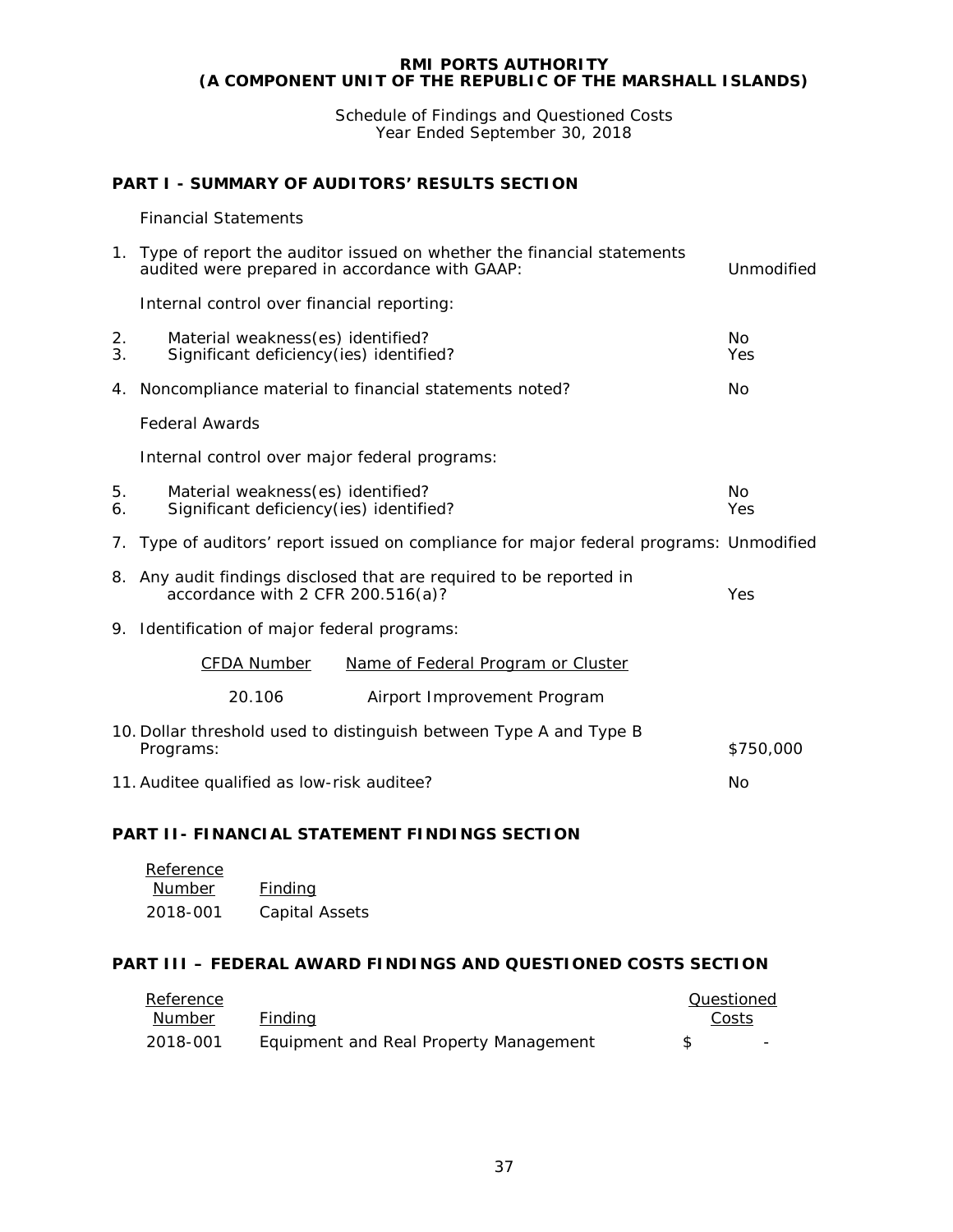# RMI PORTS AUTHORITY
# (A COMPONENT UNIT OF THE REPUBLIC OF THE MARSHALL ISLANDS)

Schedule of Findings and Questioned Costs
Year Ended September 30, 2018

## PART I - SUMMARY OF AUDITORS' RESULTS SECTION

Financial Statements

1. Type of report the auditor issued on whether the financial statements audited were prepared in accordance with GAAP: Unmodified

Internal control over financial reporting:

2. Material weakness(es) identified? No
3. Significant deficiency(ies) identified? Yes

4. Noncompliance material to financial statements noted? No

Federal Awards

Internal control over major federal programs:

5. Material weakness(es) identified? No
6. Significant deficiency(ies) identified? Yes

7. Type of auditors' report issued on compliance for major federal programs: Unmodified

8. Any audit findings disclosed that are required to be reported in accordance with 2 CFR 200.516(a)? Yes

9. Identification of major federal programs:

| CFDA Number | Name of Federal Program or Cluster |
|---|---|
| 20.106 | Airport Improvement Program |

10. Dollar threshold used to distinguish between Type A and Type B Programs: $750,000

11. Auditee qualified as low-risk auditee? No

## PART II- FINANCIAL STATEMENT FINDINGS SECTION

| Reference Number | Finding |
|---|---|
| 2018-001 | Capital Assets |

## PART III – FEDERAL AWARD FINDINGS AND QUESTIONED COSTS SECTION

| Reference Number | Finding | Questioned Costs |
|---|---|---|
| 2018-001 | Equipment and Real Property Management | $ - |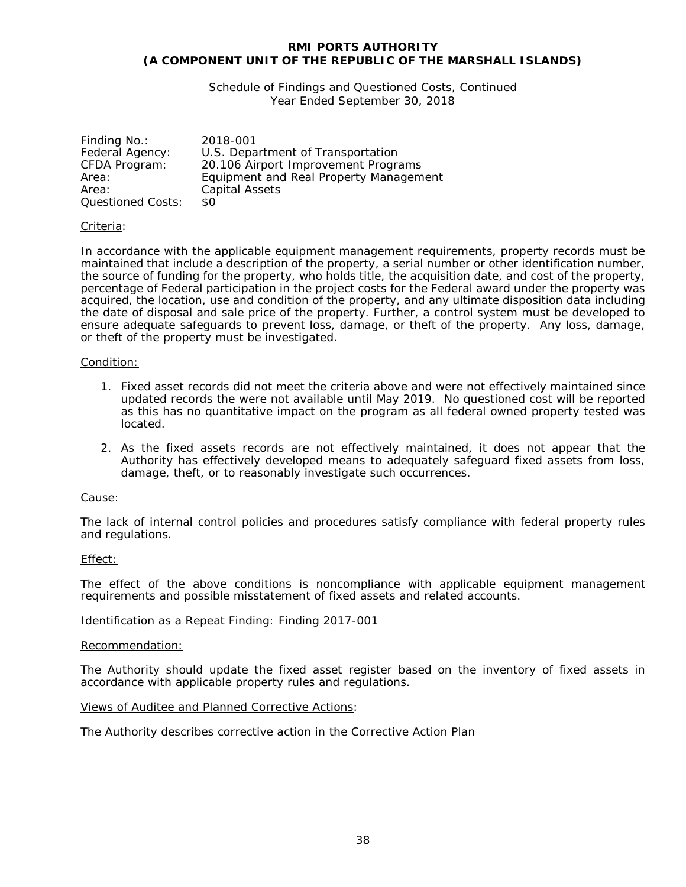**RMI PORTS AUTHORITY**
**(A COMPONENT UNIT OF THE REPUBLIC OF THE MARSHALL ISLANDS)**

Schedule of Findings and Questioned Costs, Continued
Year Ended September 30, 2018

Finding No.: 2018-001
Federal Agency: U.S. Department of Transportation
CFDA Program: 20.106 Airport Improvement Programs
Area: Equipment and Real Property Management
Area: Capital Assets
Questioned Costs: $0

Criteria:

In accordance with the applicable equipment management requirements, property records must be maintained that include a description of the property, a serial number or other identification number, the source of funding for the property, who holds title, the acquisition date, and cost of the property, percentage of Federal participation in the project costs for the Federal award under the property was acquired, the location, use and condition of the property, and any ultimate disposition data including the date of disposal and sale price of the property. Further, a control system must be developed to ensure adequate safeguards to prevent loss, damage, or theft of the property. Any loss, damage, or theft of the property must be investigated.

Condition:

1. Fixed asset records did not meet the criteria above and were not effectively maintained since updated records the were not available until May 2019. No questioned cost will be reported as this has no quantitative impact on the program as all federal owned property tested was located.

2. As the fixed assets records are not effectively maintained, it does not appear that the Authority has effectively developed means to adequately safeguard fixed assets from loss, damage, theft, or to reasonably investigate such occurrences.

Cause:

The lack of internal control policies and procedures satisfy compliance with federal property rules and regulations.

Effect:

The effect of the above conditions is noncompliance with applicable equipment management requirements and possible misstatement of fixed assets and related accounts.

Identification as a Repeat Finding: Finding 2017-001

Recommendation:

The Authority should update the fixed asset register based on the inventory of fixed assets in accordance with applicable property rules and regulations.

Views of Auditee and Planned Corrective Actions:

The Authority describes corrective action in the Corrective Action Plan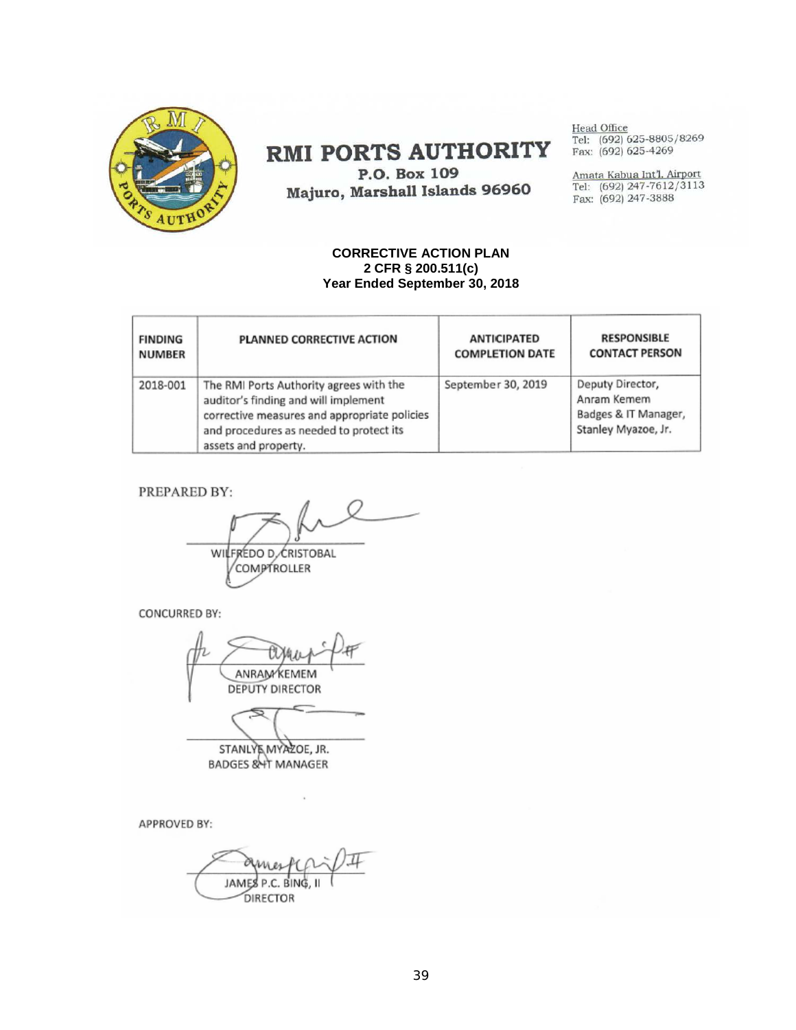# RMI PORTS AUTHORITY

P.O. Box 109
Majuro, Marshall Islands 96960

Head Office
Tel: (692) 625-8805/8269
Fax: (692) 625-4269

Amata Kabua Int'l. Airport
Tel: (692) 247-7612/3113
Fax: (692) 247-3888

**CORRECTIVE ACTION PLAN**
**2 CFR § 200.511(c)**
**Year Ended September 30, 2018**

| FINDING NUMBER | PLANNED CORRECTIVE ACTION | ANTICIPATED COMPLETION DATE | RESPONSIBLE CONTACT PERSON |
|---|---|---|---|
| 2018-001 | The RMI Ports Authority agrees with the auditor's finding and will implement corrective measures and appropriate policies and procedures as needed to protect its assets and property. | September 30, 2019 | Deputy Director, Anram Kemem<br>Badges & IT Manager, Stanley Myazoe, Jr. |

PREPARED BY:

WILFREDO D. CRISTOBAL
COMPTROLLER

CONCURRED BY:

ANRAM KEMEM
DEPUTY DIRECTOR

STANLYE MYAZOE, JR.
BADGES & IT MANAGER

APPROVED BY:

JAMES P.C. BING, II
DIRECTOR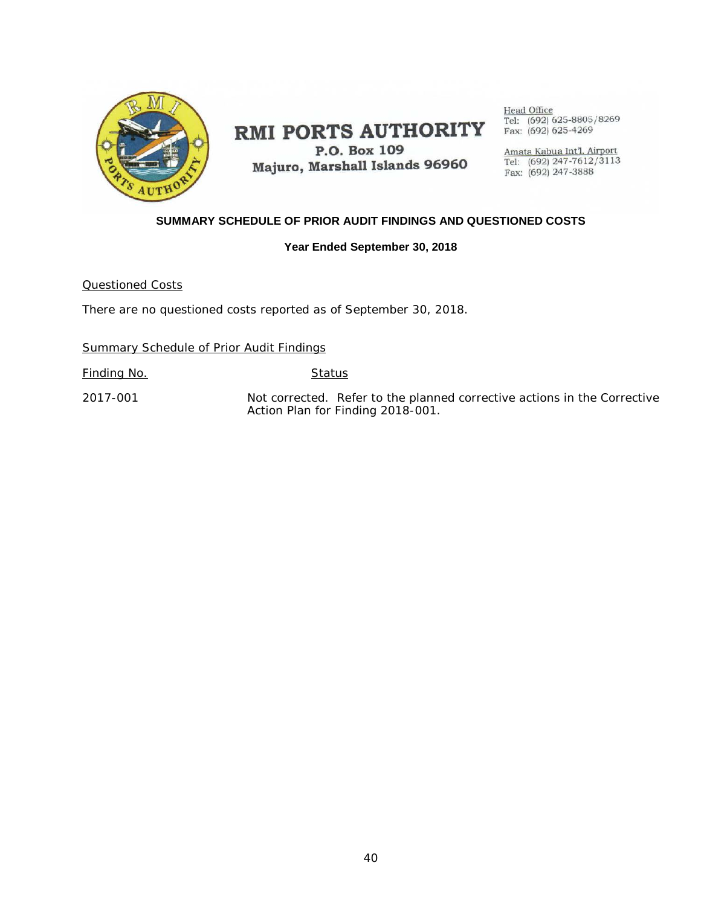**RMI PORTS AUTHORITY**
P.O. Box 109
Majuro, Marshall Islands 96960

Head Office
Tel: (692) 625-8805/8269
Fax: (692) 625-4269

Amata Kabua Int'l. Airport
Tel: (692) 247-7612/3113
Fax: (692) 247-3888

## SUMMARY SCHEDULE OF PRIOR AUDIT FINDINGS AND QUESTIONED COSTS

### Year Ended September 30, 2018

Questioned Costs

There are no questioned costs reported as of September 30, 2018.

Summary Schedule of Prior Audit Findings

| Finding No. | Status |
|---|---|
| 2017-001 | Not corrected. Refer to the planned corrective actions in the Corrective Action Plan for Finding 2018-001. |